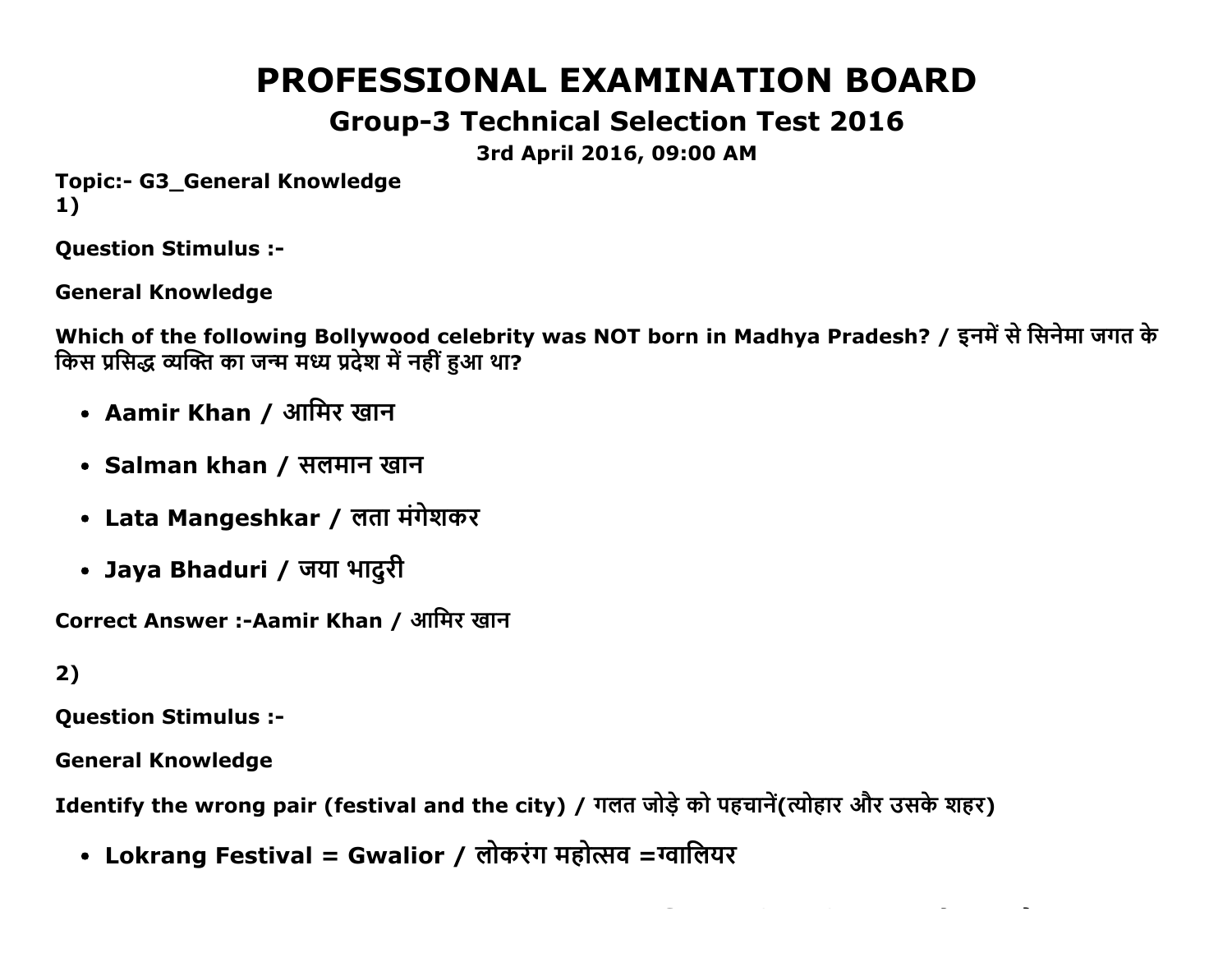# PROFESSIONAL EXAMINATION BOARD

## Group-3 Technical Selection Test 2016

**3rd April 2016, 09:00 AM**

**Topic:- G3_General Knowledge**

**1)**

**Question Stimulus :-**

**General Knowledge**

**Which of the following Bollywood celebrity was NOT born in Madhya Pradesh? / इनमें से सिनेमा जगत के किस प्रसिद्ध व्यक्ति का जन्म मध्य प्रदेश में नहीं हुआ था?**

- **Aamir Khan / आमिर खान**
- **Salman khan / सलमान खान**
- **Lata Mangeshkar / लता मंगेशकर**
- **Jaya Bhaduri / जया भादुरी**

**Correct Answer :-Aamir Khan / आमिर खान**

**2)**

**Question Stimulus :-**

**General Knowledge**

**Identify the wrong pair (festival and the city) / गलत जोड़े को पहचानें(त्योहार और उसके शहर)**

- **Lokrang Festival = Gwalior / लोकरंग महोत्सव =ग्वालियर**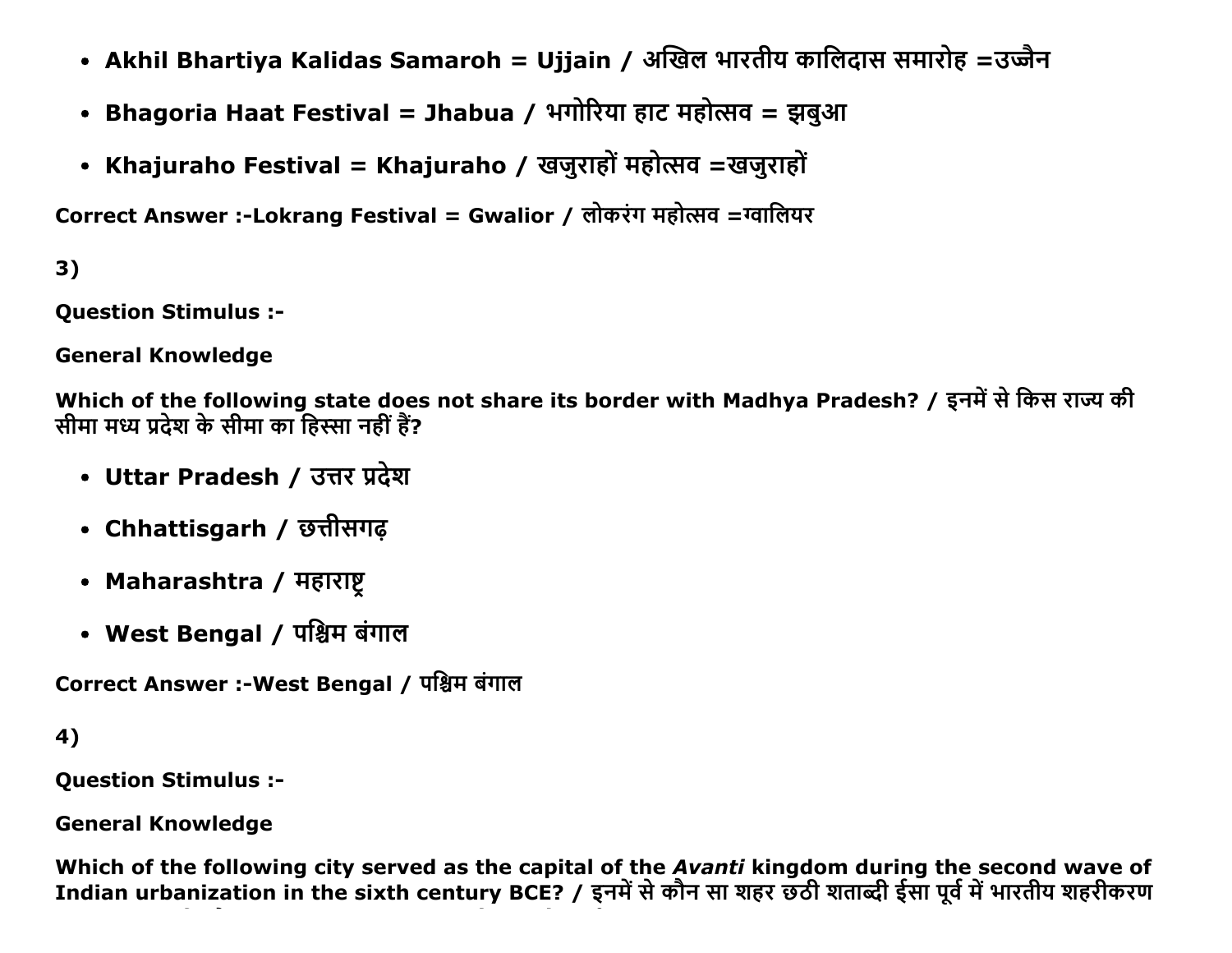- **Akhil Bhartiya Kalidas Samaroh = Ujjain / अखिल भारतीय कालिदास समारोह =उज्जैन**
- **Bhagoria Haat Festival = Jhabua / भगोरिया हाट महोत्सव = झबुआ**
- **Khajuraho Festival = Khajuraho / खजुराहों महोत्सव =खजुराहों**

**Correct Answer :-Lokrang Festival = Gwalior / लोकरंग महोत्सव =ग्वालियर**

**3)**

**Question Stimulus :-**

**General Knowledge**

**Which of the following state does not share its border with Madhya Pradesh? / इनमें से किस राज्य की सीमा मध्य प्रदेश के सीमा का हिस्सा नहीं हैं?**

- **Uttar Pradesh / उत्तर प्रदेश**
- **Chhattisgarh / छत्तीसगढ़**
- **Maharashtra / महाराष्ट्र**
- **West Bengal / पश्चिम बंगाल**

**Correct Answer :-West Bengal / पश्चिम बंगाल**

**4)**

**Question Stimulus :-**

**General Knowledge**

**Which of the following city served as the capital of the *Avanti* kingdom during the second wave of Indian urbanization in the sixth century BCE? / इनमें से कौन सा शहर छठी शताब्दी ईसा पूर्व में भारतीय शहरीकरण**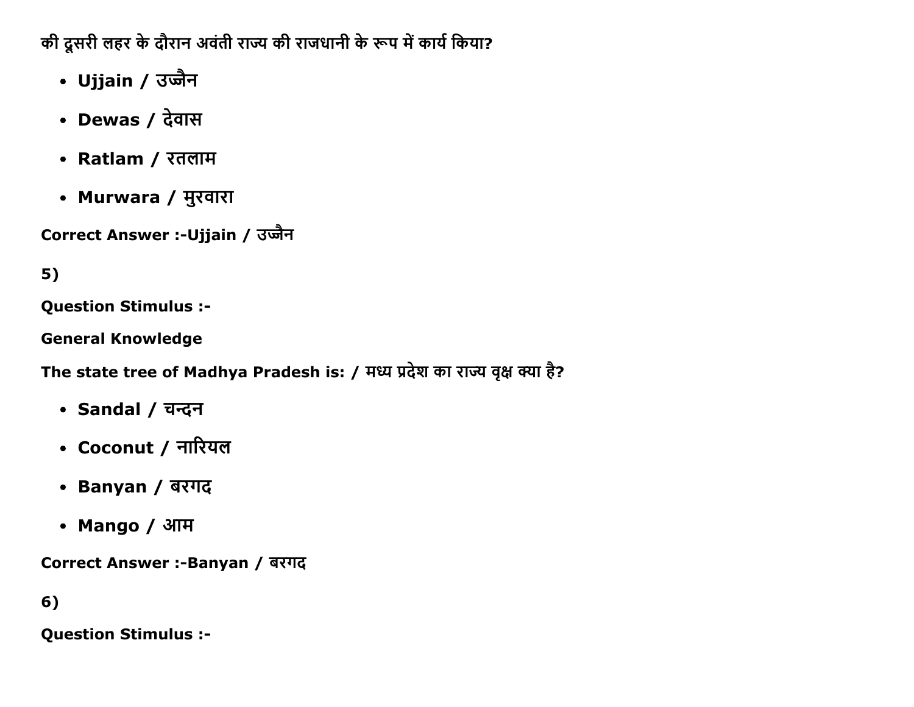की दूसरी लहर के दौरान अवंती राज्य की राजधानी के रूप में कार्य किया?

- **Ujjain / उज्जैन**
- **Dewas / देवास**
- **Ratlam / रतलाम**
- **Murwara / मुरवारा**

**Correct Answer :-Ujjain / उज्जैन**

**5)**

**Question Stimulus :-**

**General Knowledge**

**The state tree of Madhya Pradesh is: / मध्य प्रदेश का राज्य वृक्ष क्या है?**

- **Sandal / चन्दन**
- **Coconut / नारियल**
- **Banyan / बरगद**
- **Mango / आम**

**Correct Answer :-Banyan / बरगद**

**6)**

**Question Stimulus :-**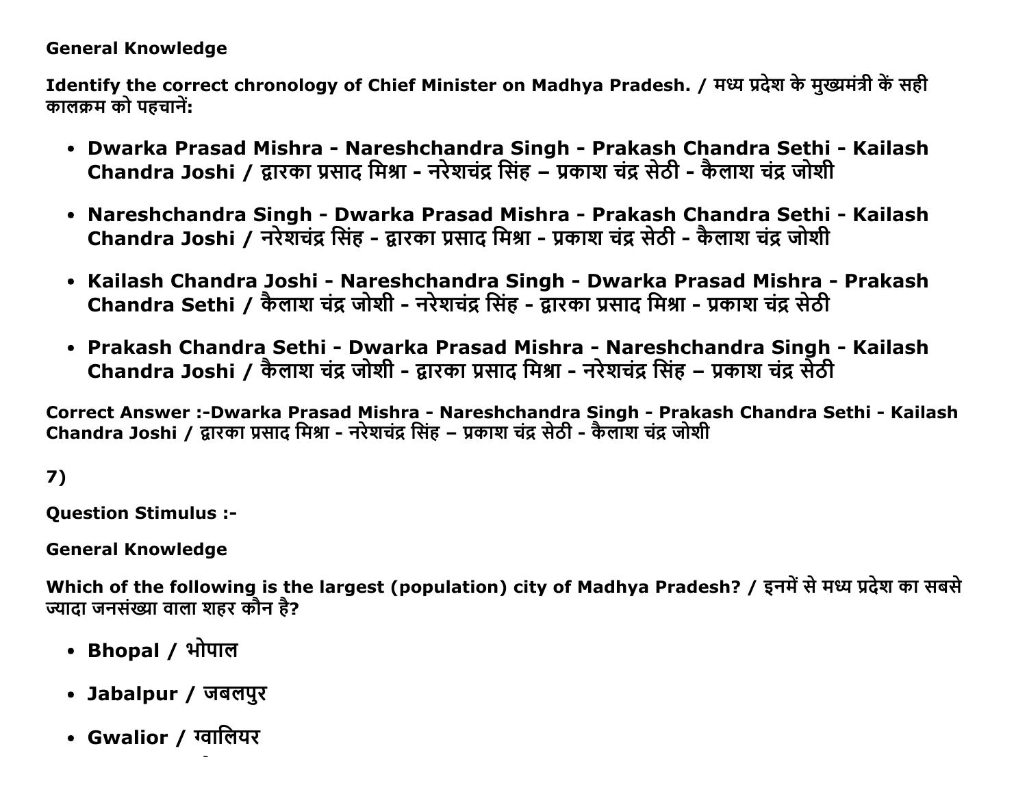**General Knowledge**

**Identify the correct chronology of Chief Minister on Madhya Pradesh. / मध्य प्रदेश के मुख्यमंत्री कें सही कालक्रम को पहचानें:**

- **Dwarka Prasad Mishra - Nareshchandra Singh - Prakash Chandra Sethi - Kailash Chandra Joshi / द्वारका प्रसाद मिश्रा - नरेशचंद्र सिंह – प्रकाश चंद्र सेठी - कैलाश चंद्र जोशी**
- **Nareshchandra Singh - Dwarka Prasad Mishra - Prakash Chandra Sethi - Kailash Chandra Joshi / नरेशचंद्र सिंह - द्वारका प्रसाद मिश्रा - प्रकाश चंद्र सेठी - कैलाश चंद्र जोशी**
- **Kailash Chandra Joshi - Nareshchandra Singh - Dwarka Prasad Mishra - Prakash Chandra Sethi / कैलाश चंद्र जोशी - नरेशचंद्र सिंह - द्वारका प्रसाद मिश्रा - प्रकाश चंद्र सेठी**
- **Prakash Chandra Sethi - Dwarka Prasad Mishra - Nareshchandra Singh - Kailash Chandra Joshi / कैलाश चंद्र जोशी - द्वारका प्रसाद मिश्रा - नरेशचंद्र सिंह – प्रकाश चंद्र सेठी**

**Correct Answer :-Dwarka Prasad Mishra - Nareshchandra Singh - Prakash Chandra Sethi - Kailash Chandra Joshi / द्वारका प्रसाद मिश्रा - नरेशचंद्र सिंह – प्रकाश चंद्र सेठी - कैलाश चंद्र जोशी**

**7)**

**Question Stimulus :-**

**General Knowledge**

**Which of the following is the largest (population) city of Madhya Pradesh? / इनमें से मध्य प्रदेश का सबसे ज्यादा जनसंख्या वाला शहर कौन है?**

- **Bhopal / भोपाल**
- **Jabalpur / जबलपुर**
- **Gwalior / ग्वालियर**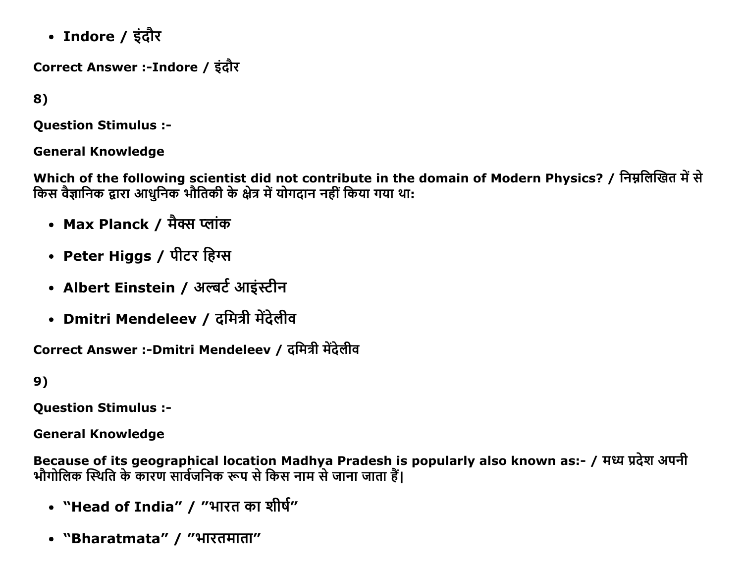- **Indore / इंदौर**

**Correct Answer :-Indore / इंदौर**

**8)**

**Question Stimulus :-**

**General Knowledge**

**Which of the following scientist did not contribute in the domain of Modern Physics? / निम्नलिखित में से किस वैज्ञानिक द्वारा आधुनिक भौतिकी के क्षेत्र में योगदान नहीं किया गया था:**

- **Max Planck / मैक्स प्लांक**
- **Peter Higgs / पीटर हिग्स**
- **Albert Einstein / अल्बर्ट आइंस्टीन**
- **Dmitri Mendeleev / दमित्री मेंदेलीव**

**Correct Answer :-Dmitri Mendeleev / दमित्री मेंदेलीव**

**9)**

**Question Stimulus :-**

**General Knowledge**

**Because of its geographical location Madhya Pradesh is popularly also known as:- / मध्य प्रदेश अपनी भौगोलिक स्थिति के कारण सार्वजनिक रूप से किस नाम से जाना जाता हैं|**

- **"Head of India" / "भारत का शीर्ष"**
- **"Bharatmata" / "भारतमाता"**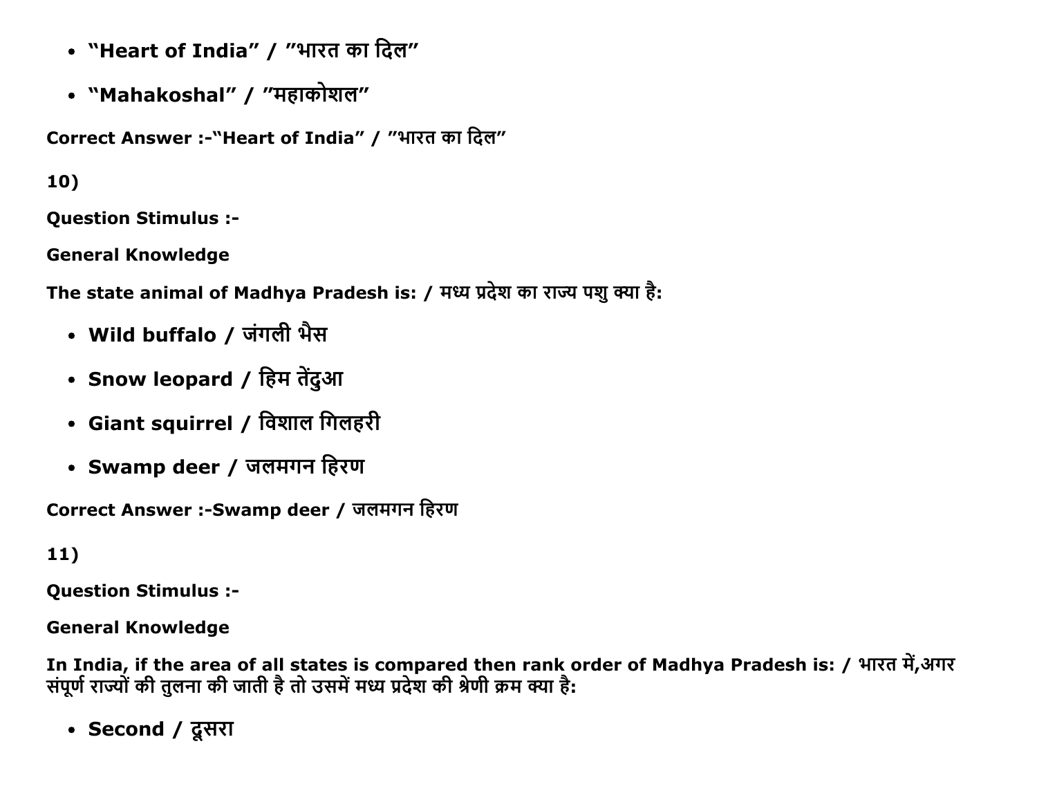- **"Heart of India" / "भारत का दिल"**
- **"Mahakoshal" / "महाकोशल"**

**Correct Answer :-"Heart of India" / "भारत का दिल"**

**10)**

**Question Stimulus :-**

**General Knowledge**

**The state animal of Madhya Pradesh is: / मध्य प्रदेश का राज्य पशु क्या है:**

- **Wild buffalo / जंगली भैस**
- **Snow leopard / हिम तेंदुआ**
- **Giant squirrel / विशाल गिलहरी**
- **Swamp deer / जलमगन हिरण**

**Correct Answer :-Swamp deer / जलमगन हिरण**

**11)**

**Question Stimulus :-**

**General Knowledge**

**In India, if the area of all states is compared then rank order of Madhya Pradesh is: / भारत में,अगर संपूर्ण राज्यों की तुलना की जाती है तो उसमें मध्य प्रदेश की श्रेणी क्रम क्या है:**

- **Second / दूसरा**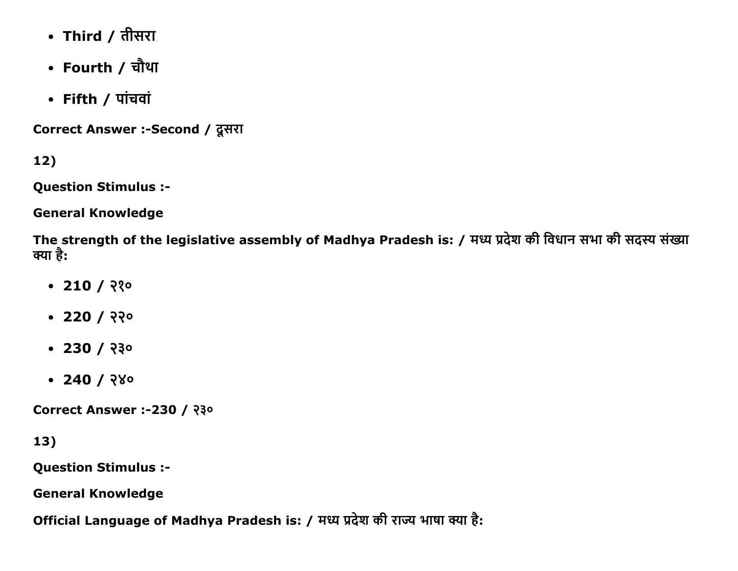- **Third / तीसरा**
- **Fourth / चौथा**
- **Fifth / पांचवां**

**Correct Answer :-Second / दूसरा**

**12)**

**Question Stimulus :-**

**General Knowledge**

**The strength of the legislative assembly of Madhya Pradesh is: / मध्य प्रदेश की विधान सभा की सदस्य संख्या क्या है:**

- **210 / २१०**
- **220 / २२०**
- **230 / २३०**
- **240 / २४०**

**Correct Answer :-230 / २३०**

**13)**

**Question Stimulus :-**

**General Knowledge**

**Official Language of Madhya Pradesh is: / मध्य प्रदेश की राज्य भाषा क्या है:**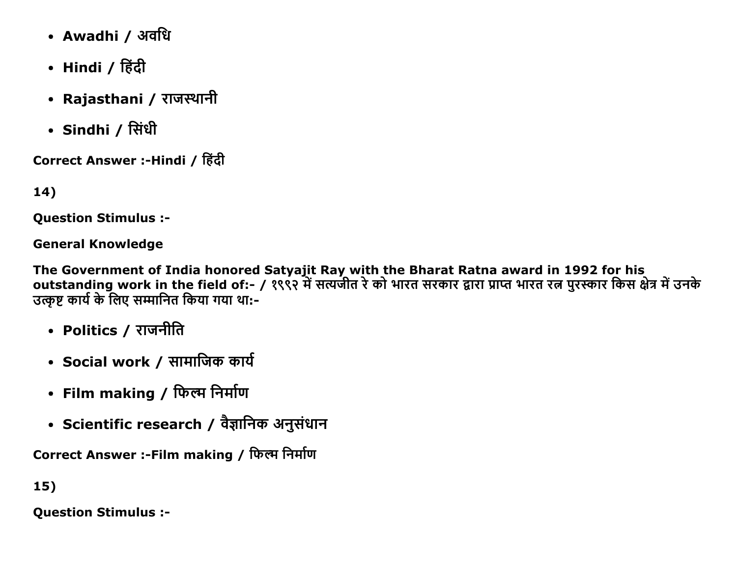- **Awadhi / अवधि**
- **Hindi / हिंदी**
- **Rajasthani / राजस्थानी**
- **Sindhi / सिंधी**

**Correct Answer :-Hindi / हिंदी**

**14)**

**Question Stimulus :-**

**General Knowledge**

**The Government of India honored Satyajit Ray with the Bharat Ratna award in 1992 for his outstanding work in the field of:- / १९९२ में सत्यजीत रे को भारत सरकार द्वारा प्राप्त भारत रत्न पुरस्कार किस क्षेत्र में उनके उत्कृष्ट कार्य के लिए सम्मानित किया गया था:-**

- **Politics / राजनीति**
- **Social work / सामाजिक कार्य**
- **Film making / फिल्म निर्माण**
- **Scientific research / वैज्ञानिक अनुसंधान**

**Correct Answer :-Film making / फिल्म निर्माण**

**15)**

**Question Stimulus :-**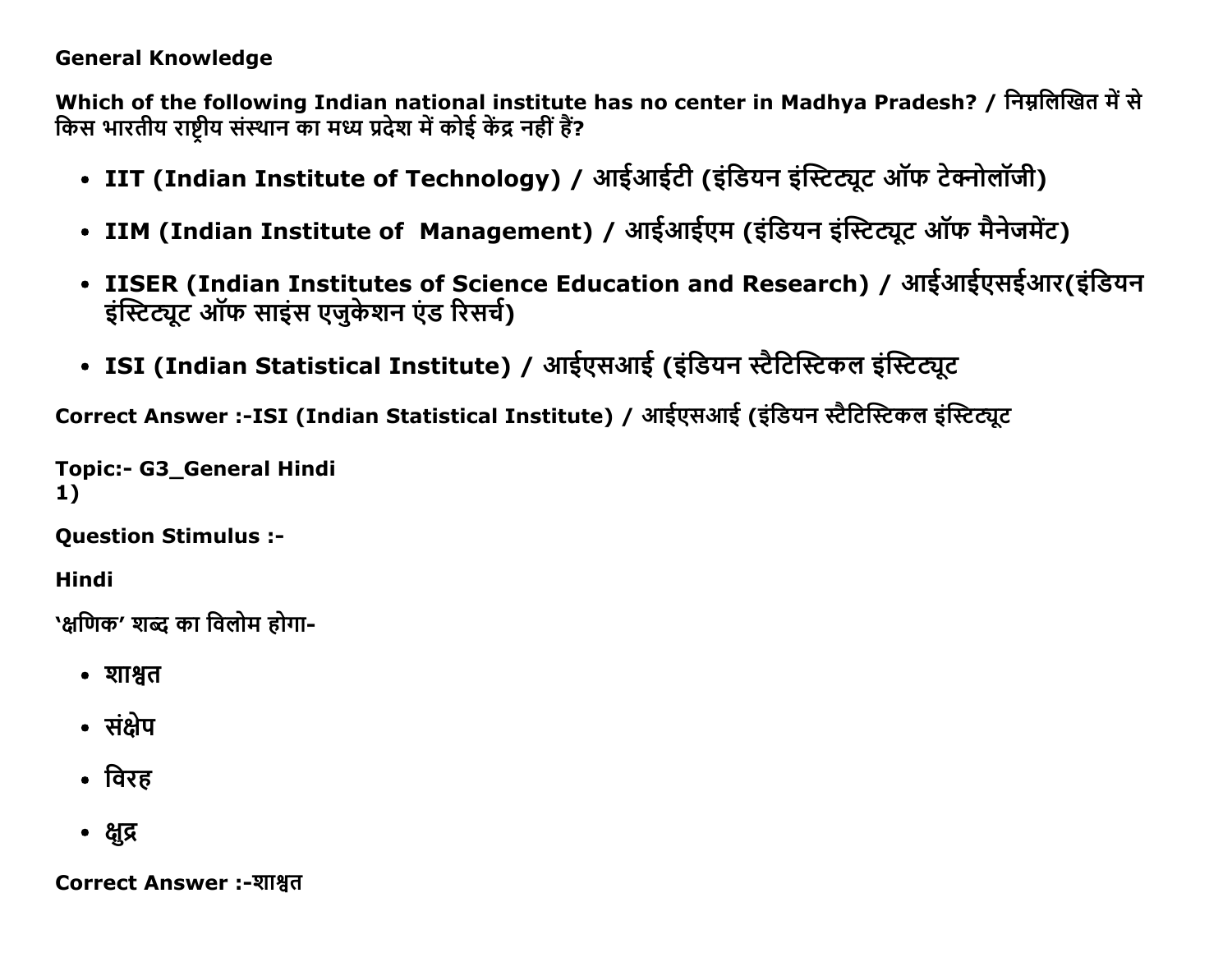**General Knowledge**

**Which of the following Indian national institute has no center in Madhya Pradesh? / निम्नलिखित में से किस भारतीय राष्ट्रीय संस्थान का मध्य प्रदेश में कोई केंद्र नहीं हैं?**

- **IIT (Indian Institute of Technology) / आईआईटी (इंडियन इंस्टिट्यूट ऑफ टेक्नोलॉजी)**
- **IIM (Indian Institute of Management) / आईआईएम (इंडियन इंस्टिट्यूट ऑफ मैनेजमेंट)**
- **IISER (Indian Institutes of Science Education and Research) / आईआईएसईआर(इंडियन इंस्टिट्यूट ऑफ साइंस एजुकेशन एंड रिसर्च)**
- **ISI (Indian Statistical Institute) / आईएसआई (इंडियन स्टैटिस्टिकल इंस्टिट्यूट**

**Correct Answer :-ISI (Indian Statistical Institute) / आईएसआई (इंडियन स्टैटिस्टिकल इंस्टिट्यूट**

**Topic:- G3_General Hindi**
**1)**

**Question Stimulus :-**

**Hindi**

**'क्षणिक' शब्द का विलोम होगा-**

- **शाश्वत**
- **संक्षेप**
- **विरह**
- **क्षुद्र**

**Correct Answer :-शाश्वत**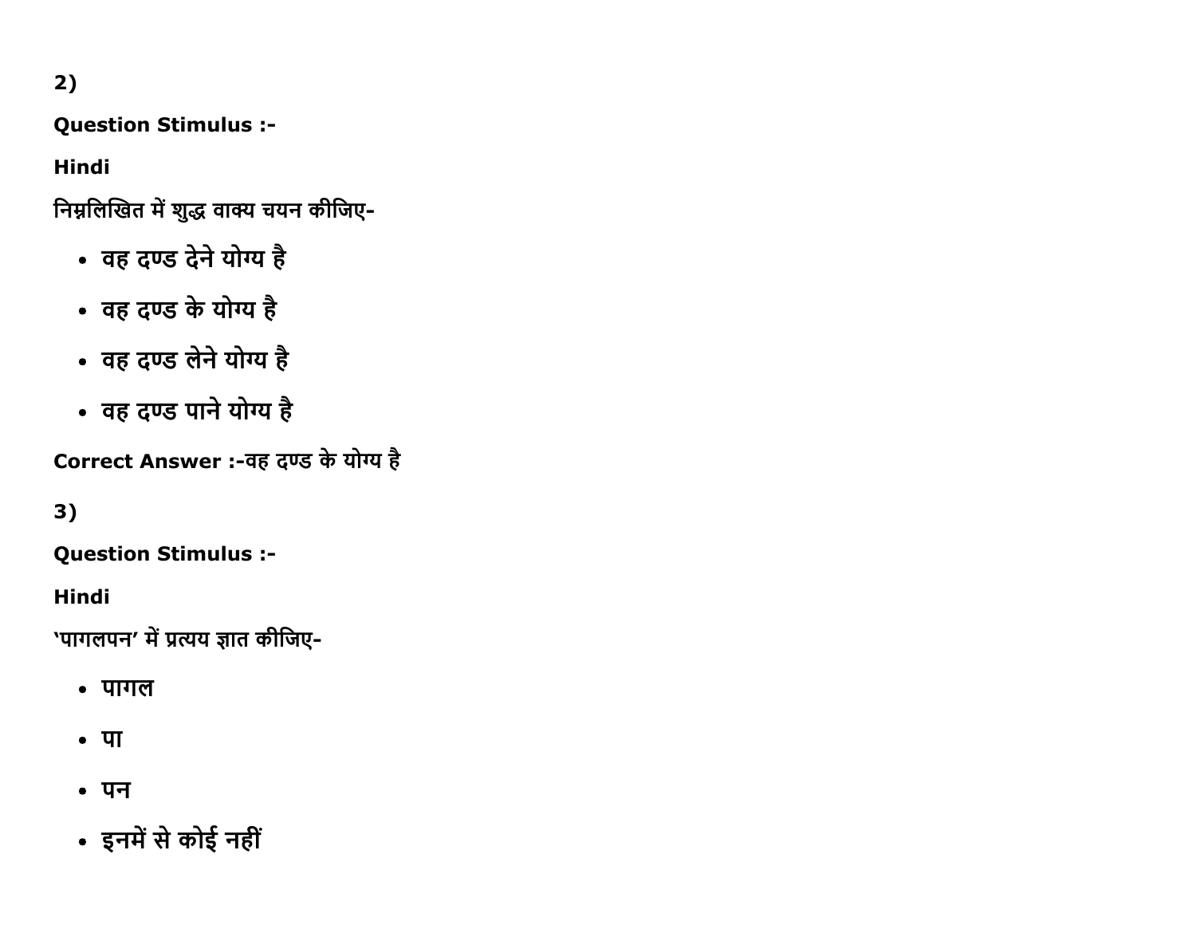2)

**Question Stimulus :-**

**Hindi**

निम्नलिखित में शुद्ध वाक्य चयन कीजिए-

- वह दण्ड देने योग्य है
- वह दण्ड के योग्य है
- वह दण्ड लेने योग्य है
- वह दण्ड पाने योग्य है

**Correct Answer :-**वह दण्ड के योग्य है

3)

**Question Stimulus :-**

**Hindi**

'पागलपन' में प्रत्यय ज्ञात कीजिए-

- पागल
- पा
- पन
- इनमें से कोई नहीं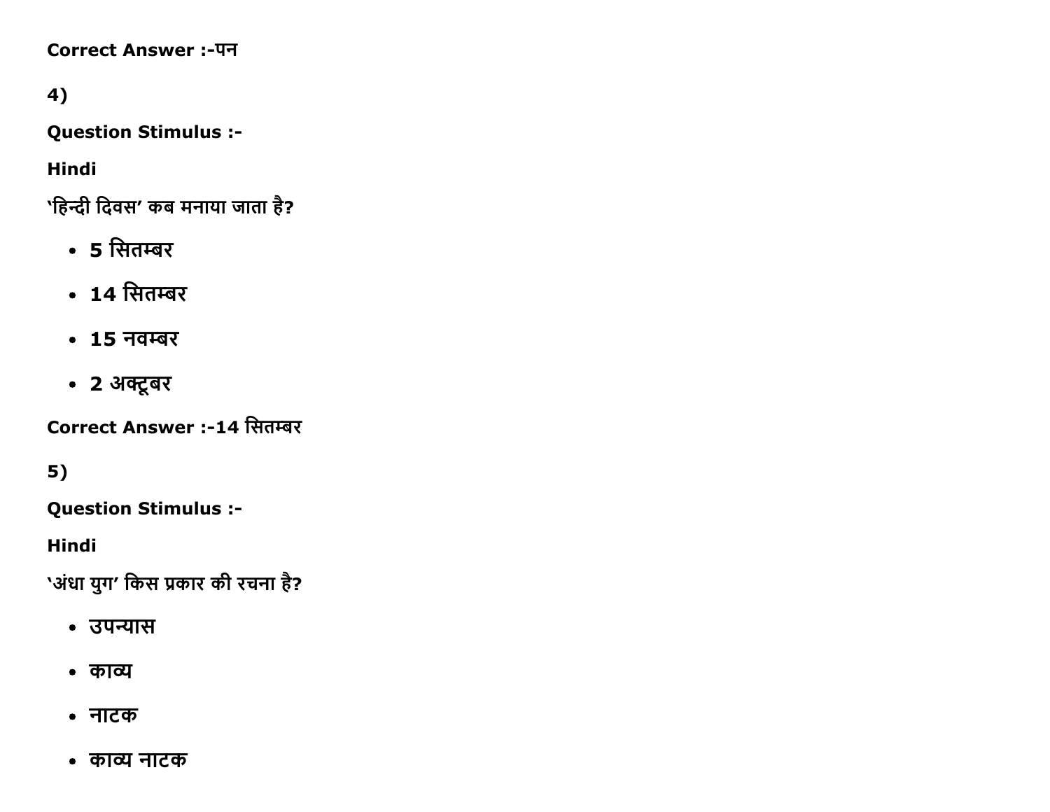**Correct Answer :-पन**

**4)**

**Question Stimulus :-**

**Hindi**

**‘हिन्दी दिवस’ कब मनाया जाता है?**

- **5 सितम्बर**
- **14 सितम्बर**
- **15 नवम्बर**
- **2 अक्टूबर**

**Correct Answer :-14 सितम्बर**

**5)**

**Question Stimulus :-**

**Hindi**

**‘अंधा युग’ किस प्रकार की रचना है?**

- **उपन्यास**
- **काव्य**
- **नाटक**
- **काव्य नाटक**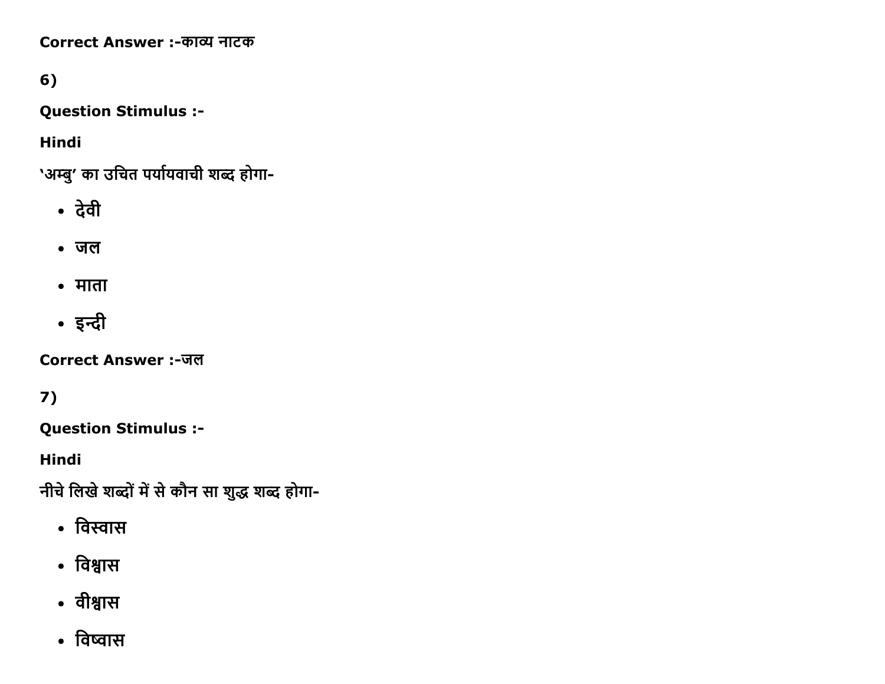Correct Answer :-काव्य नाटक

6)

**Question Stimulus :-**

**Hindi**

'अम्बु' का उचित पर्यायवाची शब्द होगा-

- देवी
- जल
- माता
- इन्दी

Correct Answer :-जल

7)

**Question Stimulus :-**

**Hindi**

नीचे लिखे शब्दों में से कौन सा शुद्ध शब्द होगा-

- विस्वास
- विश्वास
- वीश्वास
- विष्वास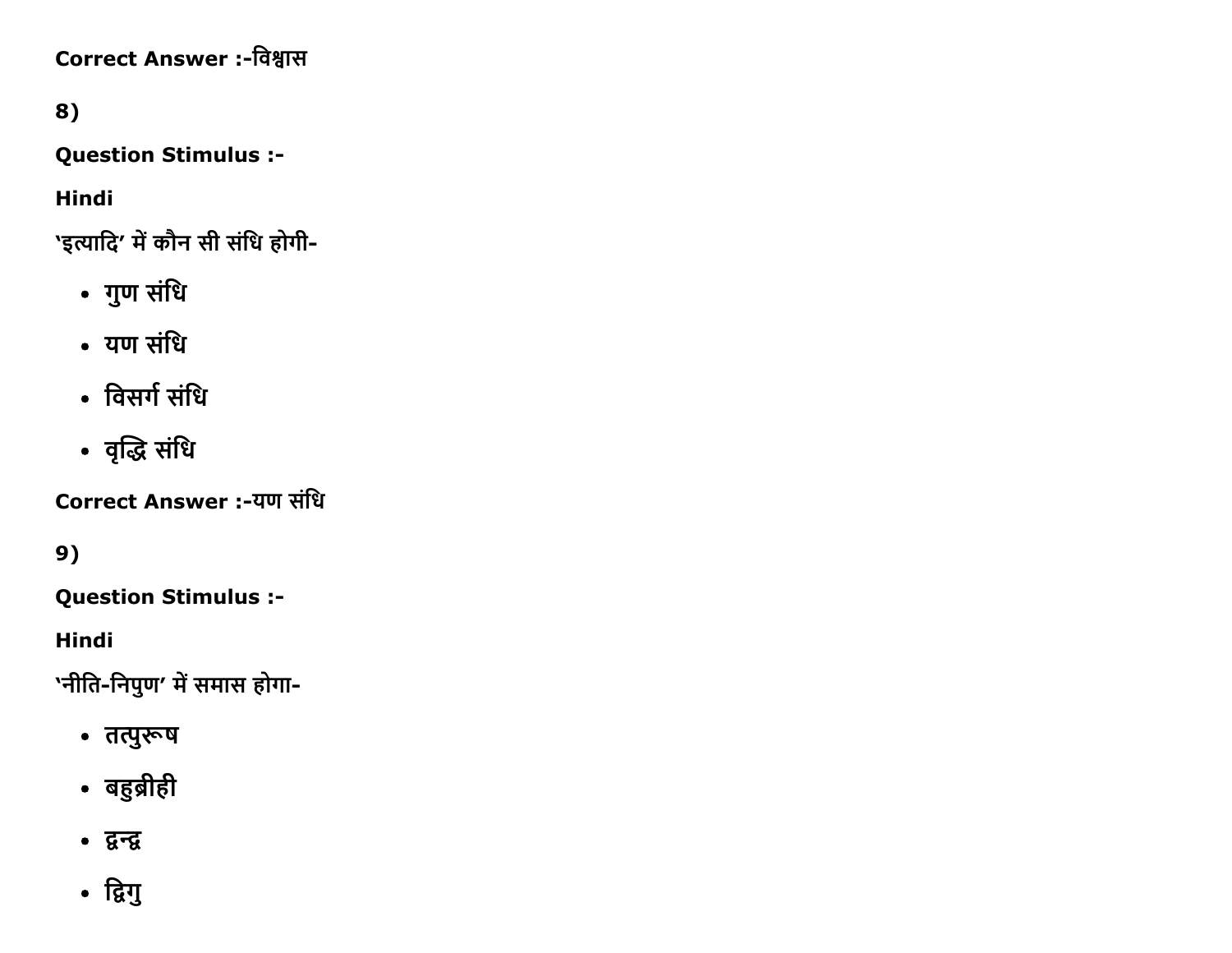Correct Answer :-विश्वास

8)

**Question Stimulus :-**

**Hindi**

'इत्यादि' में कौन सी संधि होगी-

- गुण संधि
- यण संधि
- विसर्ग संधि
- वृद्धि संधि

Correct Answer :-यण संधि

9)

**Question Stimulus :-**

**Hindi**

'नीति-निपुण' में समास होगा-

- तत्पुरूष
- बहुब्रीही
- द्वन्द्व
- द्विगु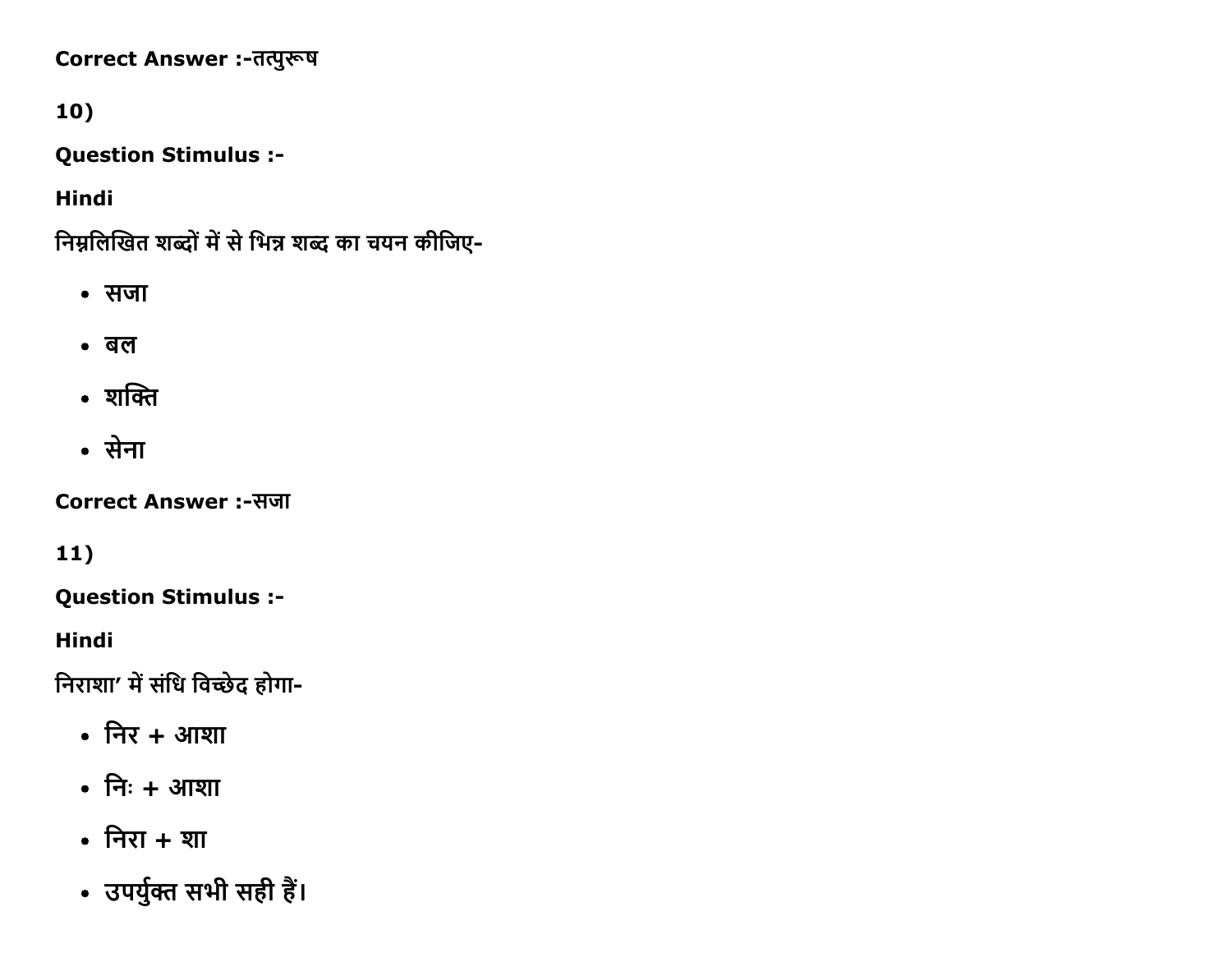Correct Answer :-तत्पुरूष

10)

**Question Stimulus :-**

**Hindi**

निम्नलिखित शब्दों में से भिन्न शब्द का चयन कीजिए-

- सजा
- बल
- शक्ति
- सेना

Correct Answer :-सजा

11)

**Question Stimulus :-**

**Hindi**

निराशा' में संधि विच्छेद होगा-

- निर + आशा
- निः + आशा
- निरा + शा
- उपर्युक्त सभी सही हैं।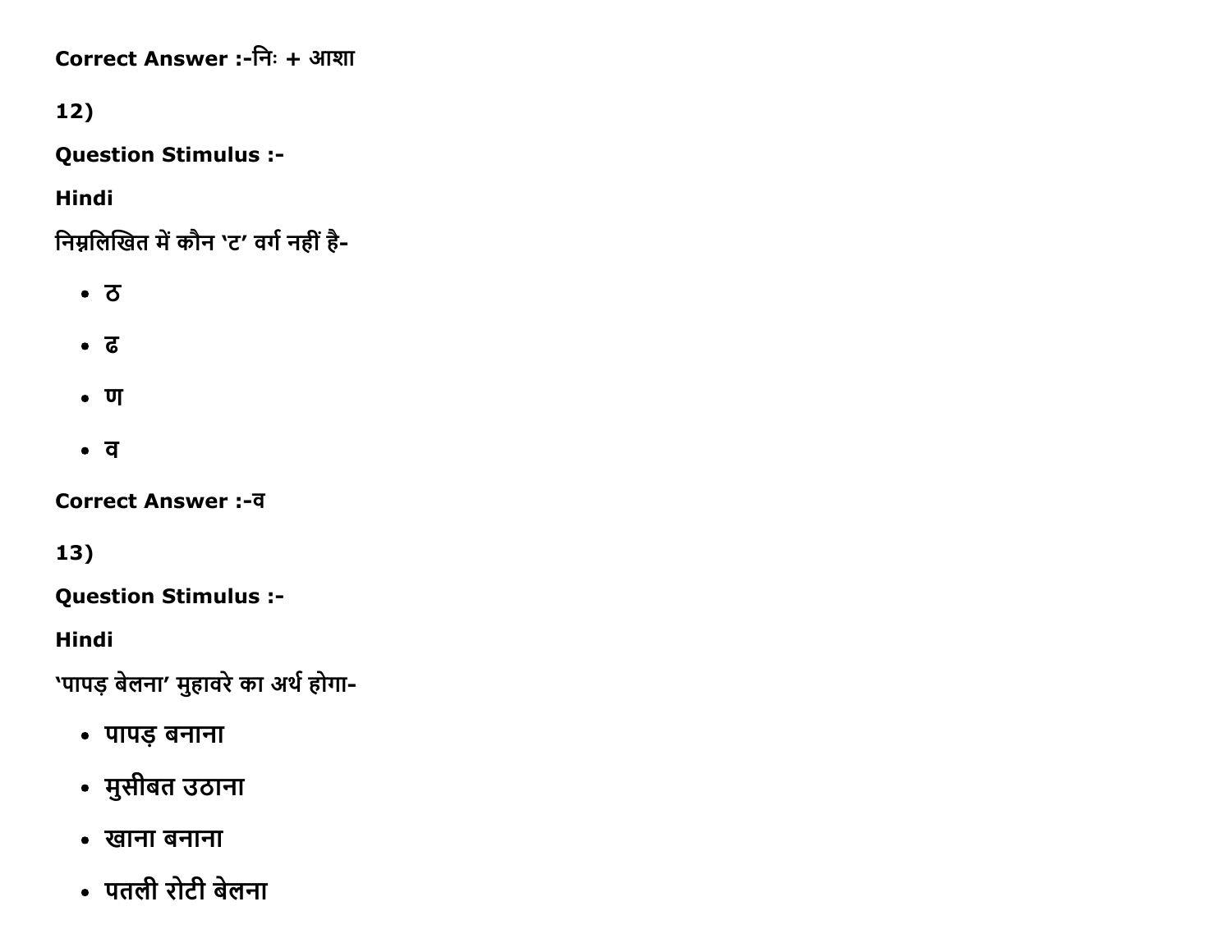Correct Answer :-निः + आशा

12)

**Question Stimulus :-**

**Hindi**

निम्नलिखित में कौन 'ट' वर्ग नहीं है-

- ठ
- ढ
- ण
- व

Correct Answer :-व

13)

**Question Stimulus :-**

**Hindi**

'पापड़ बेलना' मुहावरे का अर्थ होगा-

- पापड़ बनाना
- मुसीबत उठाना
- खाना बनाना
- पतली रोटी बेलना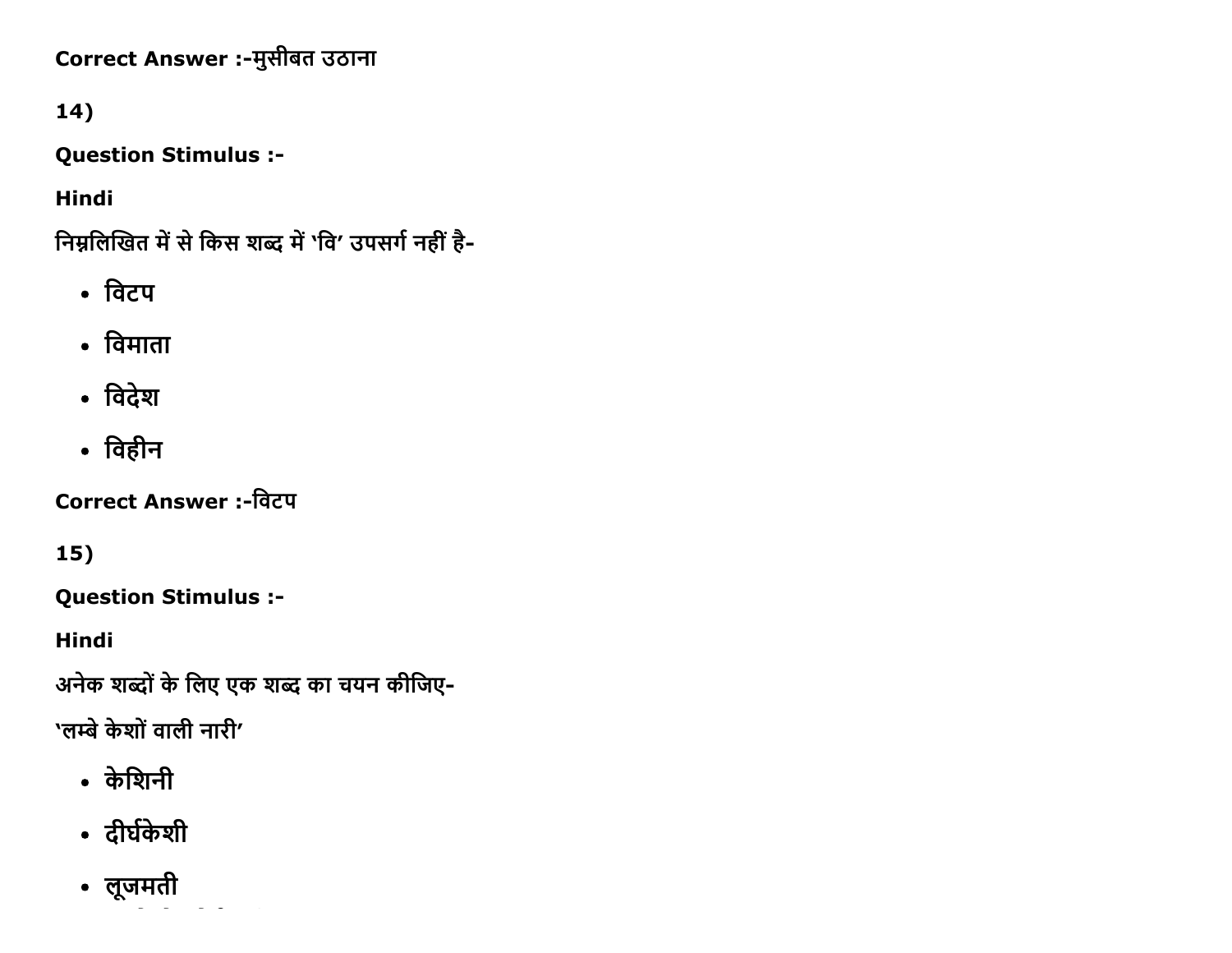Correct Answer :-मुसीबत उठाना

14)

**Question Stimulus :-**

**Hindi**

निम्नलिखित में से किस शब्द में 'वि' उपसर्ग नहीं है-

- विटप
- विमाता
- विदेश
- विहीन

Correct Answer :-विटप

15)

**Question Stimulus :-**

**Hindi**

अनेक शब्दों के लिए एक शब्द का चयन कीजिए-

'लम्बे केशों वाली नारी'

- केशिनी
- दीर्घकेशी
- लूजमती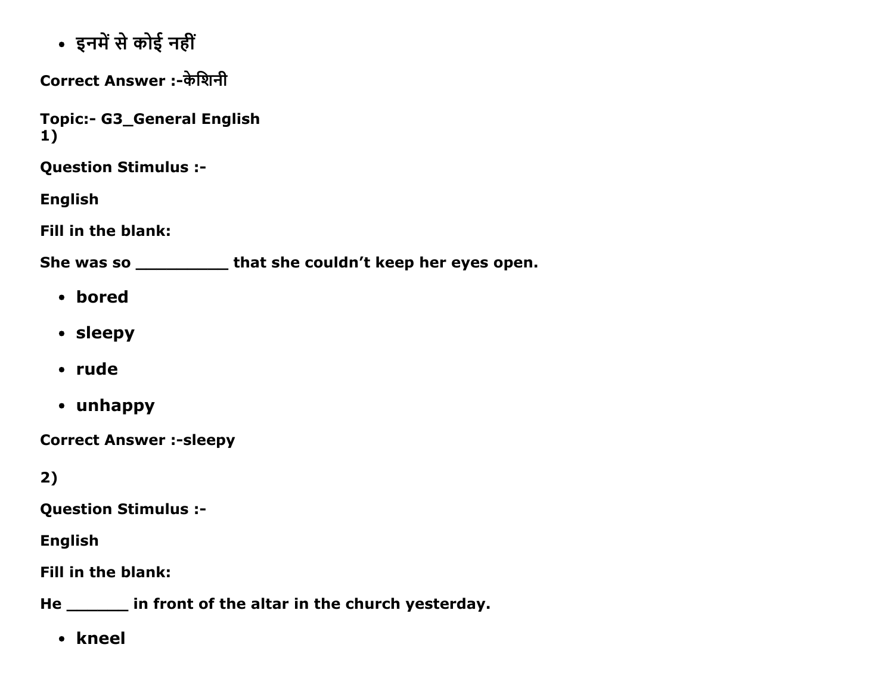- इनमें से कोई नहीं

**Correct Answer :-केशिनी**

**Topic:- G3_General English**
**1)**

**Question Stimulus :-**

**English**

**Fill in the blank:**

**She was so _________ that she couldn’t keep her eyes open.**

- **bored**
- **sleepy**
- **rude**
- **unhappy**

**Correct Answer :-sleepy**

**2)**

**Question Stimulus :-**

**English**

**Fill in the blank:**

**He ______ in front of the altar in the church yesterday.**

- **kneel**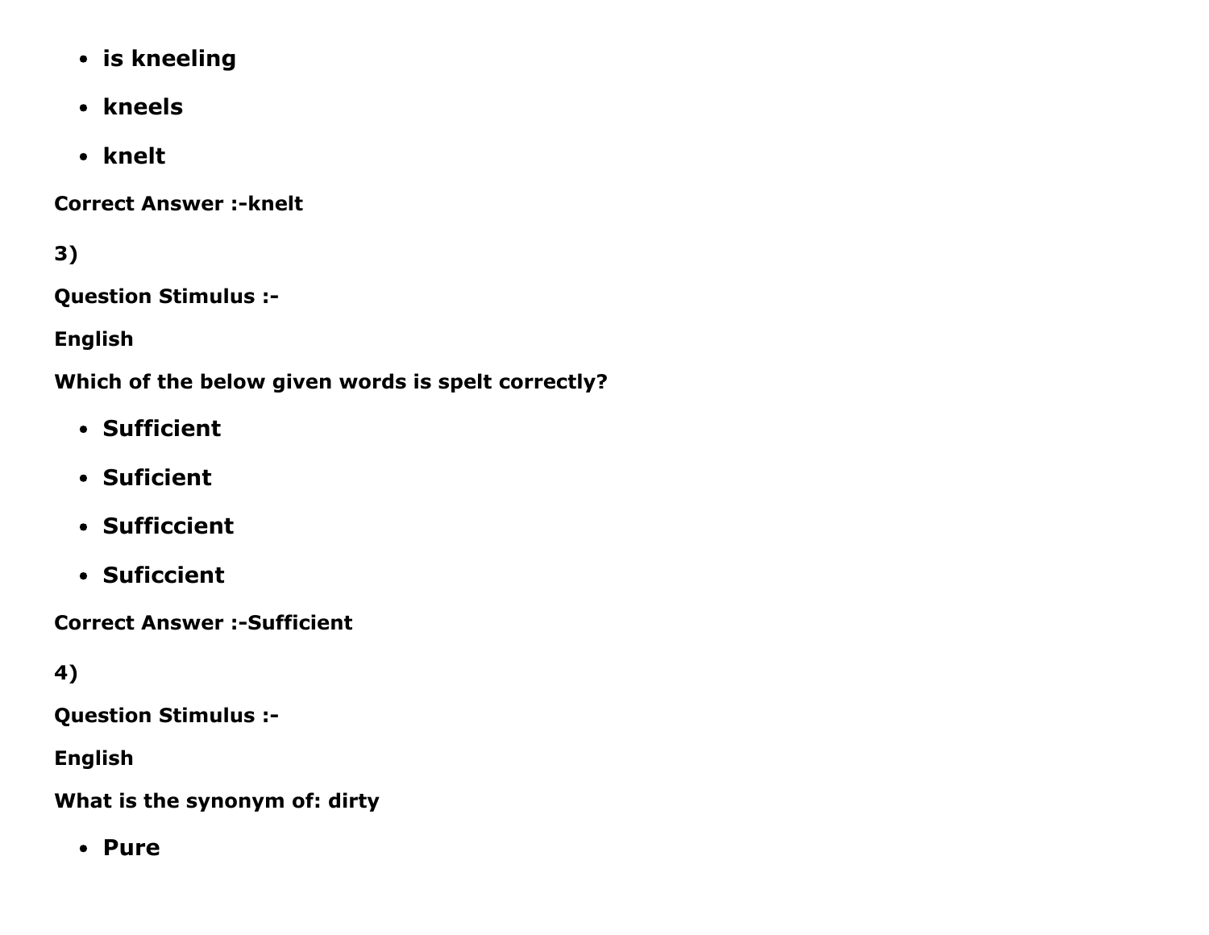- **is kneeling**
- **kneels**
- **knelt**

**Correct Answer :-knelt**

**3)**

**Question Stimulus :-**

**English**

**Which of the below given words is spelt correctly?**

- **Sufficient**
- **Suficient**
- **Sufficcient**
- **Suficcient**

**Correct Answer :-Sufficient**

**4)**

**Question Stimulus :-**

**English**

**What is the synonym of: dirty**

- **Pure**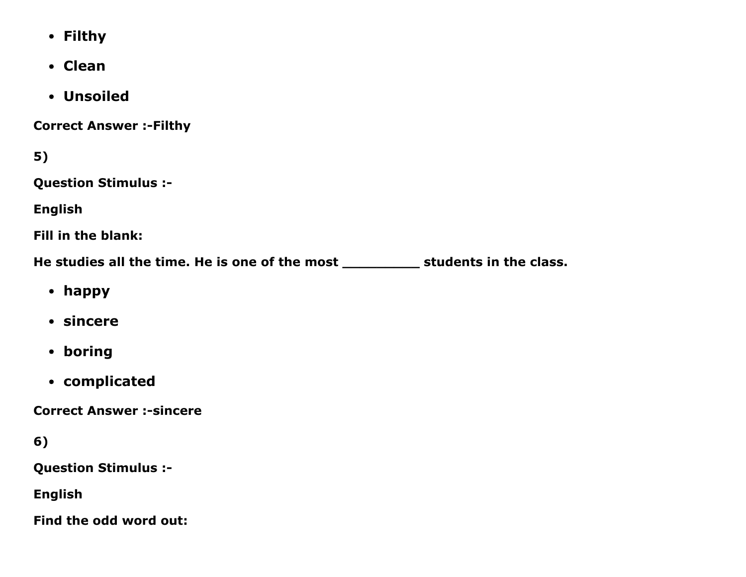- **Filthy**
- **Clean**
- **Unsoiled**

**Correct Answer :-Filthy**

**5)**

**Question Stimulus :-**

**English**

**Fill in the blank:**

**He studies all the time. He is one of the most __________ students in the class.**

- **happy**
- **sincere**
- **boring**
- **complicated**

**Correct Answer :-sincere**

**6)**

**Question Stimulus :-**

**English**

**Find the odd word out:**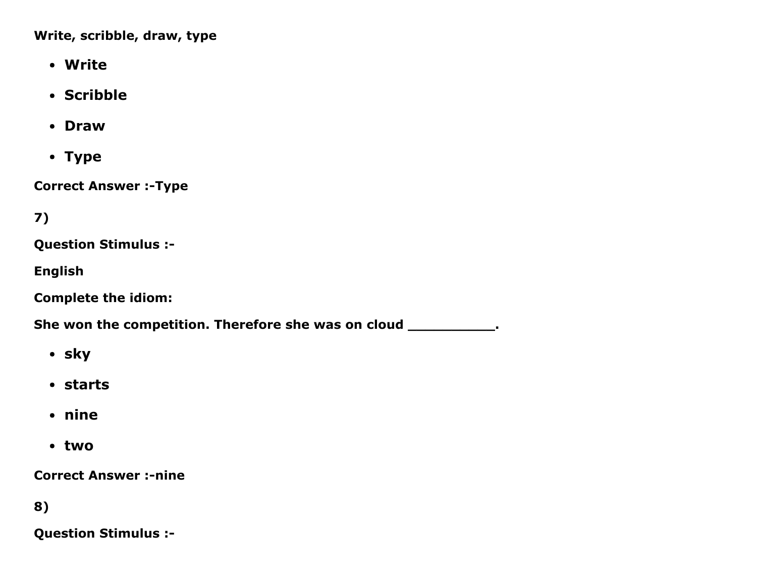**Write, scribble, draw, type**

- **Write**
- **Scribble**
- **Draw**
- **Type**

**Correct Answer :-Type**

**7)**

**Question Stimulus :-**

**English**

**Complete the idiom:**

**She won the competition. Therefore she was on cloud __________.**

- **sky**
- **starts**
- **nine**
- **two**

**Correct Answer :-nine**

**8)**

**Question Stimulus :-**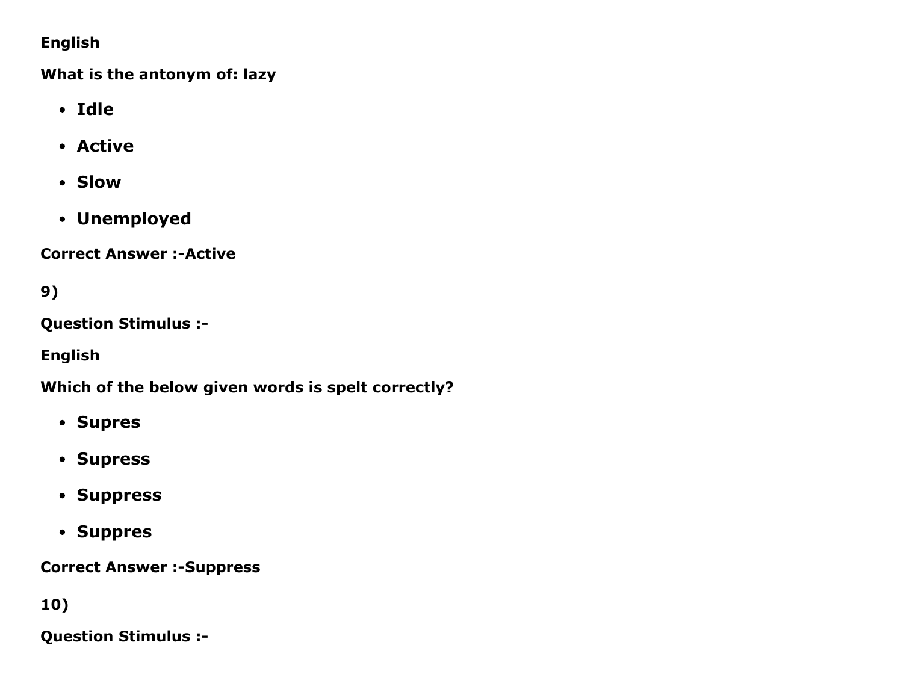**English**

**What is the antonym of: lazy**

- **Idle**
- **Active**
- **Slow**
- **Unemployed**

**Correct Answer :-Active**

**9)**

**Question Stimulus :-**

**English**

**Which of the below given words is spelt correctly?**

- **Supres**
- **Supress**
- **Suppress**
- **Suppres**

**Correct Answer :-Suppress**

**10)**

**Question Stimulus :-**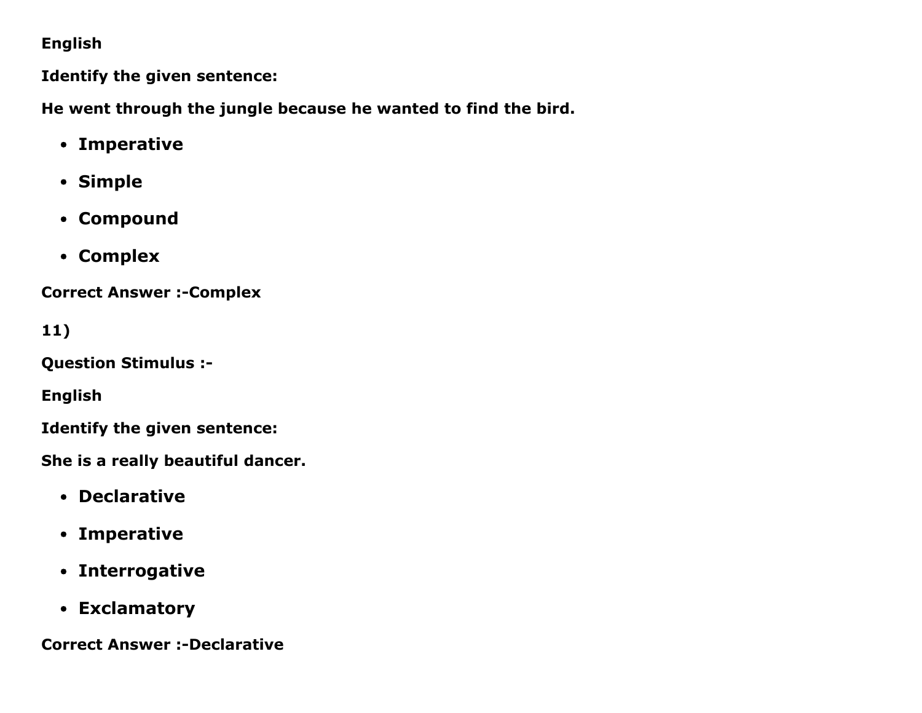**English**

**Identify the given sentence:**

**He went through the jungle because he wanted to find the bird.**

- **Imperative**
- **Simple**
- **Compound**
- **Complex**

**Correct Answer :-Complex**

**11)**

**Question Stimulus :-**

**English**

**Identify the given sentence:**

**She is a really beautiful dancer.**

- **Declarative**
- **Imperative**
- **Interrogative**
- **Exclamatory**

**Correct Answer :-Declarative**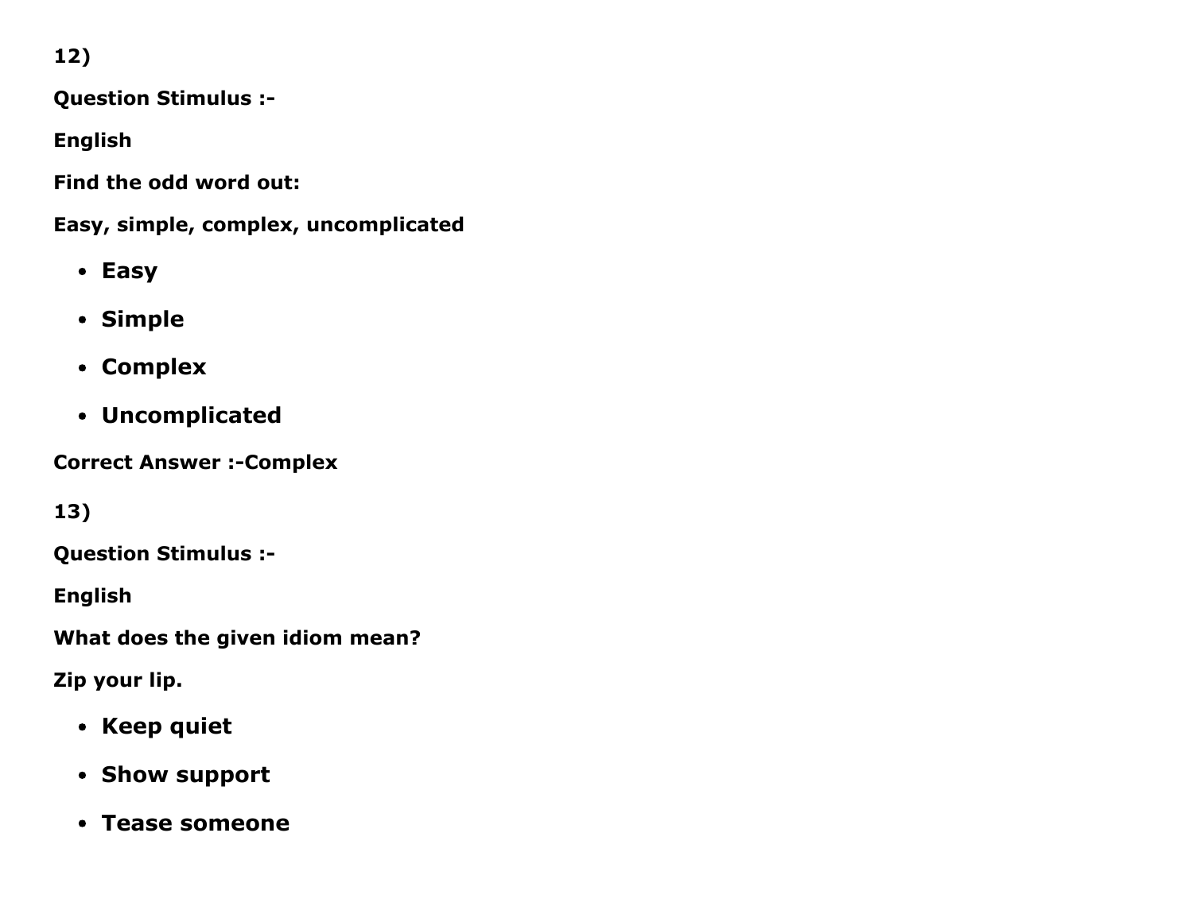**12)**

**Question Stimulus :-**

**English**

**Find the odd word out:**

**Easy, simple, complex, uncomplicated**

- **Easy**
- **Simple**
- **Complex**
- **Uncomplicated**

**Correct Answer :-Complex**

**13)**

**Question Stimulus :-**

**English**

**What does the given idiom mean?**

**Zip your lip.**

- **Keep quiet**
- **Show support**
- **Tease someone**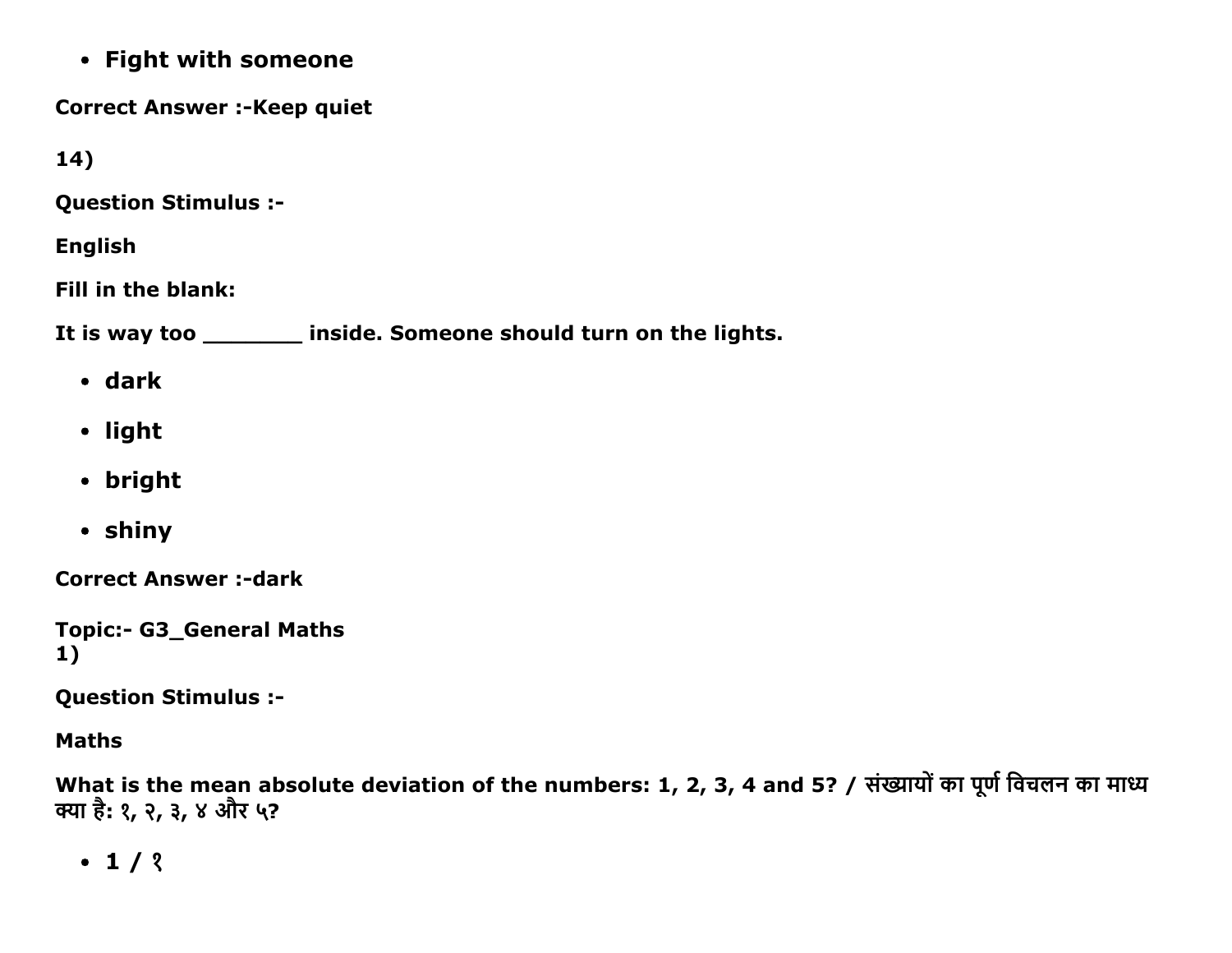- **Fight with someone**

**Correct Answer :-Keep quiet**

**14)**

**Question Stimulus :-**

**English**

**Fill in the blank:**

**It is way too ________ inside. Someone should turn on the lights.**

- **dark**
- **light**
- **bright**
- **shiny**

**Correct Answer :-dark**

**Topic:- G3_General Maths**
**1)**

**Question Stimulus :-**

**Maths**

**What is the mean absolute deviation of the numbers: 1, 2, 3, 4 and 5? / संख्यायों का पूर्ण विचलन का माध्य क्या है: १, २, ३, ४ और ५?**

- **1 / १**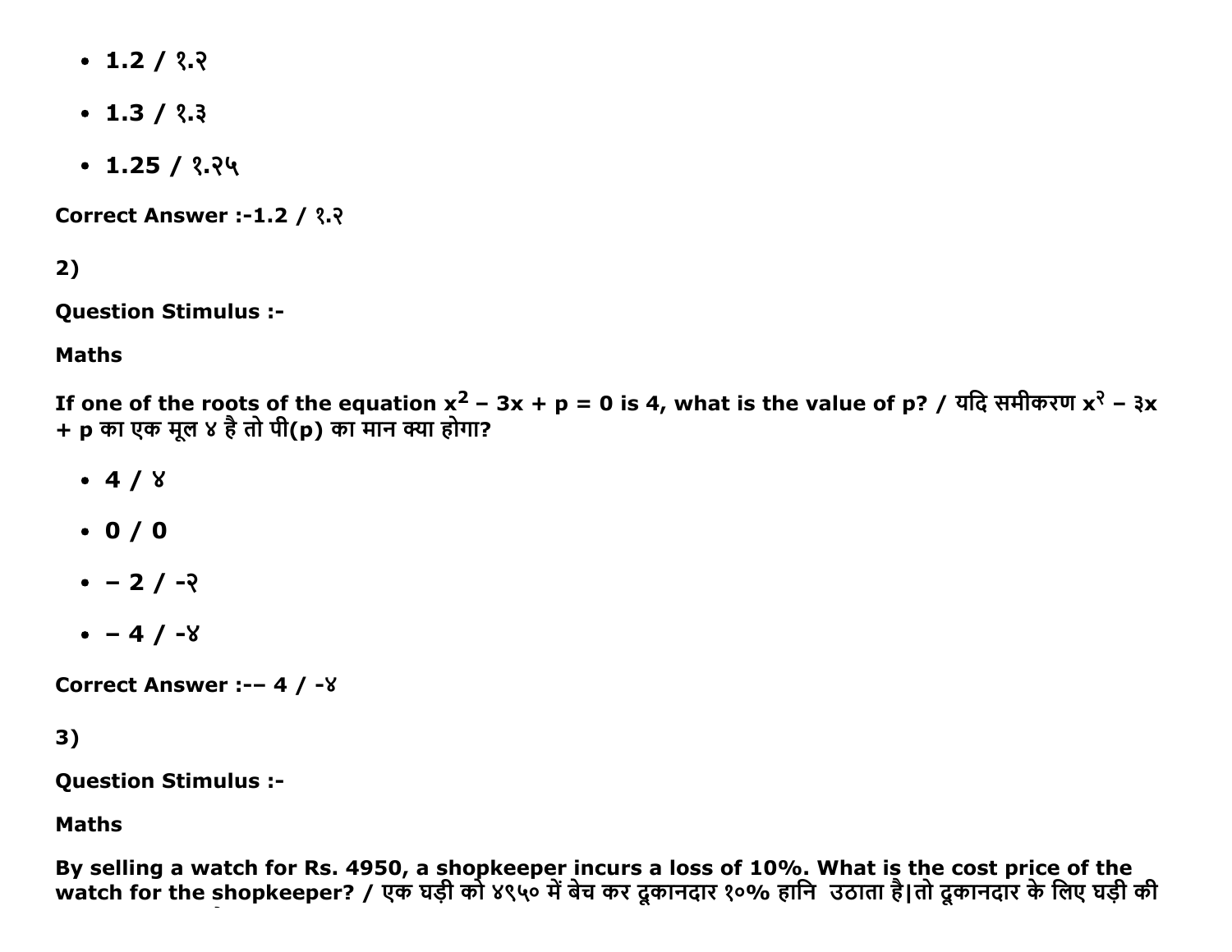- 1.2 / १.२
- 1.3 / १.३
- 1.25 / १.२५

**Correct Answer :-1.2 / १.२**

**2)**

**Question Stimulus :-**

**Maths**

**If one of the roots of the equation $x^2$ – 3x + p = 0 is 4, what is the value of p? / यदि समीकरण x२ – ३x + p का एक मूल ४ है तो पी(p) का मान क्या होगा?**

- 4 / ४
- 0 / 0
- – 2 / -२
- – 4 / -४

**Correct Answer :-– 4 / -४**

**3)**

**Question Stimulus :-**

**Maths**

**By selling a watch for Rs. 4950, a shopkeeper incurs a loss of 10%. What is the cost price of the watch for the shopkeeper? / एक घड़ी को ४९५० में बेच कर दूकानदार १०% हानि उठाता है।तो दूकानदार के लिए घड़ी की**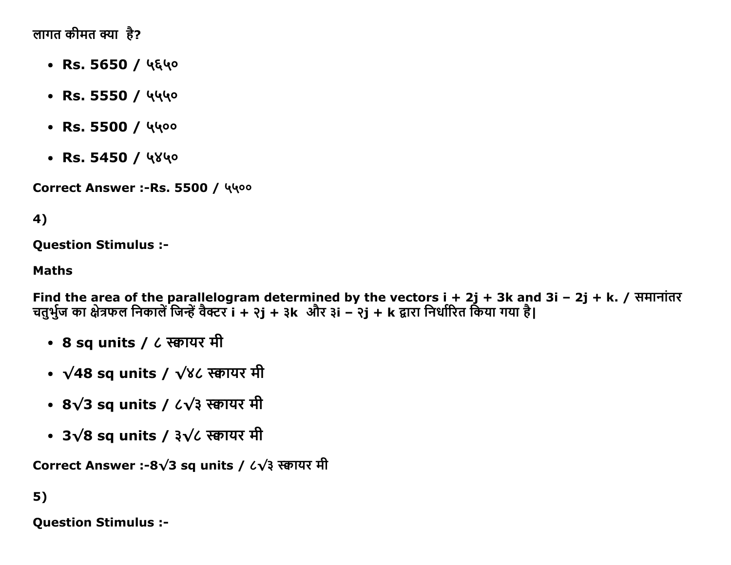लागत कीमत क्या है?

- **Rs. 5650 / ५६५०**
- **Rs. 5550 / ५५५०**
- **Rs. 5500 / ५५००**
- **Rs. 5450 / ५४५०**

**Correct Answer :-Rs. 5500 / ५५००**

**4)**

**Question Stimulus :-**

**Maths**

**Find the area of the parallelogram determined by the vectors i + 2j + 3k and 3i − 2j + k. / समानांतर चतुर्भुज का क्षेत्रफल निकालें जिन्हें वैक्टर i + २j + ३k और ३i − २j + k द्वारा निर्धारित किया गया है|**

- **8 sq units / ८ स्क्वायर मी**
- **√48 sq units / √४८ स्क्वायर मी**
- **8√3 sq units / ८√३ स्क्वायर मी**
- **3√8 sq units / ३√८ स्क्वायर मी**

**Correct Answer :-8√3 sq units / ८√३ स्क्वायर मी**

**5)**

**Question Stimulus :-**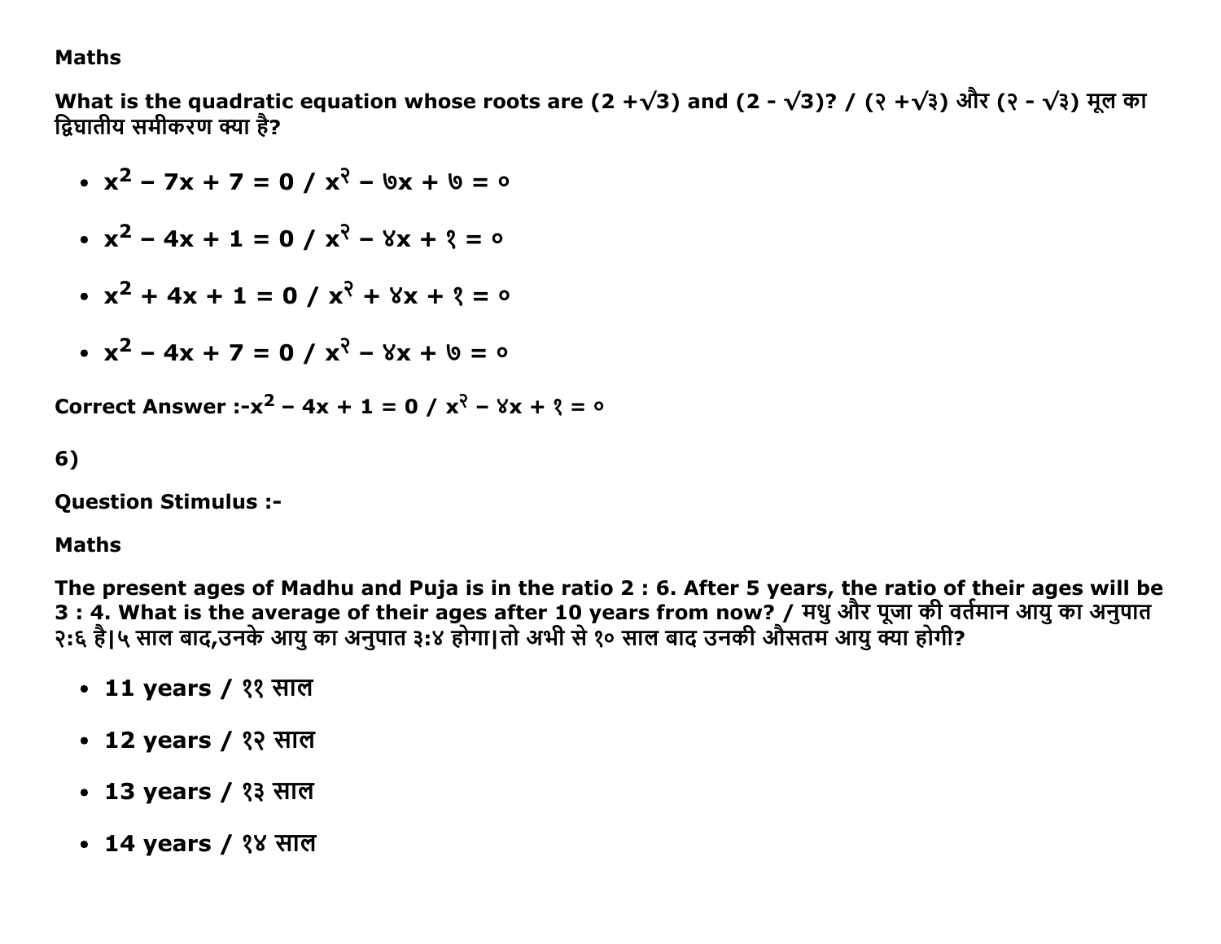**Maths**

**What is the quadratic equation whose roots are (2 +√3) and (2 - √3)? / (२ +√३) और (२ - √३) मूल का द्विघातीय समीकरण क्या है?**

- **$x^2 - 7x + 7 = 0$ / x² − ७x + ७ = ०**
- **$x^2 - 4x + 1 = 0$ / x² − ४x + १ = ०**
- **$x^2 + 4x + 1 = 0$ / x² + ४x + १ = ०**
- **$x^2 - 4x + 7 = 0$ / x² − ४x + ७ = ०**

**Correct Answer :-$x^2 - 4x + 1 = 0$ / x² − ४x + १ = ०**

**6)**

**Question Stimulus :-**

**Maths**

**The present ages of Madhu and Puja is in the ratio 2 : 6. After 5 years, the ratio of their ages will be 3 : 4. What is the average of their ages after 10 years from now? / मधु और पूजा की वर्तमान आयु का अनुपात २:६ है|५ साल बाद,उनके आयु का अनुपात ३:४ होगा|तो अभी से १० साल बाद उनकी औसतम आयु क्या होगी?**

- **11 years / ११ साल**
- **12 years / १२ साल**
- **13 years / १३ साल**
- **14 years / १४ साल**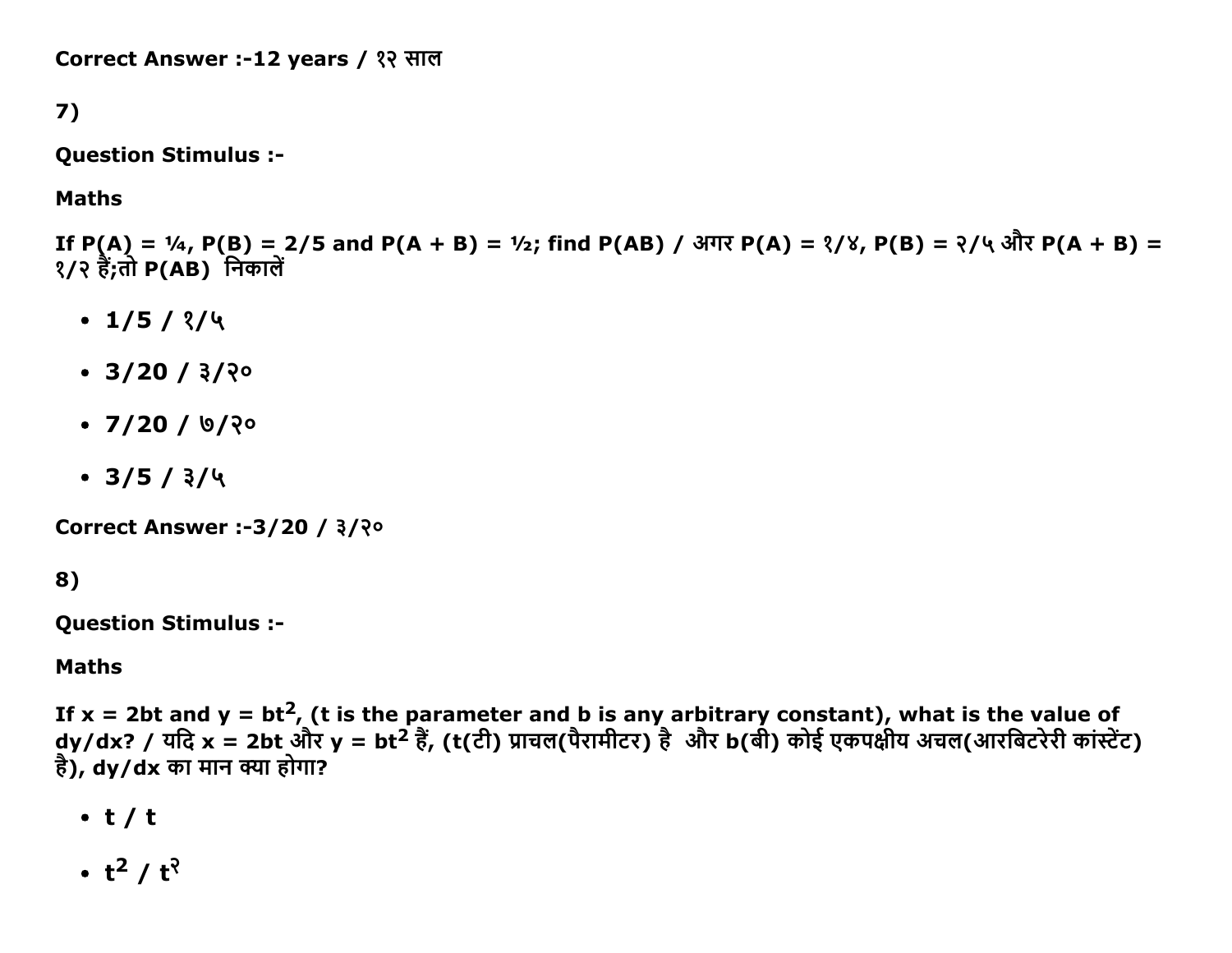Correct Answer :-12 years / १२ साल

7)

**Question Stimulus :-**

**Maths**

**If P(A) = ¼, P(B) = 2/5 and P(A + B) = ½; find P(AB) / अगर P(A) = १/४, P(B) = २/५ और P(A + B) = १/२ हैं;तो P(AB) निकालें**

- **1/5 / १/५**
- **3/20 / ३/२०**
- **7/20 / ७/२०**
- **3/5 / ३/५**

**Correct Answer :-3/20 / ३/२०**

8)

**Question Stimulus :-**

**Maths**

**If x = 2bt and y = bt$^2$, (t is the parameter and b is any arbitrary constant), what is the value of dy/dx? / यदि x = 2bt और y = bt$^2$ हैं, (t(टी) प्राचल(पैरामीटर) है और b(बी) कोई एकपक्षीय अचल(आरबिटरेरी कांस्टेंट) है), dy/dx का मान क्या होगा?**

- **t / t**
- **t$^2$ / t$^२$**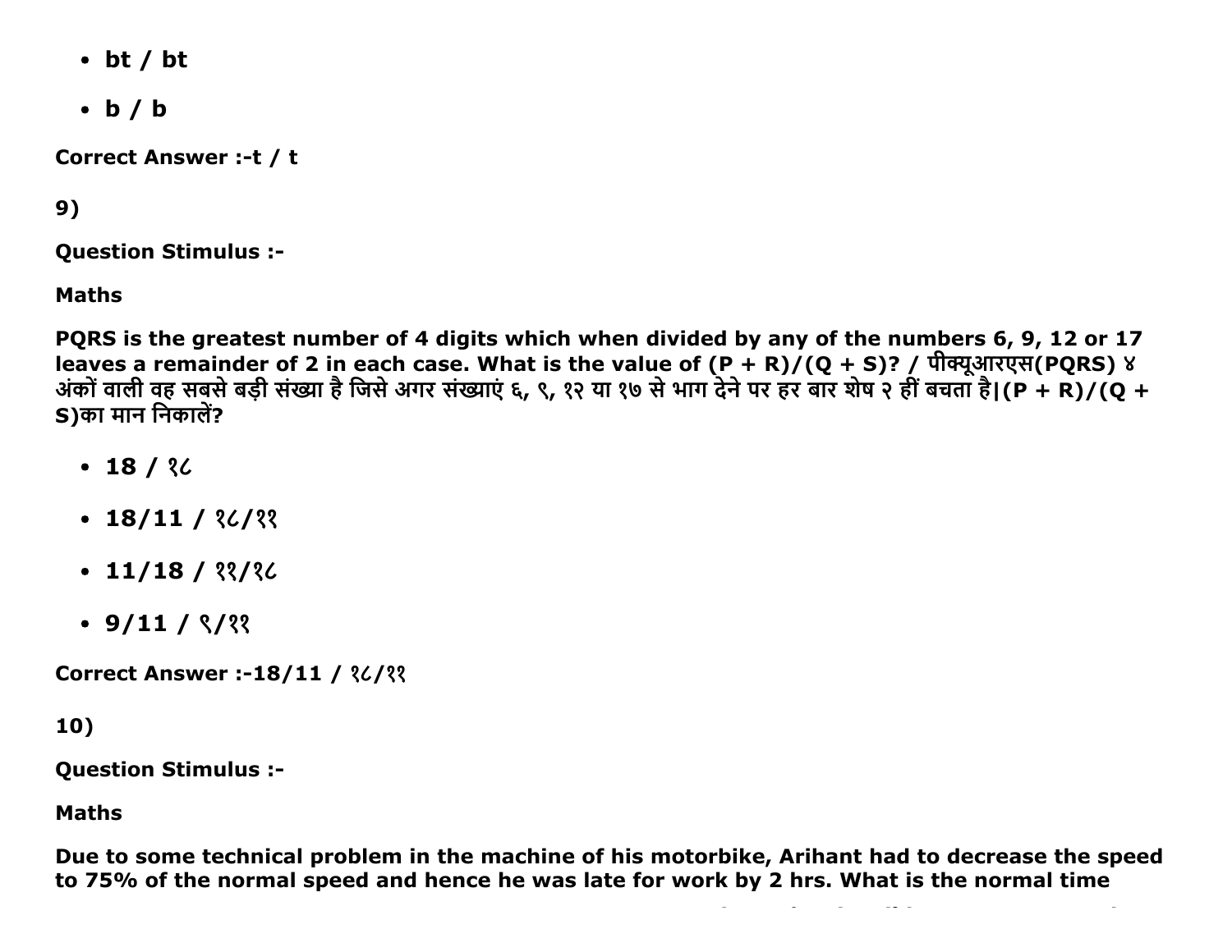- bt / bt
- b / b

**Correct Answer :-t / t**

**9)**

**Question Stimulus :-**

**Maths**

**PQRS is the greatest number of 4 digits which when divided by any of the numbers 6, 9, 12 or 17 leaves a remainder of 2 in each case. What is the value of (P + R)/(Q + S)? / पीक्यूआरएस(PQRS) ४ अंकों वाली वह सबसे बड़ी संख्या है जिसे अगर संख्याएं ६, ९, १२ या १७ से भाग देने पर हर बार शेष २ हीं बचता है|(P + R)/(Q + S)का मान निकालें?**

- **18 / १८**
- **18/11 / १८/११**
- **11/18 / ११/१८**
- **9/11 / ९/११**

**Correct Answer :-18/11 / १८/११**

**10)**

**Question Stimulus :-**

**Maths**

**Due to some technical problem in the machine of his motorbike, Arihant had to decrease the speed to 75% of the normal speed and hence he was late for work by 2 hrs. What is the normal time**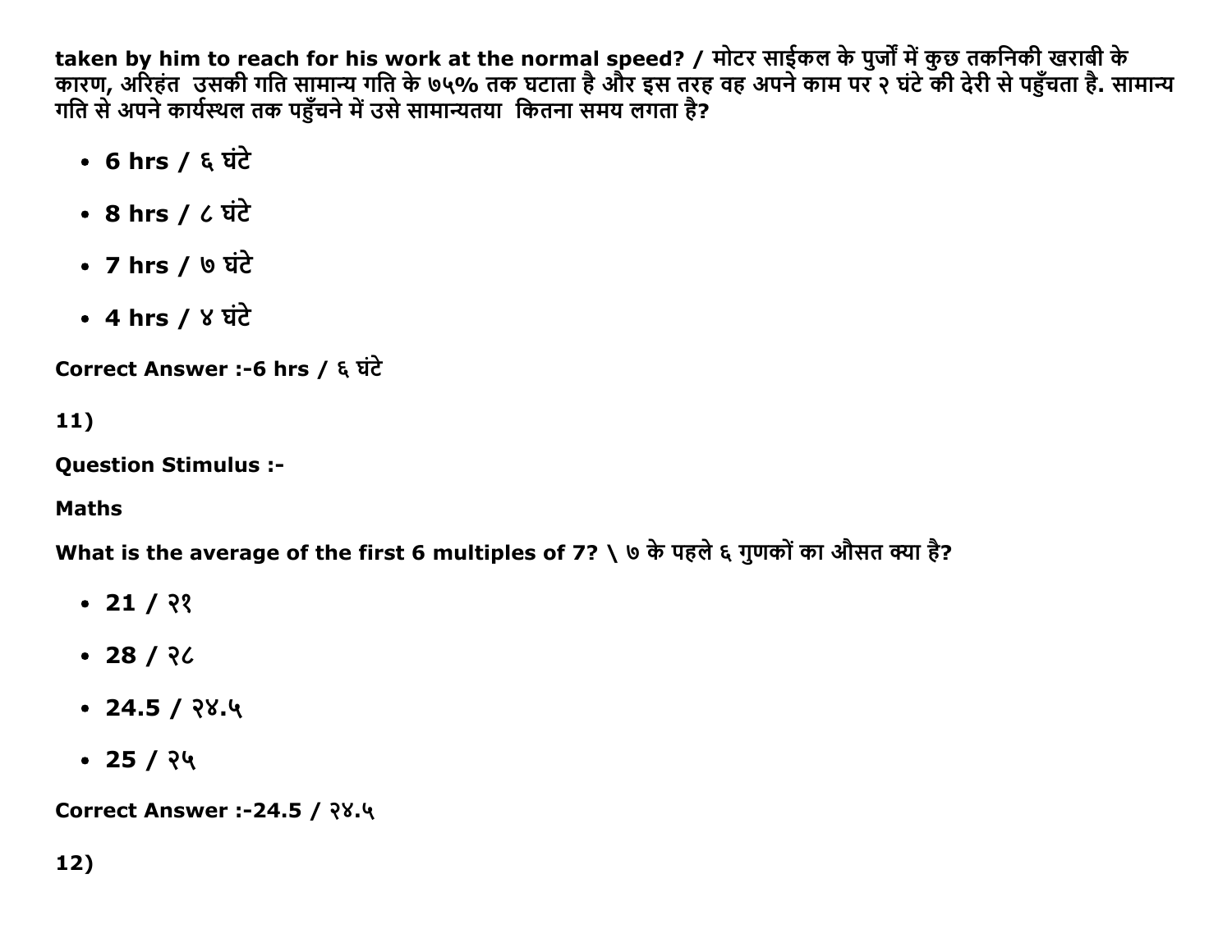**taken by him to reach for his work at the normal speed? / मोटर साईकल के पुर्जों में कुछ तकनिकी खराबी के कारण, अरिहंत उसकी गति सामान्य गति के ७५% तक घटाता है और इस तरह वह अपने काम पर २ घंटे की देरी से पहुँचता है. सामान्य गति से अपने कार्यस्थल तक पहुँचने में उसे सामान्यतया कितना समय लगता है?**

- **6 hrs / ६ घंटे**
- **8 hrs / ८ घंटे**
- **7 hrs / ७ घंटे**
- **4 hrs / ४ घंटे**

**Correct Answer :-6 hrs / ६ घंटे**

**11)**

**Question Stimulus :-**

**Maths**

**What is the average of the first 6 multiples of 7? \ ७ के पहले ६ गुणकों का औसत क्या है?**

- **21 / २१**
- **28 / २८**
- **24.5 / २४.५**
- **25 / २५**

**Correct Answer :-24.5 / २४.५**

**12)**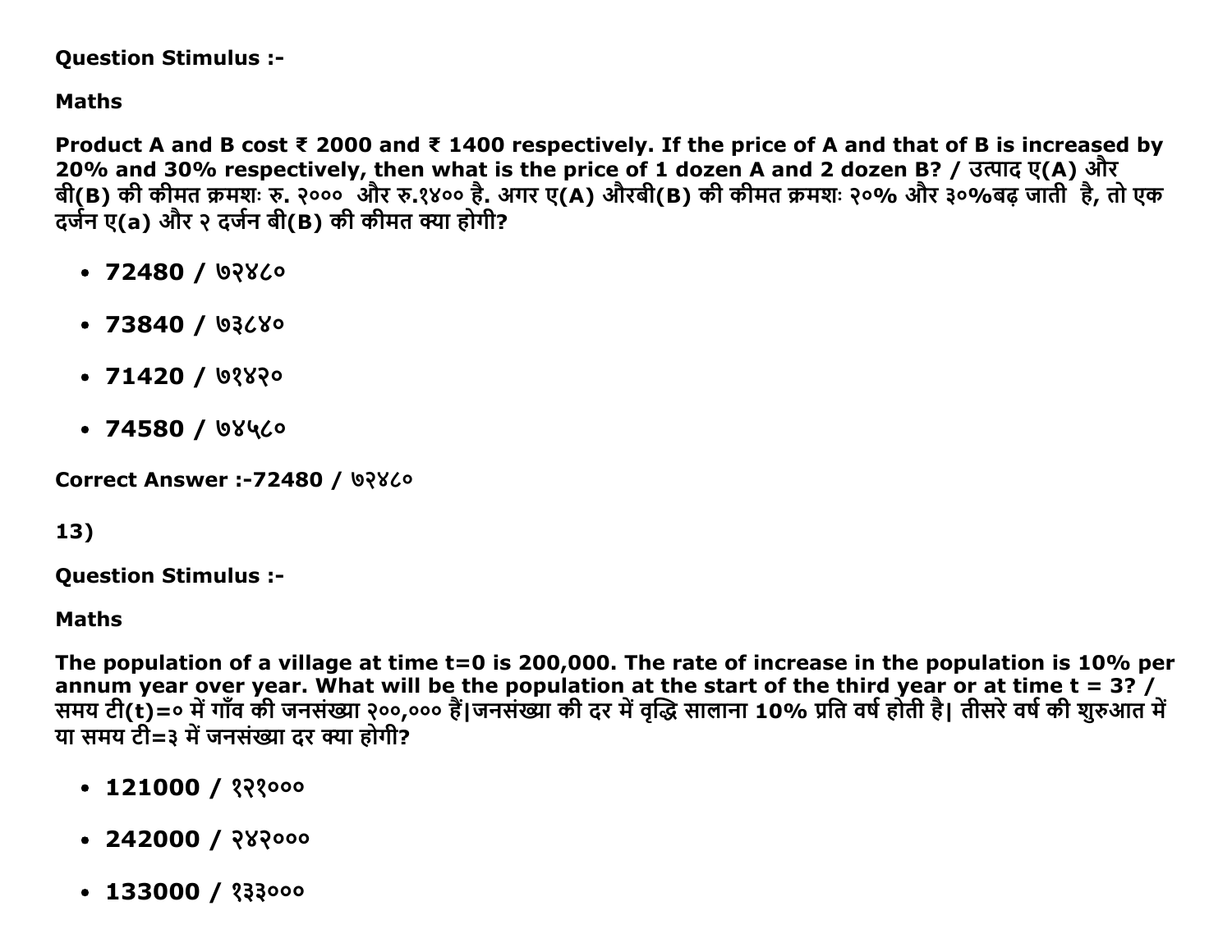**Question Stimulus :-**

**Maths**

**Product A and B cost ₹ 2000 and ₹ 1400 respectively. If the price of A and that of B is increased by 20% and 30% respectively, then what is the price of 1 dozen A and 2 dozen B? / उत्पाद ए(A) और बी(B) की कीमत क्रमशः रु. २००० और रु.१४०० है. अगर ए(A) औरबी(B) की कीमत क्रमशः २०% और ३०%बढ़ जाती है, तो एक दर्जन ए(a) और २ दर्जन बी(B) की कीमत क्या होगी?**

- **72480 / ७२४८०**
- **73840 / ७३८४०**
- **71420 / ७१४२०**
- **74580 / ७४५८०**

**Correct Answer :-72480 / ७२४८०**

**13)**

**Question Stimulus :-**

**Maths**

**The population of a village at time t=0 is 200,000. The rate of increase in the population is 10% per annum year over year. What will be the population at the start of the third year or at time t = 3? / समय टी(t)=० में गाँव की जनसंख्या २००,००० हैं|जनसंख्या की दर में वृद्धि सालाना 10% प्रति वर्ष होती है| तीसरे वर्ष की शुरुआत में या समय टी=३ में जनसंख्या दर क्या होगी?**

- **121000 / १२१०००**
- **242000 / २४२०००**
- **133000 / १३३०००**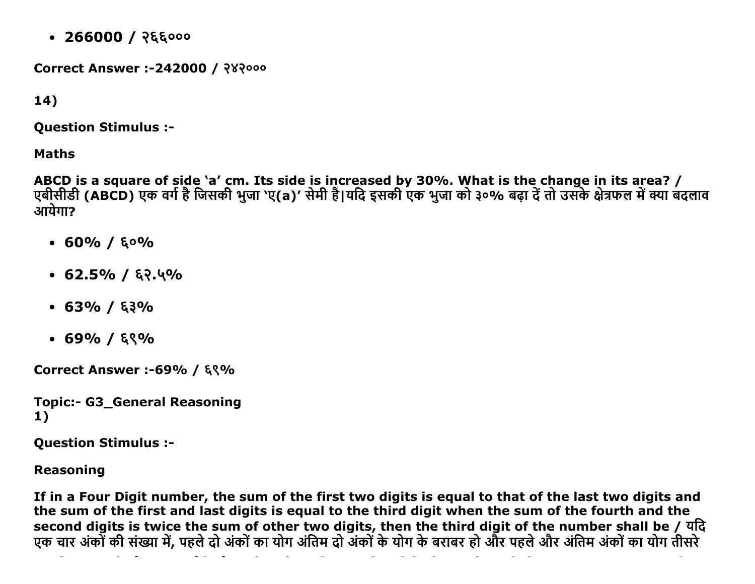- **266000 / २६६०००**

**Correct Answer :-242000 / २४२०००**

**14)**

**Question Stimulus :-**

**Maths**

**ABCD is a square of side 'a' cm. Its side is increased by 30%. What is the change in its area? / एबीसीडी (ABCD) एक वर्ग है जिसकी भुजा 'ए(a)' सेमी है|यदि इसकी एक भुजा को ३०% बढ़ा दें तो उसके क्षेत्रफल में क्या बदलाव आयेगा?**

- **60% / ६०%**
- **62.5% / ६२.५%**
- **63% / ६३%**
- **69% / ६९%**

**Correct Answer :-69% / ६९%**

**Topic:- G3_General Reasoning**
**1)**

**Question Stimulus :-**

**Reasoning**

**If in a Four Digit number, the sum of the first two digits is equal to that of the last two digits and the sum of the first and last digits is equal to the third digit when the sum of the fourth and the second digits is twice the sum of other two digits, then the third digit of the number shall be / यदि एक चार अंकों की संख्या में, पहले दो अंकों का योग अंतिम दो अंकों के योग के बराबर हो और पहले और अंतिम अंकों का योग तीसरे**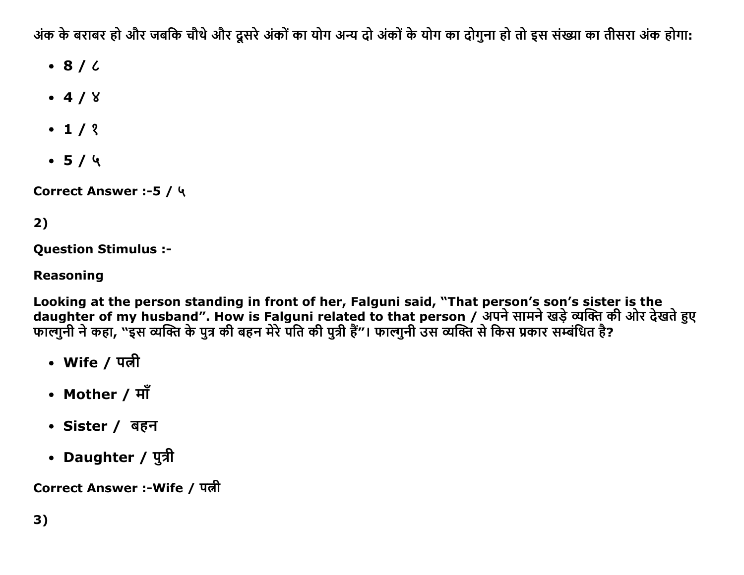अंक के बराबर हो और जबकि चौथे और दूसरे अंकों का योग अन्य दो अंकों के योग का दोगुना हो तो इस संख्या का तीसरा अंक होगा:

- **8 / ८**
- **4 / ४**
- **1 / १**
- **5 / ५**

**Correct Answer :-5 / ५**

**2)**

**Question Stimulus :-**

**Reasoning**

**Looking at the person standing in front of her, Falguni said, "That person's son's sister is the daughter of my husband". How is Falguni related to that person / अपने सामने खड़े व्यक्ति की ओर देखते हुए फाल्गुनी ने कहा, "इस व्यक्ति के पुत्र की बहन मेरे पति की पुत्री हैं"। फाल्गुनी उस व्यक्ति से किस प्रकार सम्बंधित है?**

- **Wife / पत्नी**
- **Mother / माँ**
- **Sister / बहन**
- **Daughter / पुत्री**

**Correct Answer :-Wife / पत्नी**

**3)**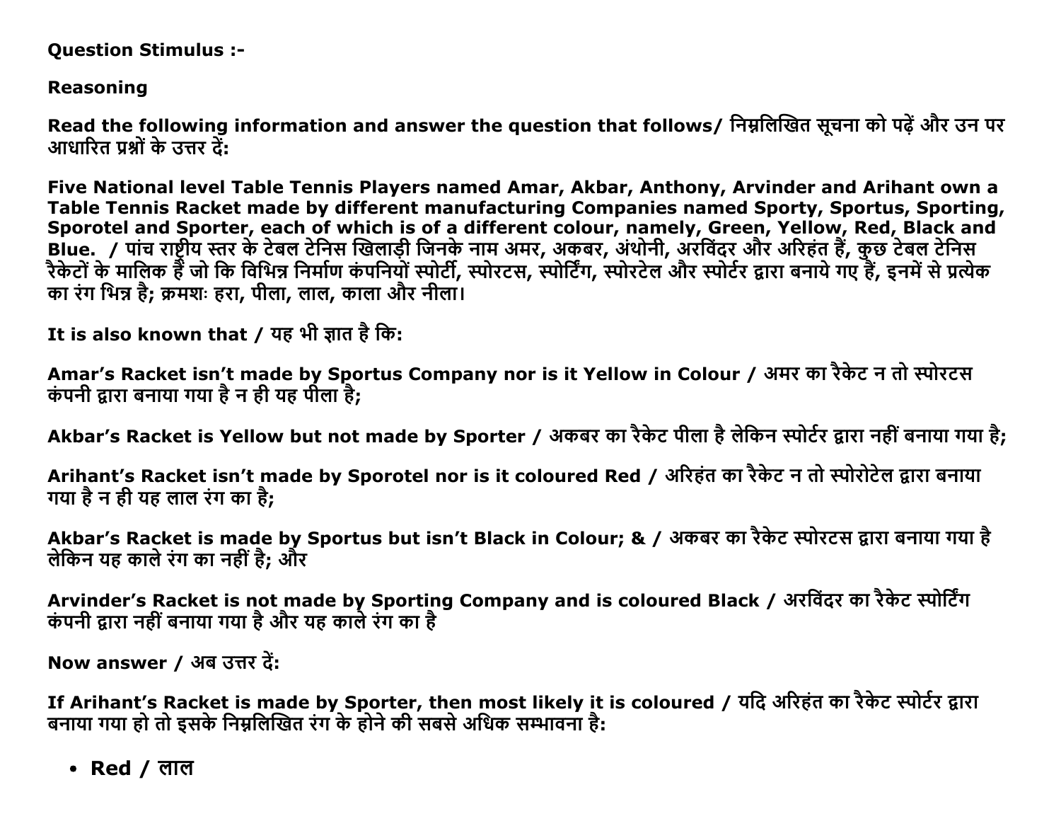**Question Stimulus :-**

**Reasoning**

**Read the following information and answer the question that follows/ निम्नलिखित सूचना को पढ़ें और उन पर आधारित प्रश्नों के उत्तर दें:**

**Five National level Table Tennis Players named Amar, Akbar, Anthony, Arvinder and Arihant own a Table Tennis Racket made by different manufacturing Companies named Sporty, Sportus, Sporting, Sporotel and Sporter, each of which is of a different colour, namely, Green, Yellow, Red, Black and Blue. / पांच राष्ट्रीय स्तर के टेबल टेनिस खिलाड़ी जिनके नाम अमर, अकबर, अंथोनी, अरविंदर और अरिहंत हैं, कुछ टेबल टेनिस रैकेटों के मालिक हैं जो कि विभिन्न निर्माण कंपनियों स्पोर्टी, स्पोरटस, स्पोर्टिंग, स्पोरटेल और स्पोर्टर द्वारा बनाये गए हैं, इनमें से प्रत्येक का रंग भिन्न है; क्रमशः हरा, पीला, लाल, काला और नीला।**

**It is also known that / यह भी ज्ञात है कि:**

**Amar's Racket isn't made by Sportus Company nor is it Yellow in Colour / अमर का रैकेट न तो स्पोरटस कंपनी द्वारा बनाया गया है न ही यह पीला है;**

**Akbar's Racket is Yellow but not made by Sporter / अकबर का रैकेट पीला है लेकिन स्पोर्टर द्वारा नहीं बनाया गया है;**

**Arihant's Racket isn't made by Sporotel nor is it coloured Red / अरिहंत का रैकेट न तो स्पोरोटेल द्वारा बनाया गया है न ही यह लाल रंग का है;**

**Akbar's Racket is made by Sportus but isn't Black in Colour; & / अकबर का रैकेट स्पोरटस द्वारा बनाया गया है लेकिन यह काले रंग का नहीं है; और**

**Arvinder's Racket is not made by Sporting Company and is coloured Black / अरविंदर का रैकेट स्पोर्टिंग कंपनी द्वारा नहीं बनाया गया है और यह काले रंग का है**

**Now answer / अब उत्तर दें:**

**If Arihant's Racket is made by Sporter, then most likely it is coloured / यदि अरिहंत का रैकेट स्पोर्टर द्वारा बनाया गया हो तो इसके निम्नलिखित रंग के होने की सबसे अधिक सम्भावना है:**

- **Red / लाल**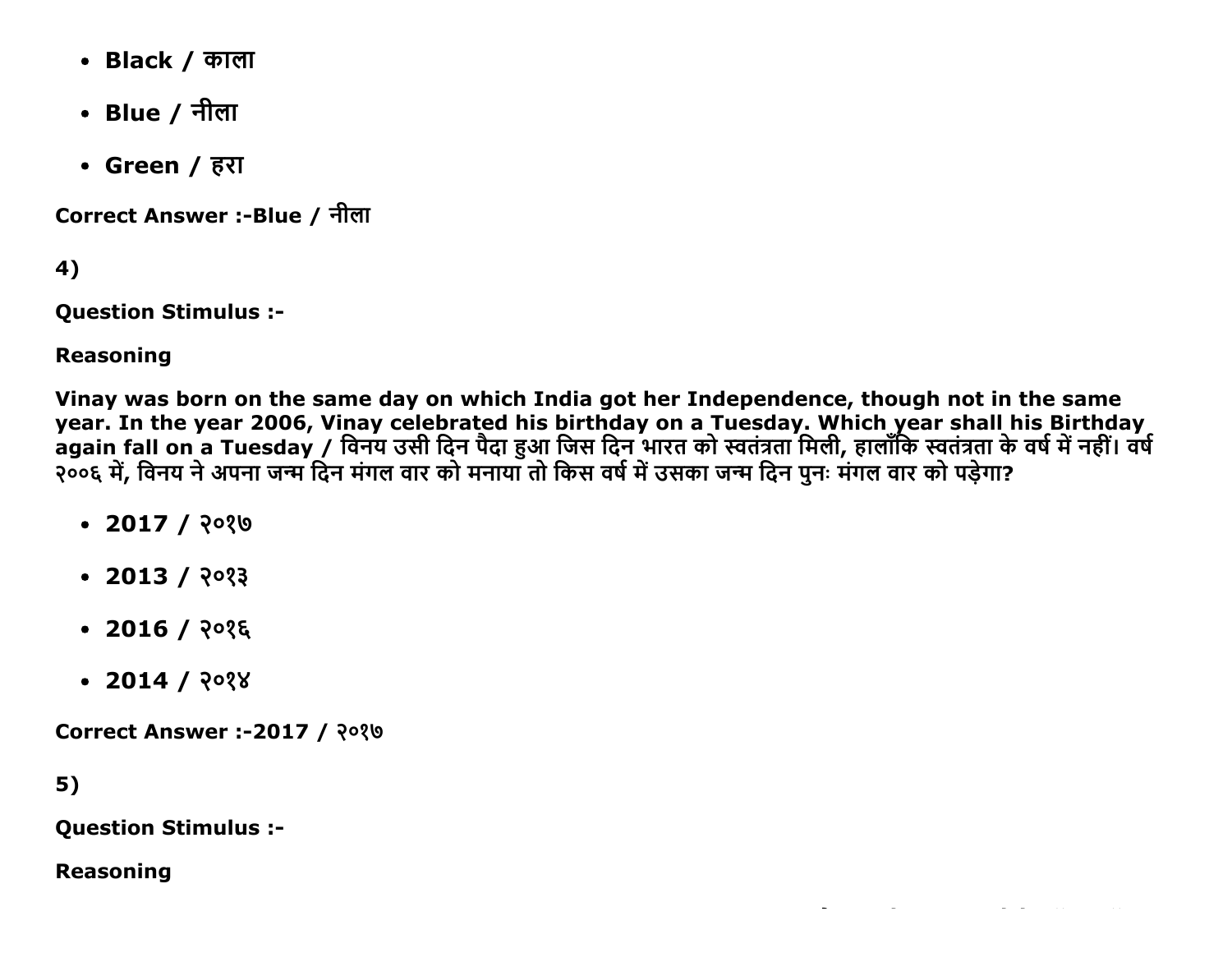- **Black / काला**
- **Blue / नीला**
- **Green / हरा**

**Correct Answer :-Blue / नीला**

**4)**

**Question Stimulus :-**

**Reasoning**

**Vinay was born on the same day on which India got her Independence, though not in the same year. In the year 2006, Vinay celebrated his birthday on a Tuesday. Which year shall his Birthday again fall on a Tuesday / विनय उसी दिन पैदा हुआ जिस दिन भारत को स्वतंत्रता मिली, हालाँकि स्वतंत्रता के वर्ष में नहीं। वर्ष २००६ में, विनय ने अपना जन्म दिन मंगल वार को मनाया तो किस वर्ष में उसका जन्म दिन पुनः मंगल वार को पड़ेगा?**

- **2017 / २०१७**
- **2013 / २०१३**
- **2016 / २०१६**
- **2014 / २०१४**

**Correct Answer :-2017 / २०१७**

**5)**

**Question Stimulus :-**

**Reasoning**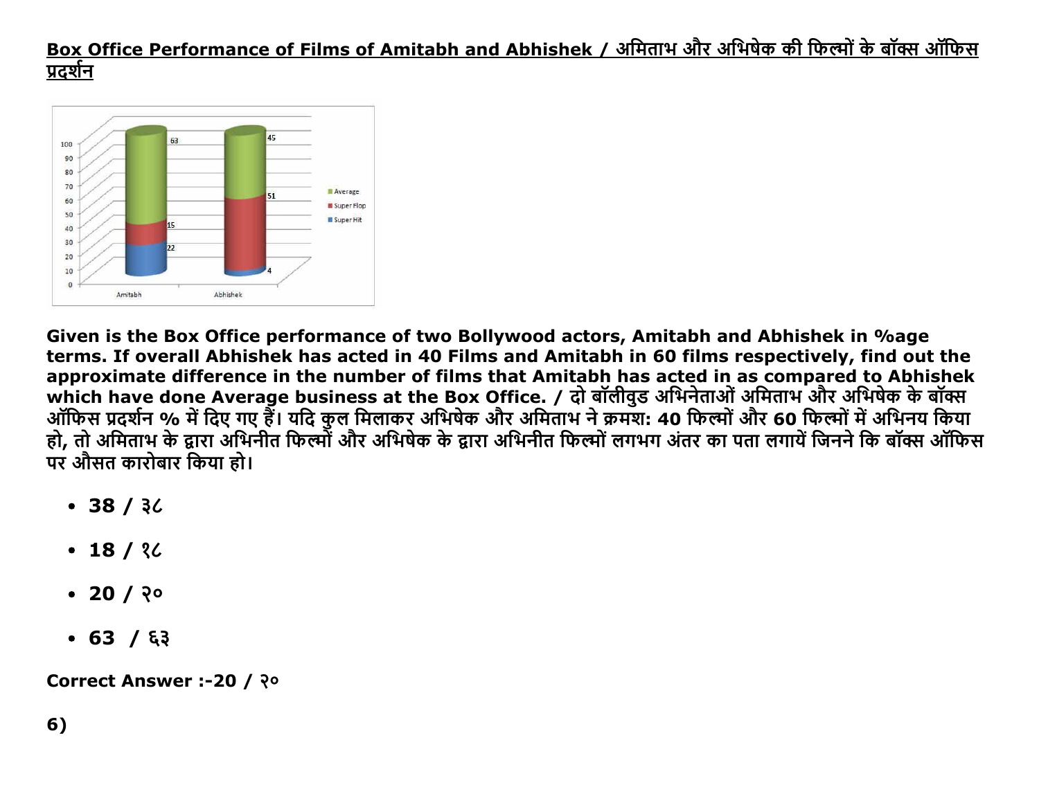**Box Office Performance of Films of Amitabh and Abhishek / अमिताभ और अभिषेक की फिल्मों के बॉक्स ऑफिस प्रदर्शन**

**Given is the Box Office performance of two Bollywood actors, Amitabh and Abhishek in %age terms. If overall Abhishek has acted in 40 Films and Amitabh in 60 films respectively, find out the approximate difference in the number of films that Amitabh has acted in as compared to Abhishek which have done Average business at the Box Office. / दो बॉलीवुड अभिनेताओं अमिताभ और अभिषेक के बॉक्स ऑफिस प्रदर्शन % में दिए गए हैं। यदि कुल मिलाकर अभिषेक और अमिताभ ने क्रमश: 40 फिल्मों और 60 फिल्मों में अभिनय किया हो, तो अमिताभ के द्वारा अभिनीत फिल्मों और अभिषेक के द्वारा अभिनीत फिल्मों लगभग अंतर का पता लगायें जिनने कि बॉक्स ऑफिस पर औसत कारोबार किया हो।**

- **38 / ३८**
- **18 / १८**
- **20 / २०**
- **63 / ६३**

**Correct Answer :-20 / २०**

**6)**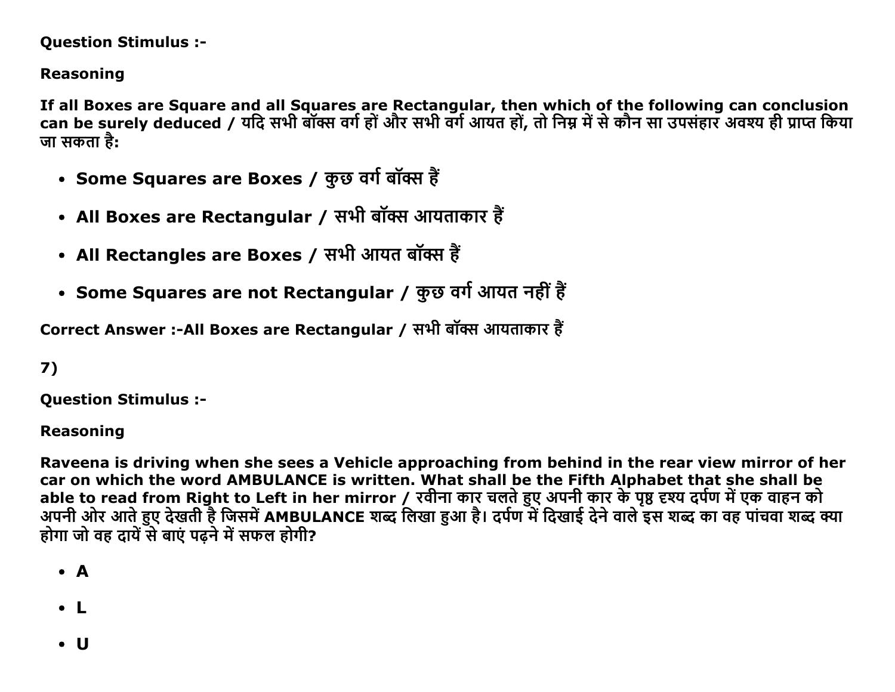**Question Stimulus :-**

**Reasoning**

**If all Boxes are Square and all Squares are Rectangular, then which of the following can conclusion can be surely deduced / यदि सभी बॉक्स वर्ग हों और सभी वर्ग आयत हों, तो निम्न में से कौन सा उपसंहार अवश्य ही प्राप्त किया जा सकता है:**

- **Some Squares are Boxes / कुछ वर्ग बॉक्स हैं**
- **All Boxes are Rectangular / सभी बॉक्स आयताकार हैं**
- **All Rectangles are Boxes / सभी आयत बॉक्स हैं**
- **Some Squares are not Rectangular / कुछ वर्ग आयत नहीं हैं**

**Correct Answer :-All Boxes are Rectangular / सभी बॉक्स आयताकार हैं**

**7)**

**Question Stimulus :-**

**Reasoning**

**Raveena is driving when she sees a Vehicle approaching from behind in the rear view mirror of her car on which the word AMBULANCE is written. What shall be the Fifth Alphabet that she shall be able to read from Right to Left in her mirror / रवीना कार चलते हुए अपनी कार के पृष्ठ दृश्य दर्पण में एक वाहन को अपनी ओर आते हुए देखती है जिसमें AMBULANCE शब्द लिखा हुआ है। दर्पण में दिखाई देने वाले इस शब्द का वह पांचवा शब्द क्या होगा जो वह दायें से बाएं पढ़ने में सफल होगी?**

- **A**
- **L**
- **U**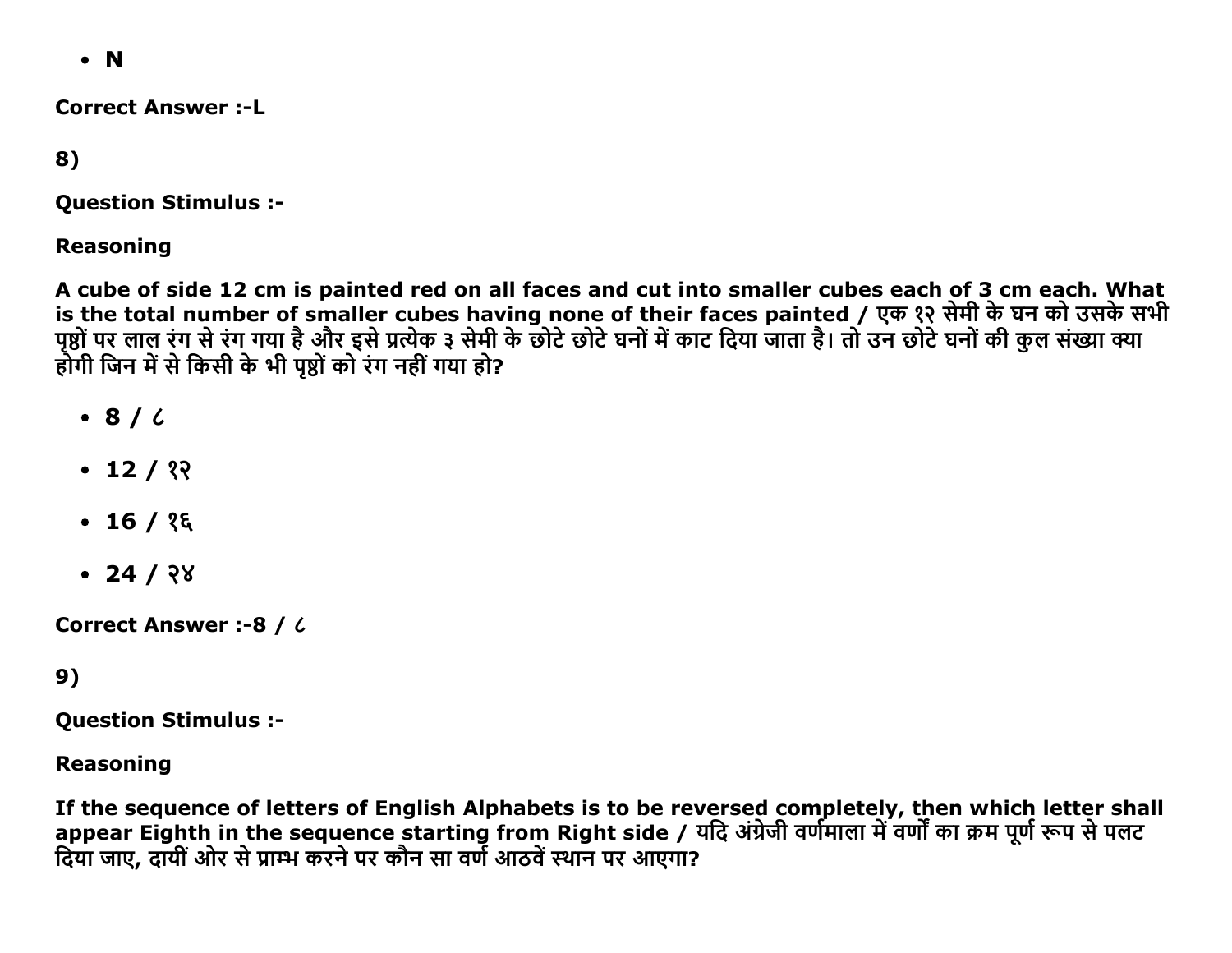- N

**Correct Answer :-L**

**8)**

**Question Stimulus :-**

**Reasoning**

**A cube of side 12 cm is painted red on all faces and cut into smaller cubes each of 3 cm each. What is the total number of smaller cubes having none of their faces painted / एक १२ सेमी के घन को उसके सभी पृष्ठों पर लाल रंग से रंग गया है और इसे प्रत्येक ३ सेमी के छोटे छोटे घनों में काट दिया जाता है। तो उन छोटे घनों की कुल संख्या क्या होगी जिन में से किसी के भी पृष्ठों को रंग नहीं गया हो?**

- **8 / ८**
- **12 / १२**
- **16 / १६**
- **24 / २४**

**Correct Answer :-8 / ८**

**9)**

**Question Stimulus :-**

**Reasoning**

**If the sequence of letters of English Alphabets is to be reversed completely, then which letter shall appear Eighth in the sequence starting from Right side / यदि अंग्रेजी वर्णमाला में वर्णों का क्रम पूर्ण रूप से पलट दिया जाए, दायीं ओर से प्राम्भ करने पर कौन सा वर्ण आठवें स्थान पर आएगा?**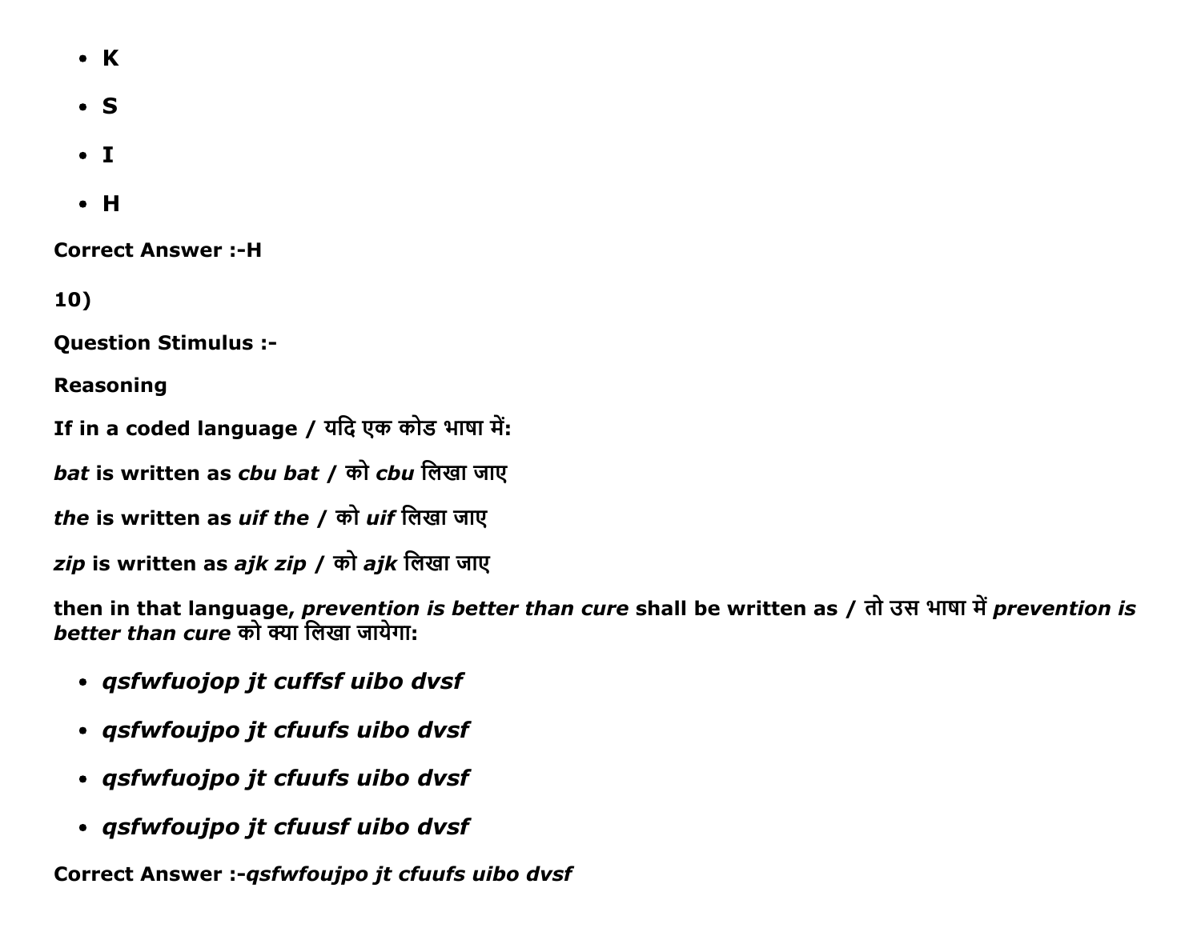- **K**
- **S**
- **I**
- **H**

**Correct Answer :-H**

**10)**

**Question Stimulus :-**

**Reasoning**

**If in a coded language / यदि एक कोड भाषा में:**

***bat* is written as *cbu bat* / को *cbu* लिखा जाए**

***the* is written as *uif the* / को *uif* लिखा जाए**

***zip* is written as *ajk zip* / को *ajk* लिखा जाए**

**then in that language, *prevention is better than cure* shall be written as / तो उस भाषा में *prevention is better than cure* को क्या लिखा जायेगा:**

- ***qsfwfuojop jt cuffsf uibo dvsf***
- ***qsfwfoujpo jt cfuufs uibo dvsf***
- ***qsfwfuojpo jt cfuufs uibo dvsf***
- ***qsfwfoujpo jt cfuusf uibo dvsf***

**Correct Answer :-*qsfwfoujpo jt cfuufs uibo dvsf***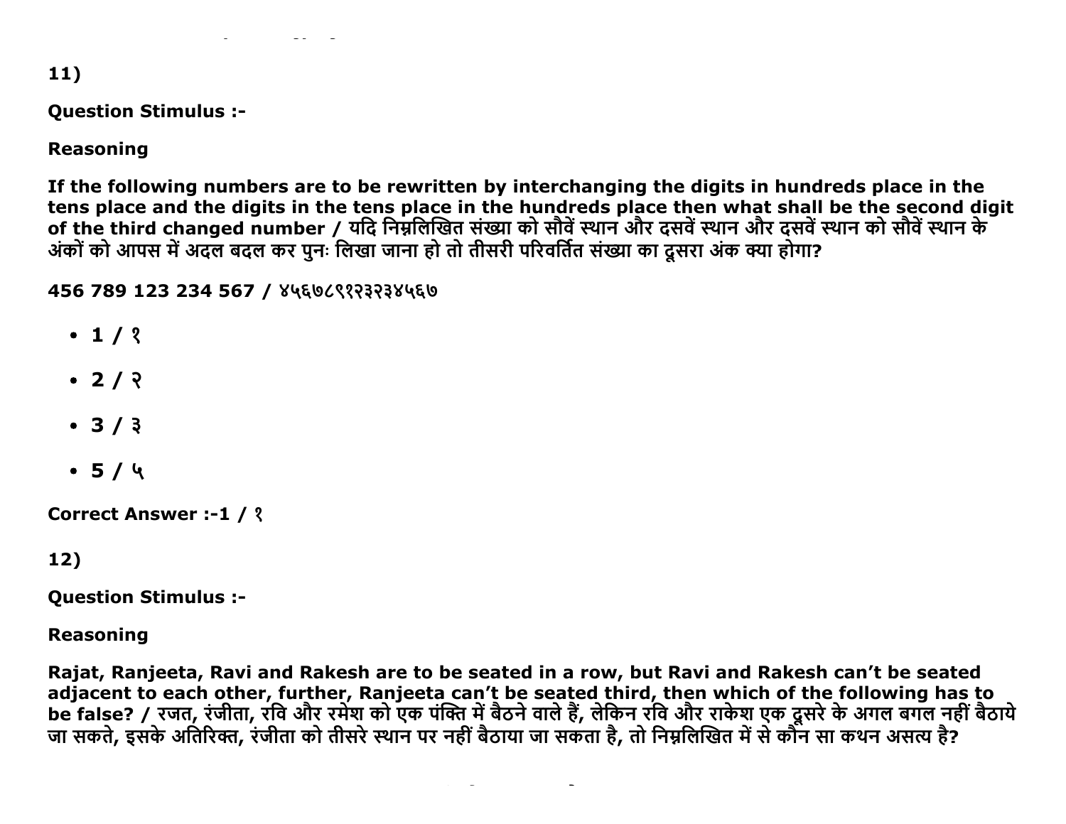11)

**Question Stimulus :-**

**Reasoning**

**If the following numbers are to be rewritten by interchanging the digits in hundreds place in the tens place and the digits in the tens place in the hundreds place then what shall be the second digit of the third changed number / यदि निम्नलिखित संख्या को सौवें स्थान और दसवें स्थान और दसवें स्थान को सौवें स्थान के अंकों को आपस में अदल बदल कर पुनः लिखा जाना हो तो तीसरी परिवर्तित संख्या का दूसरा अंक क्या होगा?**

**456 789 123 234 567 / ४५६७८९१२३२३४५६७**

- **1 / १**
- **2 / २**
- **3 / ३**
- **5 / ५**

**Correct Answer :-1 / १**

12)

**Question Stimulus :-**

**Reasoning**

**Rajat, Ranjeeta, Ravi and Rakesh are to be seated in a row, but Ravi and Rakesh can't be seated adjacent to each other, further, Ranjeeta can't be seated third, then which of the following has to be false? / रजत, रंजीता, रवि और रमेश को एक पंक्ति में बैठने वाले हैं, लेकिन रवि और राकेश एक दूसरे के अगल बगल नहीं बैठाये जा सकते, इसके अतिरिक्त, रंजीता को तीसरे स्थान पर नहीं बैठाया जा सकता है, तो निम्नलिखित में से कौन सा कथन असत्य है?**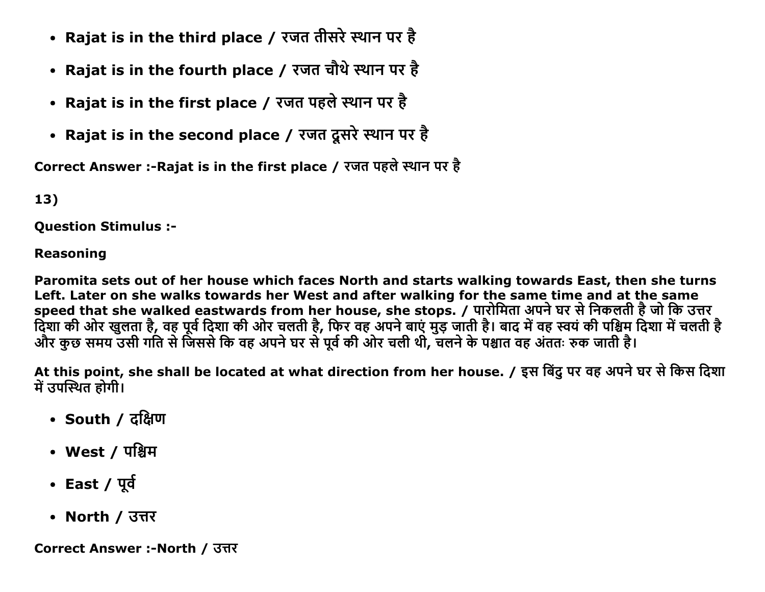- **Rajat is in the third place / रजत तीसरे स्थान पर है**
- **Rajat is in the fourth place / रजत चौथे स्थान पर है**
- **Rajat is in the first place / रजत पहले स्थान पर है**
- **Rajat is in the second place / रजत दूसरे स्थान पर है**

**Correct Answer :-Rajat is in the first place / रजत पहले स्थान पर है**

**13)**

**Question Stimulus :-**

**Reasoning**

**Paromita sets out of her house which faces North and starts walking towards East, then she turns Left. Later on she walks towards her West and after walking for the same time and at the same speed that she walked eastwards from her house, she stops. / पारोमिता अपने घर से निकलती है जो कि उत्तर दिशा की ओर खुलता है, वह पूर्व दिशा की ओर चलती है, फिर वह अपने बाएं मुड़ जाती है। बाद में वह स्वयं की पश्चिम दिशा में चलती है और कुछ समय उसी गति से जिससे कि वह अपने घर से पूर्व की ओर चली थी, चलने के पश्चात वह अंततः रुक जाती है।**

**At this point, she shall be located at what direction from her house. / इस बिंदु पर वह अपने घर से किस दिशा में उपस्थित होगी।**

- **South / दक्षिण**
- **West / पश्चिम**
- **East / पूर्व**
- **North / उत्तर**

**Correct Answer :-North / उत्तर**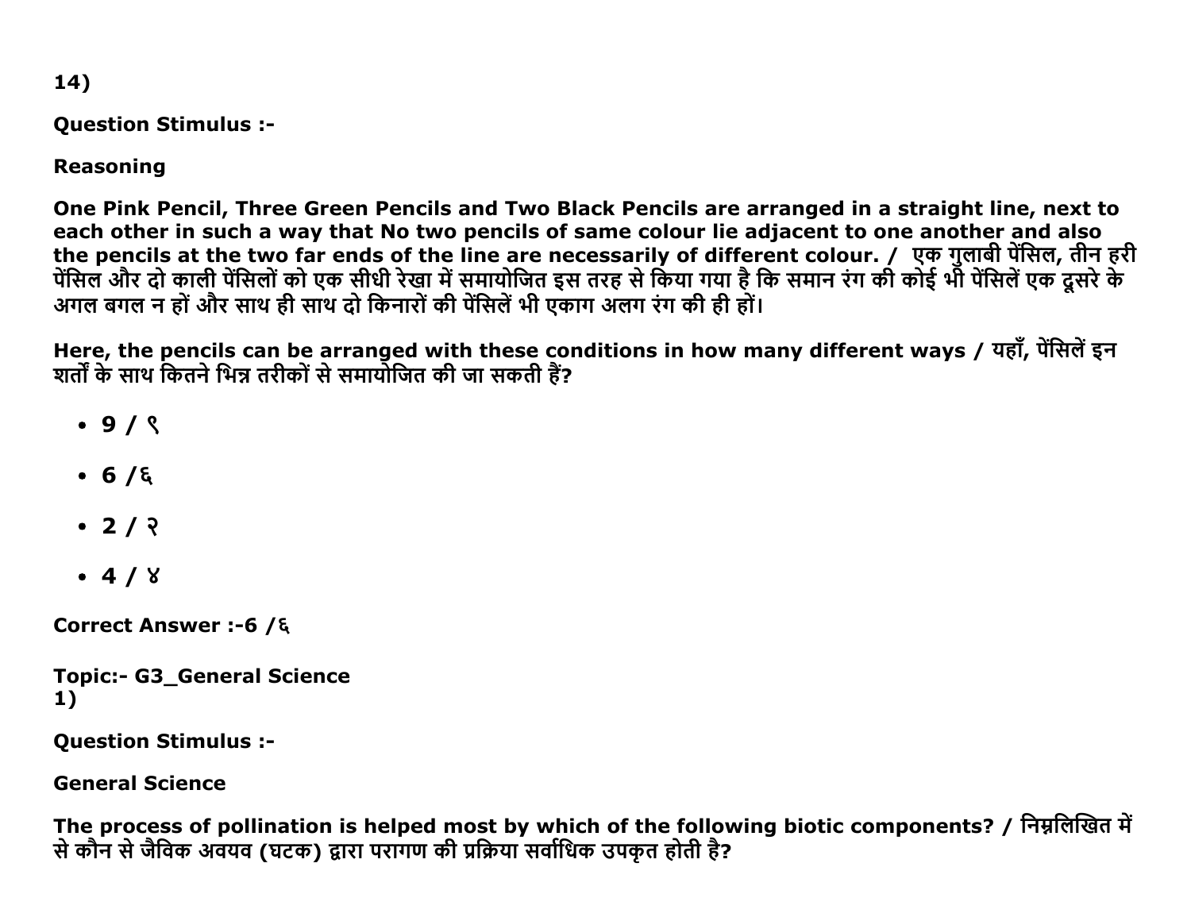14)

**Question Stimulus :-**

**Reasoning**

**One Pink Pencil, Three Green Pencils and Two Black Pencils are arranged in a straight line, next to each other in such a way that No two pencils of same colour lie adjacent to one another and also the pencils at the two far ends of the line are necessarily of different colour. / एक गुलाबी पेंसिल, तीन हरी पेंसिल और दो काली पेंसिलों को एक सीधी रेखा में समायोजित इस तरह से किया गया है कि समान रंग की कोई भी पेंसिलें एक दूसरे के अगल बगल न हों और साथ ही साथ दो किनारों की पेंसिलें भी एकाग अलग रंग की ही हों।**

**Here, the pencils can be arranged with these conditions in how many different ways / यहाँ, पेंसिलें इन शर्तों के साथ कितने भिन्न तरीकों से समायोजित की जा सकती हैं?**

- **9 / ९**
- **6 /६**
- **2 / २**
- **4 / ४**

**Correct Answer :-6 /६**

**Topic:- G3_General Science**
**1)**

**Question Stimulus :-**

**General Science**

**The process of pollination is helped most by which of the following biotic components? / निम्नलिखित में से कौन से जैविक अवयव (घटक) द्वारा परागण की प्रक्रिया सर्वाधिक उपकृत होती है?**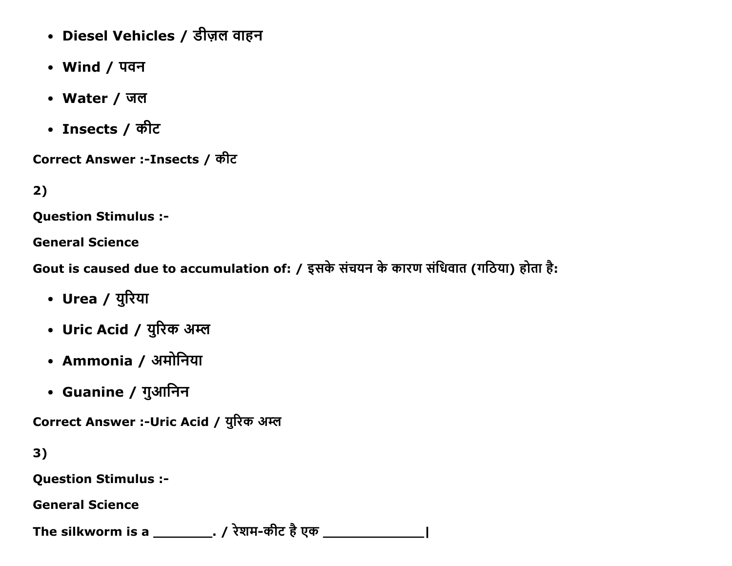- **Diesel Vehicles / डीज़ल वाहन**
- **Wind / पवन**
- **Water / जल**
- **Insects / कीट**

**Correct Answer :-Insects / कीट**

**2)**

**Question Stimulus :-**

**General Science**

**Gout is caused due to accumulation of: / इसके संचयन के कारण संधिवात (गठिया) होता है:**

- **Urea / युरिया**
- **Uric Acid / युरिक अम्ल**
- **Ammonia / अमोनिया**
- **Guanine / गुआनिन**

**Correct Answer :-Uric Acid / युरिक अम्ल**

**3)**

**Question Stimulus :-**

**General Science**

**The silkworm is a ________. / रेशम-कीट है एक _____________|**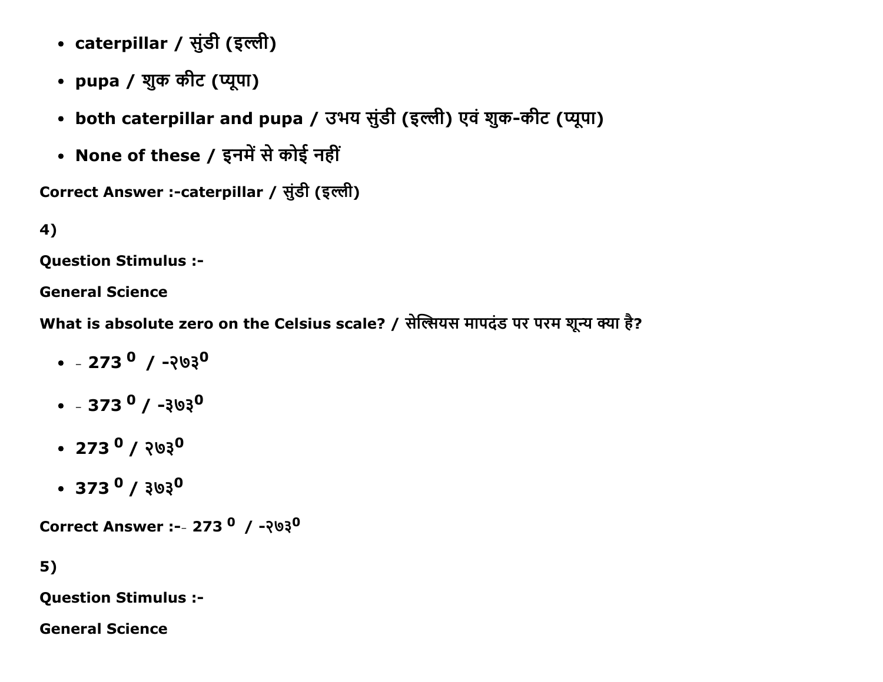- **caterpillar / सुंडी (इल्ली)**
- **pupa / शुक कीट (प्यूपा)**
- **both caterpillar and pupa / उभय सुंडी (इल्ली) एवं शुक-कीट (प्यूपा)**
- **None of these / इनमें से कोई नहीं**

**Correct Answer :-caterpillar / सुंडी (इल्ली)**

**4)**

**Question Stimulus :-**

**General Science**

**What is absolute zero on the Celsius scale? / सेल्सियस मापदंड पर परम शून्य क्या है?**

- **- 273 $^{0}$ / -२७३$^{0}$**
- **- 373 $^{0}$ / -३७३$^{0}$**
- **273 $^{0}$ / २७३$^{0}$**
- **373 $^{0}$ / ३७३$^{0}$**

**Correct Answer :-- 273 $^{0}$ / -२७३$^{0}$**

**5)**

**Question Stimulus :-**

**General Science**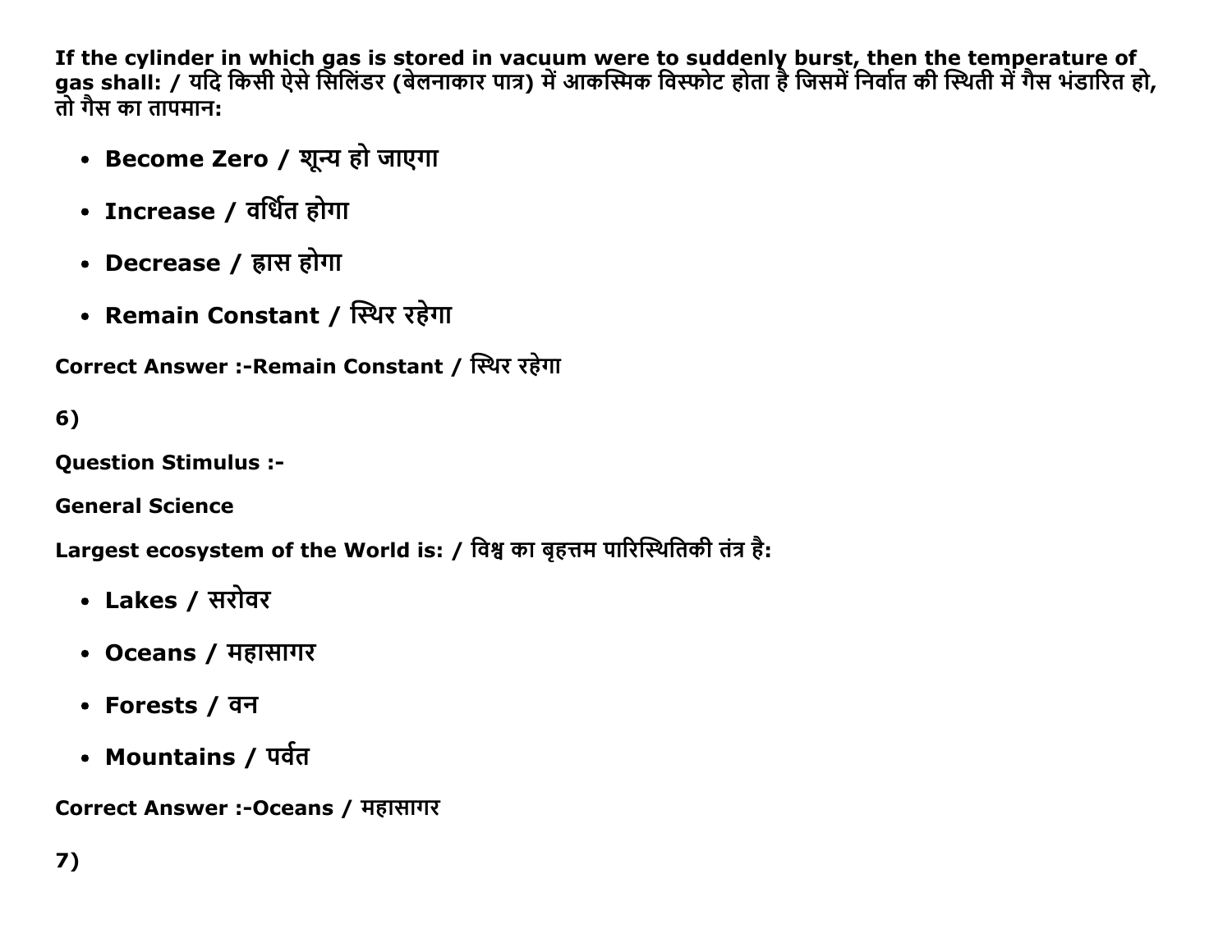**If the cylinder in which gas is stored in vacuum were to suddenly burst, then the temperature of gas shall: / यदि किसी ऐसे सिलिंडर (बेलनाकार पात्र) में आकस्मिक विस्फोट होता है जिसमें निर्वात की स्थिती में गैस भंडारित हो, तो गैस का तापमान:**

- **Become Zero / शून्य हो जाएगा**
- **Increase / वर्धित होगा**
- **Decrease / ह्रास होगा**
- **Remain Constant / स्थिर रहेगा**

**Correct Answer :-Remain Constant / स्थिर रहेगा**

**6)**

**Question Stimulus :-**

**General Science**

**Largest ecosystem of the World is: / विश्व का बृहत्तम पारिस्थितिकी तंत्र है:**

- **Lakes / सरोवर**
- **Oceans / महासागर**
- **Forests / वन**
- **Mountains / पर्वत**

**Correct Answer :-Oceans / महासागर**

**7)**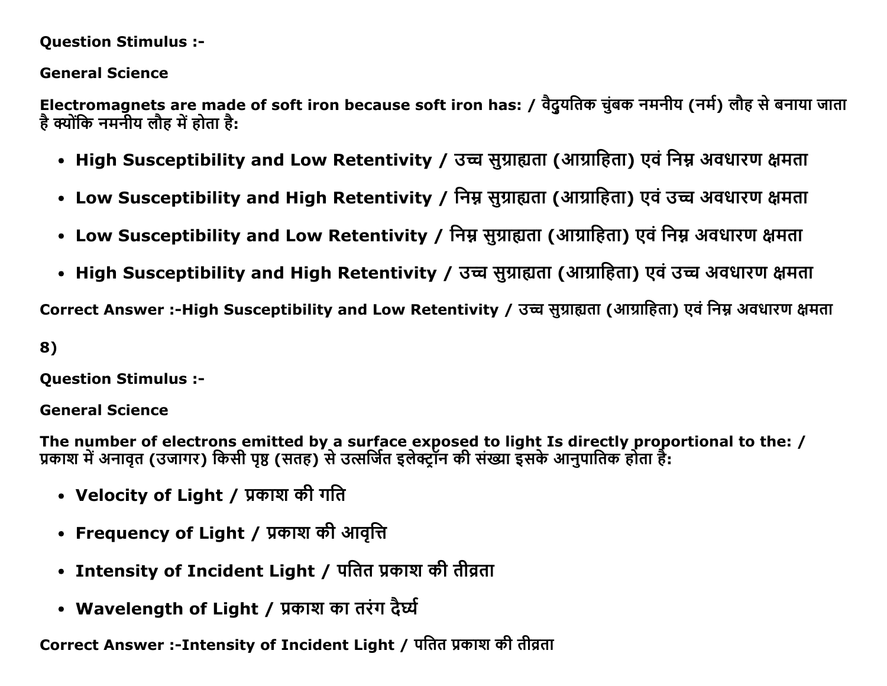**Question Stimulus :-**

**General Science**

**Electromagnets are made of soft iron because soft iron has: / वैद्युतिक चुंबक नमनीय (नर्म) लौह से बनाया जाता है क्योंकि नमनीय लौह में होता है:**

- **High Susceptibility and Low Retentivity / उच्च सुग्राह्यता (आग्राहिता) एवं निम्न अवधारण क्षमता**
- **Low Susceptibility and High Retentivity / निम्न सुग्राह्यता (आग्राहिता) एवं उच्च अवधारण क्षमता**
- **Low Susceptibility and Low Retentivity / निम्न सुग्राह्यता (आग्राहिता) एवं निम्न अवधारण क्षमता**
- **High Susceptibility and High Retentivity / उच्च सुग्राह्यता (आग्राहिता) एवं उच्च अवधारण क्षमता**

**Correct Answer :-High Susceptibility and Low Retentivity / उच्च सुग्राह्यता (आग्राहिता) एवं निम्न अवधारण क्षमता**

**8)**

**Question Stimulus :-**

**General Science**

**The number of electrons emitted by a surface exposed to light Is directly proportional to the: / प्रकाश में अनावृत (उजागर) किसी पृष्ठ (सतह) से उत्सर्जित इलेक्ट्रॉन की संख्या इसके आनुपातिक होता है:**

- **Velocity of Light / प्रकाश की गति**
- **Frequency of Light / प्रकाश की आवृत्ति**
- **Intensity of Incident Light / पतित प्रकाश की तीव्रता**
- **Wavelength of Light / प्रकाश का तरंग दैर्घ्य**

**Correct Answer :-Intensity of Incident Light / पतित प्रकाश की तीव्रता**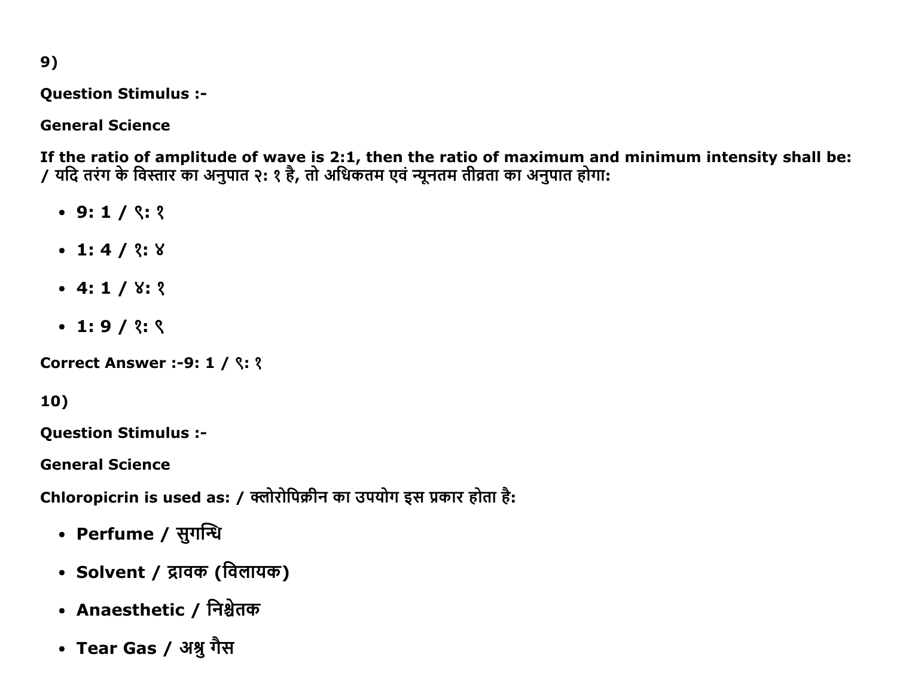9)

**Question Stimulus :-**

**General Science**

**If the ratio of amplitude of wave is 2:1, then the ratio of maximum and minimum intensity shall be: / यदि तरंग के विस्तार का अनुपात २: १ है, तो अधिकतम एवं न्यूनतम तीव्रता का अनुपात होगा:**

- **9: 1 / ९: १**
- **1: 4 / १: ४**
- **4: 1 / ४: १**
- **1: 9 / १: ९**

**Correct Answer :-9: 1 / ९: १**

10)

**Question Stimulus :-**

**General Science**

**Chloropicrin is used as: / क्लोरोपिक्रीन का उपयोग इस प्रकार होता है:**

- **Perfume / सुगन्धि**
- **Solvent / द्रावक (विलायक)**
- **Anaesthetic / निश्चेतक**
- **Tear Gas / अश्रु गैस**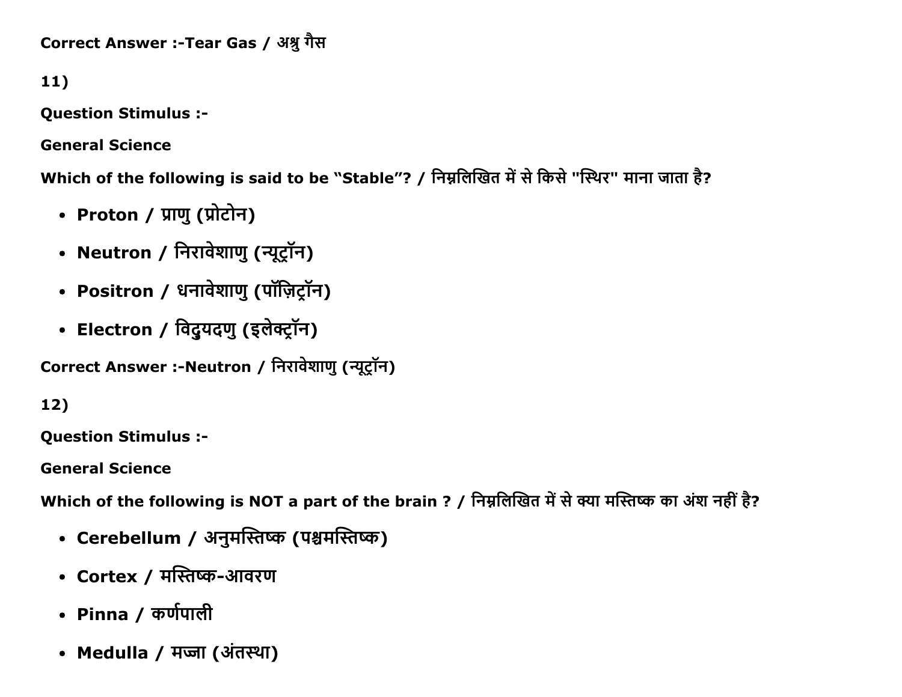**Correct Answer :-Tear Gas / अश्रु गैस**

**11)**

**Question Stimulus :-**

**General Science**

**Which of the following is said to be “Stable”? / निम्नलिखित में से किसे "स्थिर" माना जाता है?**

- **Proton / प्राणु (प्रोटोन)**
- **Neutron / निरावेशाणु (न्यूट्रॉन)**
- **Positron / धनावेशाणु (पॉज़िट्रॉन)**
- **Electron / विद्युयदणु (इलेक्ट्रॉन)**

**Correct Answer :-Neutron / निरावेशाणु (न्यूट्रॉन)**

**12)**

**Question Stimulus :-**

**General Science**

**Which of the following is NOT a part of the brain ? / निम्नलिखित में से क्या मस्तिष्क का अंश नहीं है?**

- **Cerebellum / अनुमस्तिष्क (पश्चमस्तिष्क)**
- **Cortex / मस्तिष्क-आवरण**
- **Pinna / कर्णपाली**
- **Medulla / मज्जा (अंतस्था)**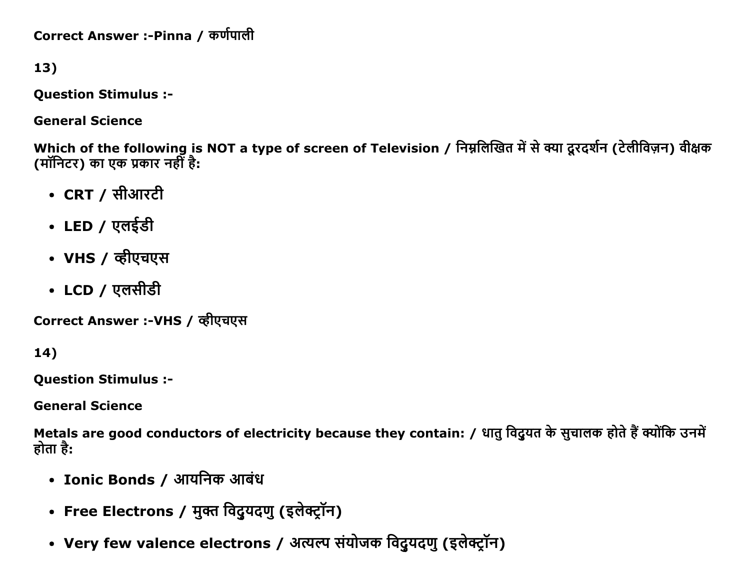Correct Answer :-Pinna / कर्णपाली

13)

**Question Stimulus :-**

**General Science**

**Which of the following is NOT a type of screen of Television / निम्नलिखित में से क्या दूरदर्शन (टेलीविज़न) वीक्षक (मॉनिटर) का एक प्रकार नहीं है:**

- **CRT / सीआरटी**
- **LED / एलईडी**
- **VHS / व्हीएचएस**
- **LCD / एलसीडी**

**Correct Answer :-VHS / व्हीएचएस**

14)

**Question Stimulus :-**

**General Science**

**Metals are good conductors of electricity because they contain: / धातु विदुयत के सुचालक होते हैं क्योंकि उनमें होता है:**

- **Ionic Bonds / आयनिक आबंध**
- **Free Electrons / मुक्त विदुयदणु (इलेक्ट्रॉन)**
- **Very few valence electrons / अत्यल्प संयोजक विदुयदणु (इलेक्ट्रॉन)**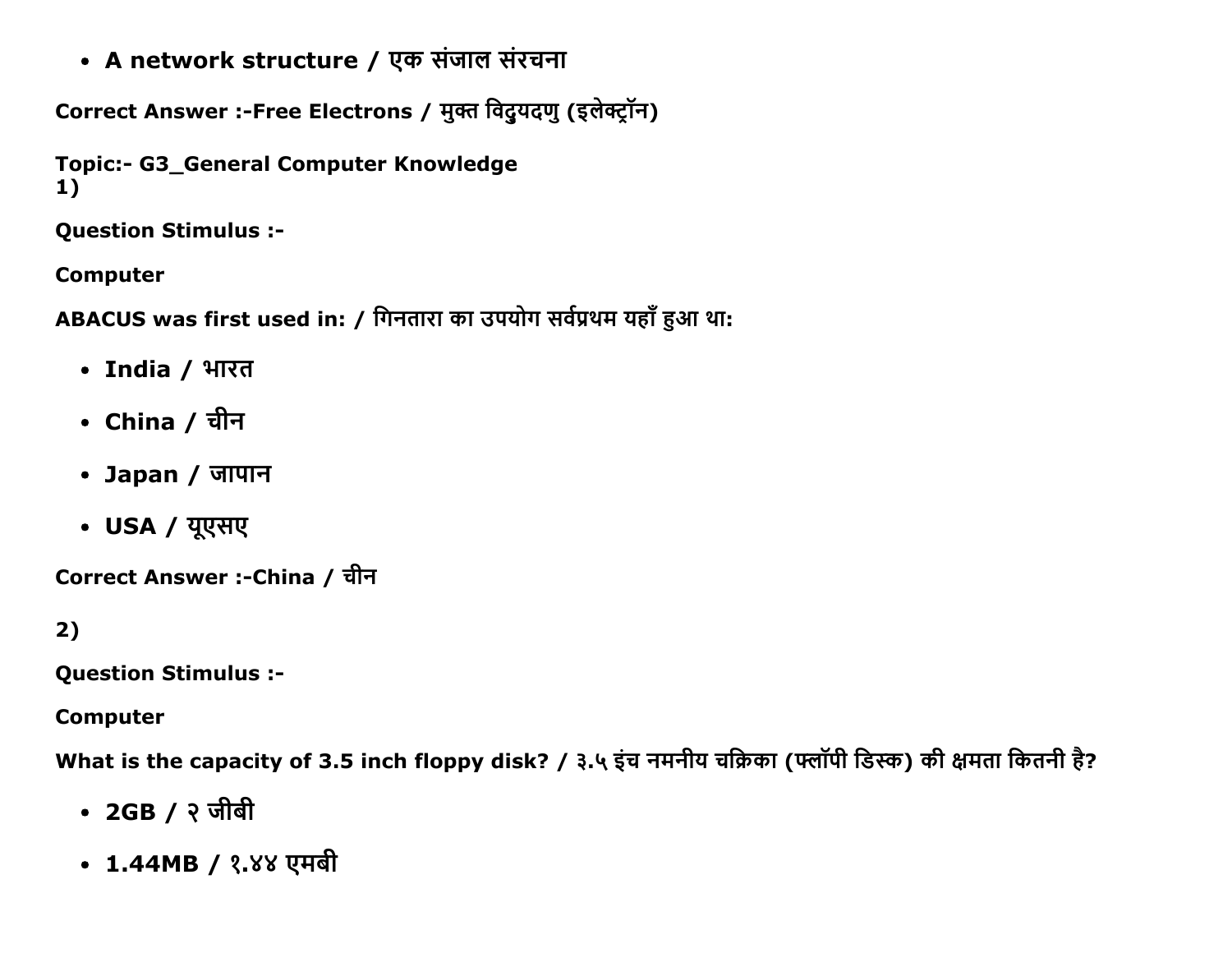- **A network structure / एक संजाल संरचना**

**Correct Answer :-Free Electrons / मुक्त विदुयदणु (इलेक्ट्रॉन)**

**Topic:- G3_General Computer Knowledge**
**1)**

**Question Stimulus :-**

**Computer**

**ABACUS was first used in: / गिनतारा का उपयोग सर्वप्रथम यहाँ हुआ था:**

- **India / भारत**
- **China / चीन**
- **Japan / जापान**
- **USA / यूएसए**

**Correct Answer :-China / चीन**

**2)**

**Question Stimulus :-**

**Computer**

**What is the capacity of 3.5 inch floppy disk? / ३.५ इंच नमनीय चक्रिका (फ्लॉपी डिस्क) की क्षमता कितनी है?**

- **2GB / २ जीबी**
- **1.44MB / १.४४ एमबी**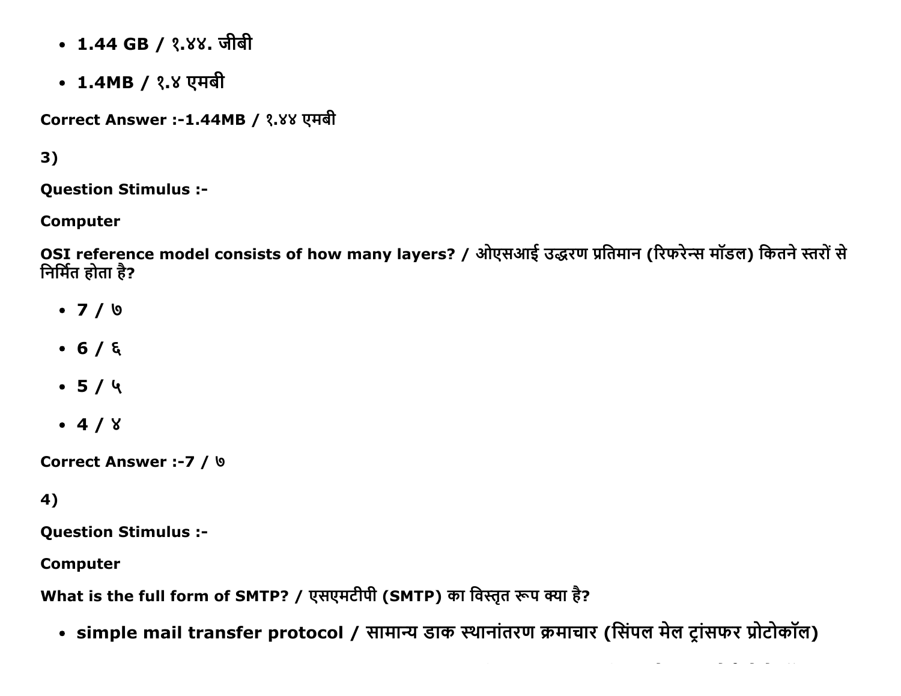- **1.44 GB / १.४४. जीबी**
- **1.4MB / १.४ एमबी**

**Correct Answer :-1.44MB / १.४४ एमबी**

**3)**

**Question Stimulus :-**

**Computer**

**OSI reference model consists of how many layers? / ओएसआई उद्धरण प्रतिमान (रिफरेन्स मॉडल) कितने स्तरों से निर्मित होता है?**

- **7 / ७**
- **6 / ६**
- **5 / ५**
- **4 / ४**

**Correct Answer :-7 / ७**

**4)**

**Question Stimulus :-**

**Computer**

**What is the full form of SMTP? / एसएमटीपी (SMTP) का विस्तृत रूप क्या है?**

- **simple mail transfer protocol / सामान्य डाक स्थानांतरण क्रमाचार (सिंपल मेल ट्रांसफर प्रोटोकॉल)**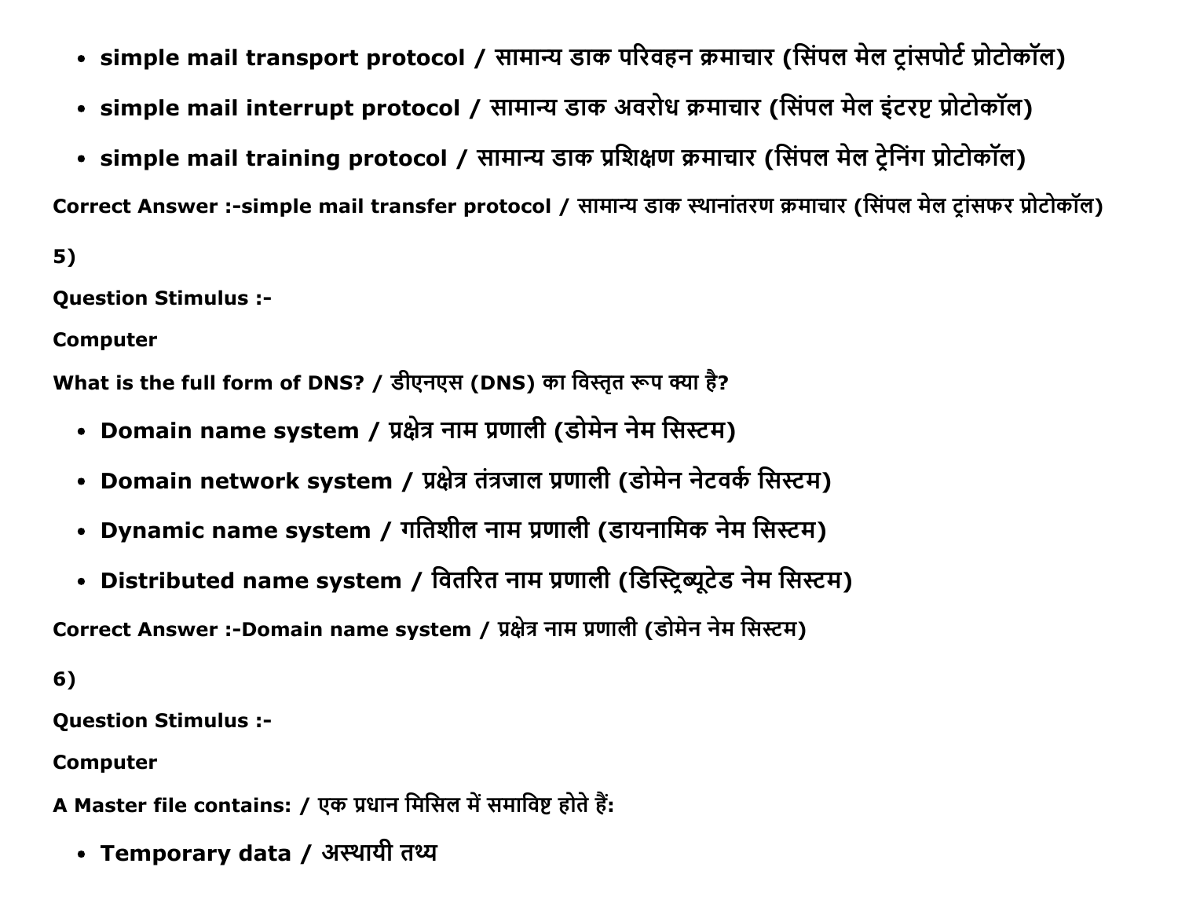- **simple mail transport protocol / सामान्य डाक परिवहन क्रमाचार (सिंपल मेल ट्रांसपोर्ट प्रोटोकॉल)**
- **simple mail interrupt protocol / सामान्य डाक अवरोध क्रमाचार (सिंपल मेल इंटरप्ट प्रोटोकॉल)**
- **simple mail training protocol / सामान्य डाक प्रशिक्षण क्रमाचार (सिंपल मेल ट्रेनिंग प्रोटोकॉल)**

**Correct Answer :-simple mail transfer protocol / सामान्य डाक स्थानांतरण क्रमाचार (सिंपल मेल ट्रांसफर प्रोटोकॉल)**

**5)**

**Question Stimulus :-**

**Computer**

**What is the full form of DNS? / डीएनएस (DNS) का विस्तृत रूप क्या है?**

- **Domain name system / प्रक्षेत्र नाम प्रणाली (डोमेन नेम सिस्टम)**
- **Domain network system / प्रक्षेत्र तंत्रजाल प्रणाली (डोमेन नेटवर्क सिस्टम)**
- **Dynamic name system / गतिशील नाम प्रणाली (डायनामिक नेम सिस्टम)**
- **Distributed name system / वितरित नाम प्रणाली (डिस्ट्रिब्यूटेड नेम सिस्टम)**

**Correct Answer :-Domain name system / प्रक्षेत्र नाम प्रणाली (डोमेन नेम सिस्टम)**

**6)**

**Question Stimulus :-**

**Computer**

**A Master file contains: / एक प्रधान मिसिल में समाविष्ट होते हैं:**

- **Temporary data / अस्थायी तथ्य**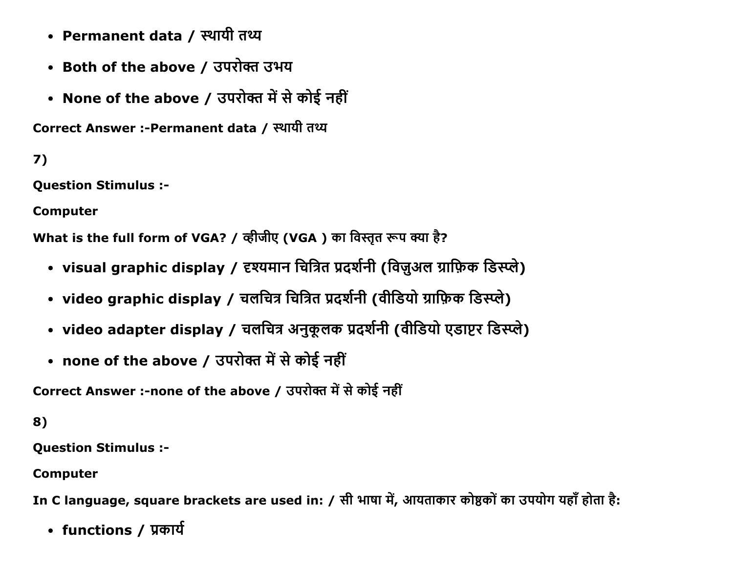- **Permanent data / स्थायी तथ्य**
- **Both of the above / उपरोक्त उभय**
- **None of the above / उपरोक्त में से कोई नहीं**

**Correct Answer :-Permanent data / स्थायी तथ्य**

**7)**

**Question Stimulus :-**

**Computer**

**What is the full form of VGA? / व्हीजीए (VGA ) का विस्तृत रूप क्या है?**

- **visual graphic display / दृश्यमान चित्रित प्रदर्शनी (विज़ुअल ग्राफ़िक डिस्प्ले)**
- **video graphic display / चलचित्र चित्रित प्रदर्शनी (वीडियो ग्राफ़िक डिस्प्ले)**
- **video adapter display / चलचित्र अनुकूलक प्रदर्शनी (वीडियो एडाप्टर डिस्प्ले)**
- **none of the above / उपरोक्त में से कोई नहीं**

**Correct Answer :-none of the above / उपरोक्त में से कोई नहीं**

**8)**

**Question Stimulus :-**

**Computer**

**In C language, square brackets are used in: / सी भाषा में, आयताकार कोष्ठकों का उपयोग यहाँ होता है:**

- **functions / प्रकार्य**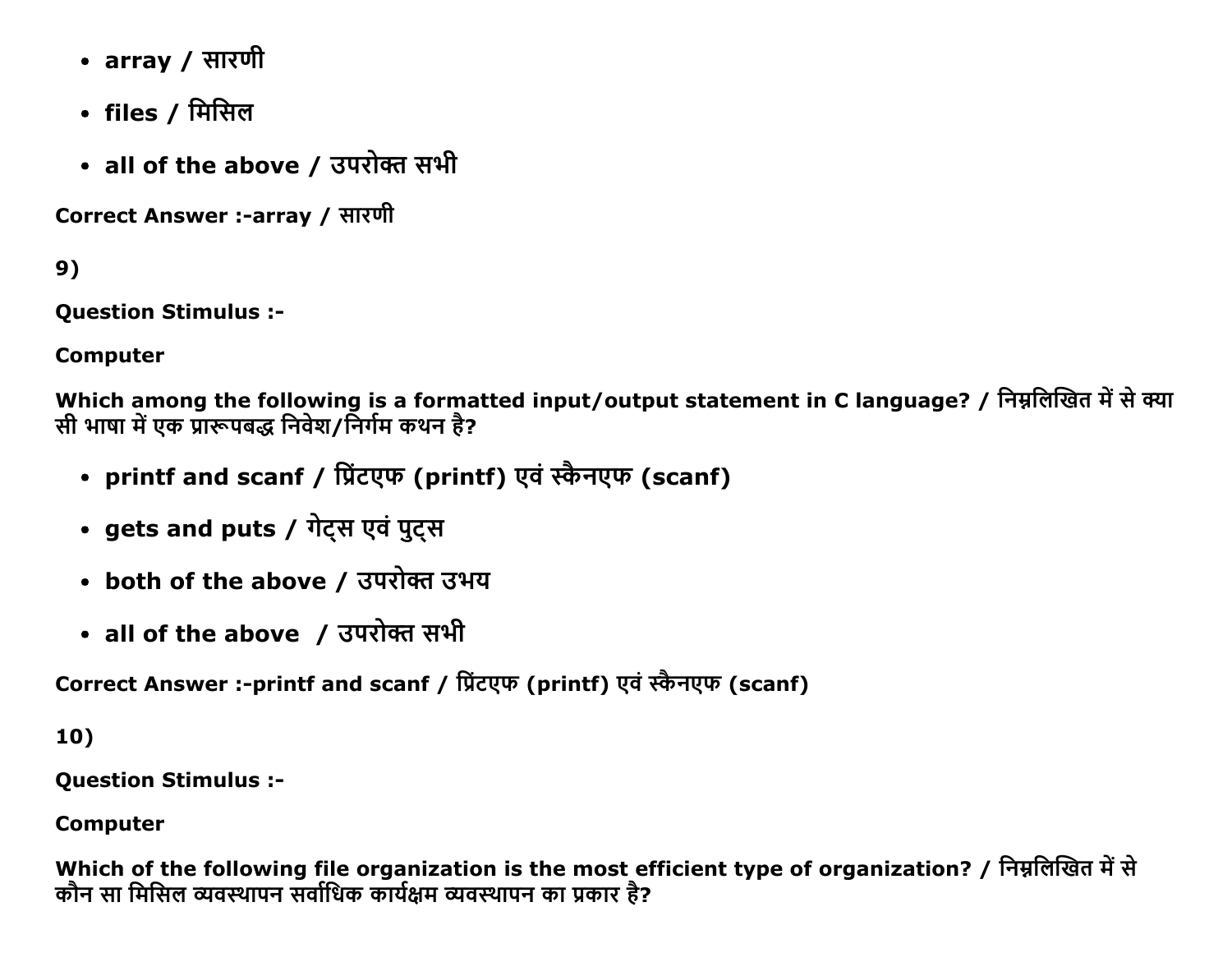- **array / सारणी**
- **files / मिसिल**
- **all of the above / उपरोक्त सभी**

**Correct Answer :-array / सारणी**

**9)**

**Question Stimulus :-**

**Computer**

**Which among the following is a formatted input/output statement in C language? / निम्नलिखित में से क्या सी भाषा में एक प्रारूपबद्ध निवेश/निर्गम कथन है?**

- **printf and scanf / प्रिंटएफ (printf) एवं स्कैनएफ (scanf)**
- **gets and puts / गेट्स एवं पुट्स**
- **both of the above / उपरोक्त उभय**
- **all of the above / उपरोक्त सभी**

**Correct Answer :-printf and scanf / प्रिंटएफ (printf) एवं स्कैनएफ (scanf)**

**10)**

**Question Stimulus :-**

**Computer**

**Which of the following file organization is the most efficient type of organization? / निम्नलिखित में से कौन सा मिसिल व्यवस्थापन सर्वाधिक कार्यक्षम व्यवस्थापन का प्रकार है?**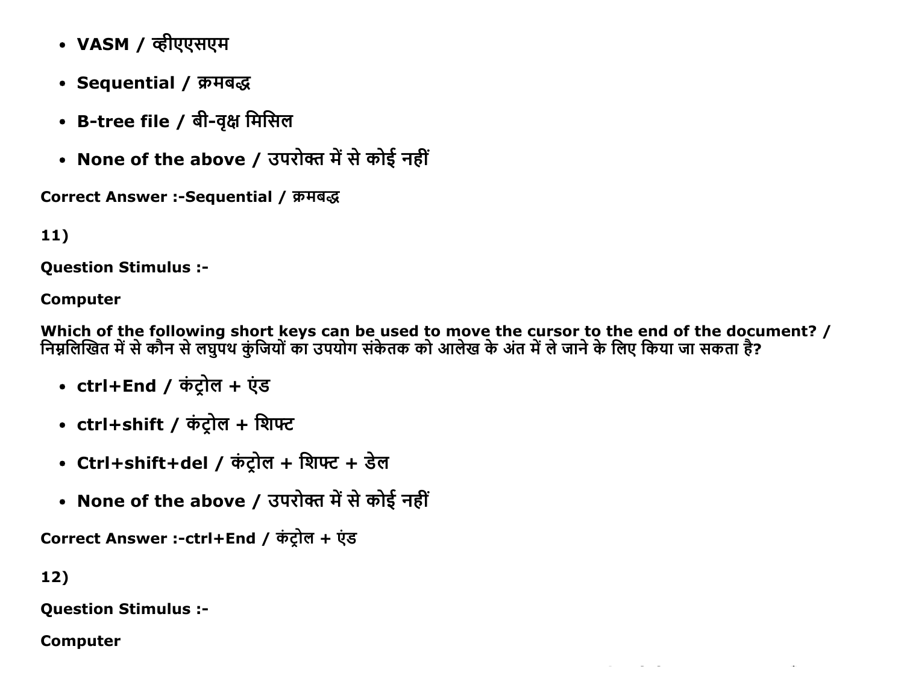- **VASM / व्हीएएसएम**
- **Sequential / क्रमबद्ध**
- **B-tree file / बी-वृक्ष मिसिल**
- **None of the above / उपरोक्त में से कोई नहीं**

**Correct Answer :-Sequential / क्रमबद्ध**

**11)**

**Question Stimulus :-**

**Computer**

**Which of the following short keys can be used to move the cursor to the end of the document? / निम्नलिखित में से कौन से लघुपथ कुंजियों का उपयोग संकेतक को आलेख के अंत में ले जाने के लिए किया जा सकता है?**

- **ctrl+End / कंट्रोल + एंड**
- **ctrl+shift / कंट्रोल + शिफ्ट**
- **Ctrl+shift+del / कंट्रोल + शिफ्ट + डेल**
- **None of the above / उपरोक्त में से कोई नहीं**

**Correct Answer :-ctrl+End / कंट्रोल + एंड**

**12)**

**Question Stimulus :-**

**Computer**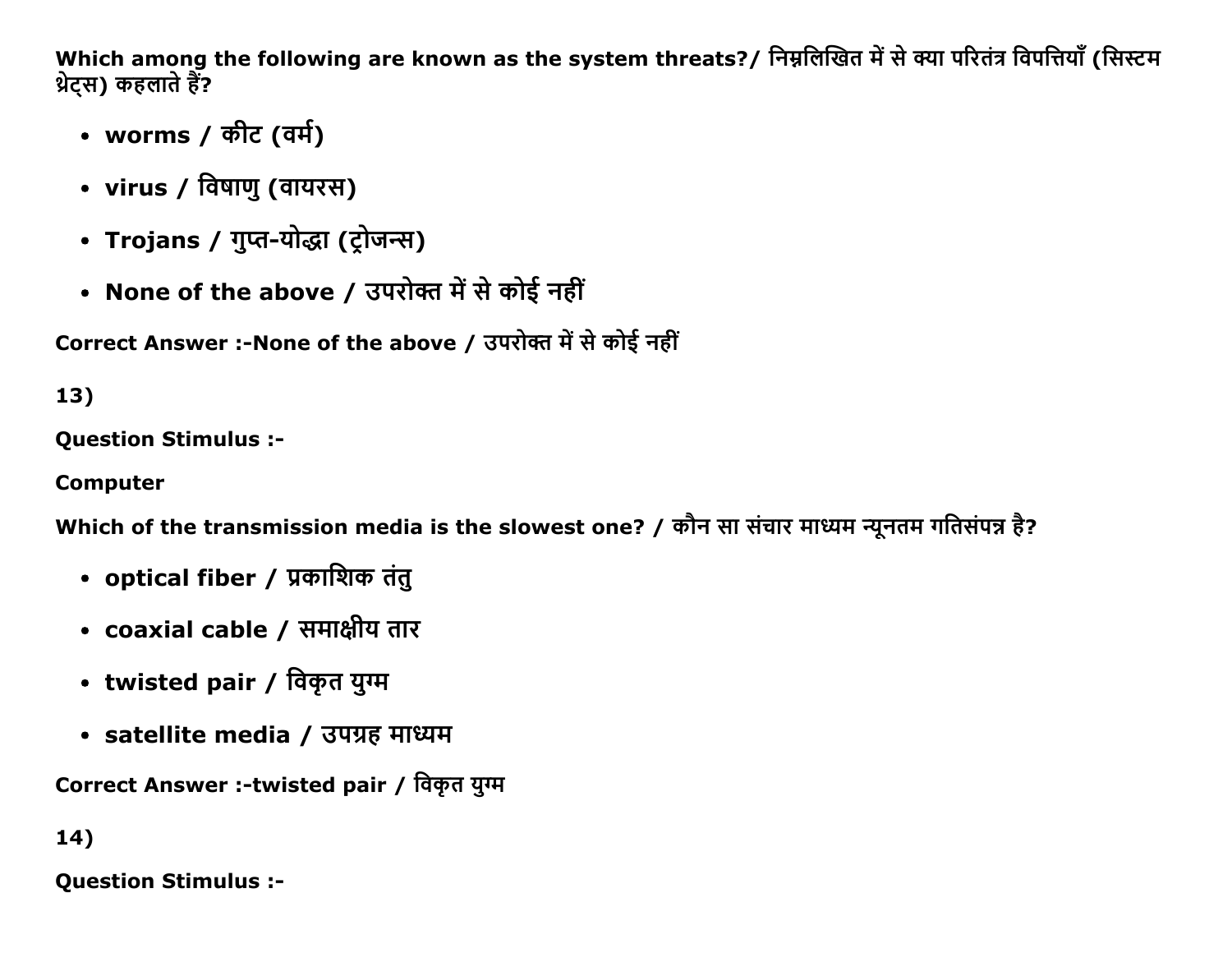**Which among the following are known as the system threats?/ निम्नलिखित में से क्या परितंत्र विपत्तियाँ (सिस्टम थ्रेट्स) कहलाते हैं?**

- **worms / कीट (वर्म)**
- **virus / विषाणु (वायरस)**
- **Trojans / गुप्त-योद्धा (ट्रोजन्स)**
- **None of the above / उपरोक्त में से कोई नहीं**

**Correct Answer :-None of the above / उपरोक्त में से कोई नहीं**

**13)**

**Question Stimulus :-**

**Computer**

**Which of the transmission media is the slowest one? / कौन सा संचार माध्यम न्यूनतम गतिसंपन्न है?**

- **optical fiber / प्रकाशिक तंतु**
- **coaxial cable / समाक्षीय तार**
- **twisted pair / विकृत युग्म**
- **satellite media / उपग्रह माध्यम**

**Correct Answer :-twisted pair / विकृत युग्म**

**14)**

**Question Stimulus :-**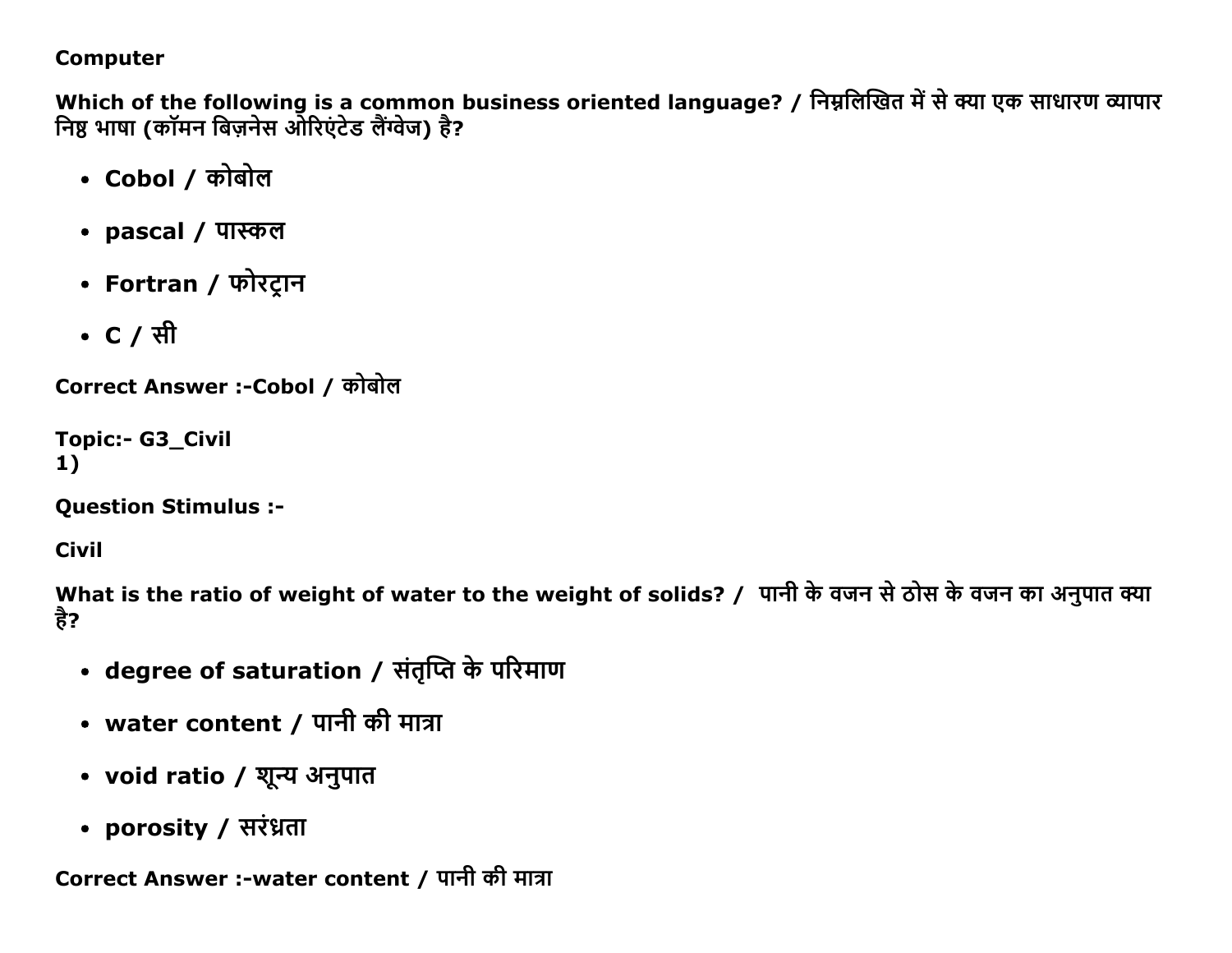**Computer**

**Which of the following is a common business oriented language? / निम्नलिखित में से क्या एक साधारण व्यापार निष्ठ भाषा (कॉमन बिज़नेस ओरिएंटेड लैंग्वेज) है?**

- **Cobol / कोबोल**
- **pascal / पास्कल**
- **Fortran / फोरट्रान**
- **C / सी**

**Correct Answer :-Cobol / कोबोल**

**Topic:- G3_Civil**
**1)**

**Question Stimulus :-**

**Civil**

**What is the ratio of weight of water to the weight of solids? / पानी के वजन से ठोस के वजन का अनुपात क्या है?**

- **degree of saturation / संतृप्ति के परिमाण**
- **water content / पानी की मात्रा**
- **void ratio / शून्य अनुपात**
- **porosity / सरंध्रता**

**Correct Answer :-water content / पानी की मात्रा**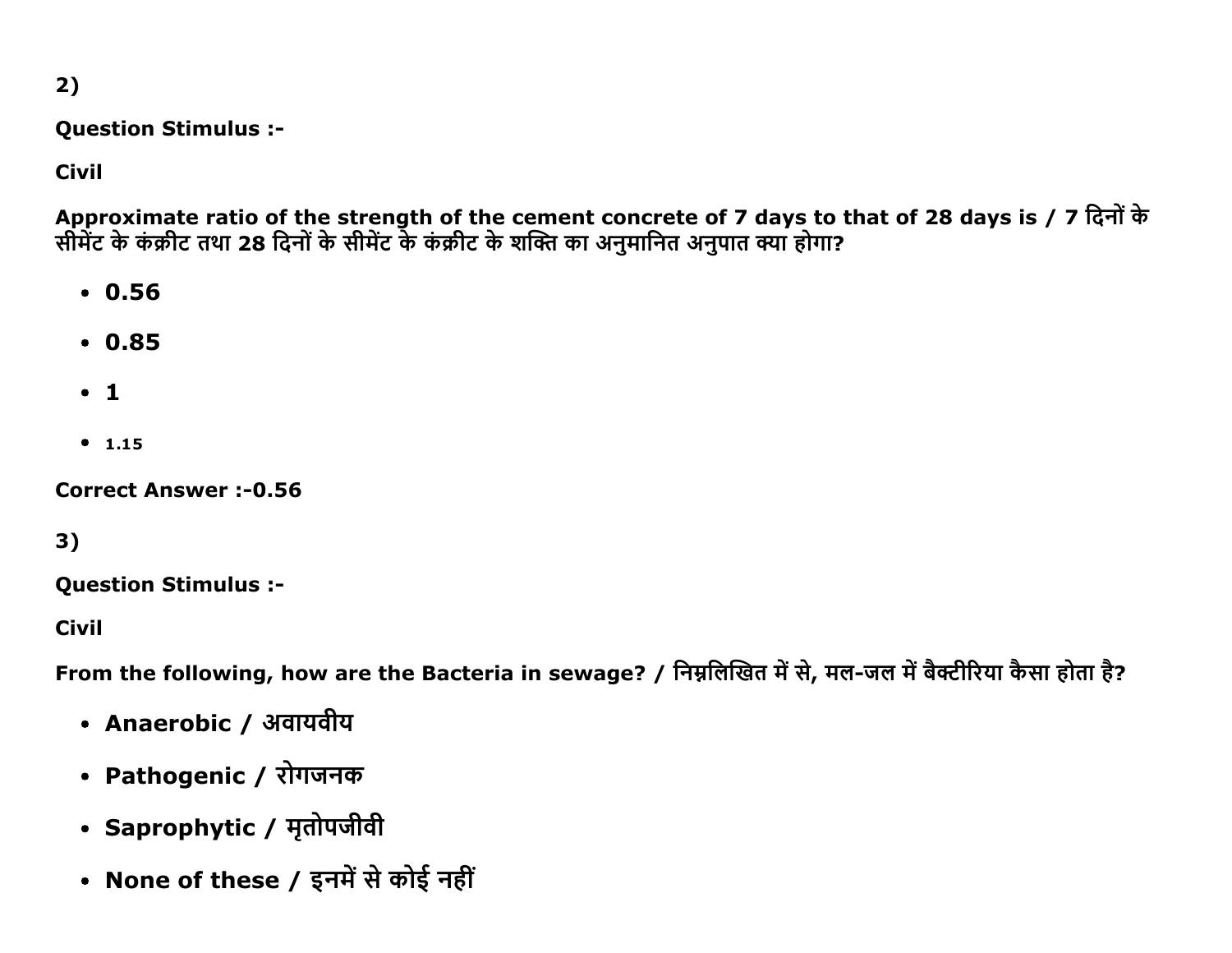2)

**Question Stimulus :-**

**Civil**

**Approximate ratio of the strength of the cement concrete of 7 days to that of 28 days is / 7 दिनों के सीमेंट के कंक्रीट तथा 28 दिनों के सीमेंट के कंक्रीट के शक्ति का अनुमानित अनुपात क्या होगा?**

- **0.56**
- **0.85**
- **1**
- 1.15

**Correct Answer :-0.56**

3)

**Question Stimulus :-**

**Civil**

**From the following, how are the Bacteria in sewage? / निम्नलिखित में से, मल-जल में बैक्टीरिया कैसा होता है?**

- **Anaerobic / अवायवीय**
- **Pathogenic / रोगजनक**
- **Saprophytic / मृतोपजीवी**
- **None of these / इनमें से कोई नहीं**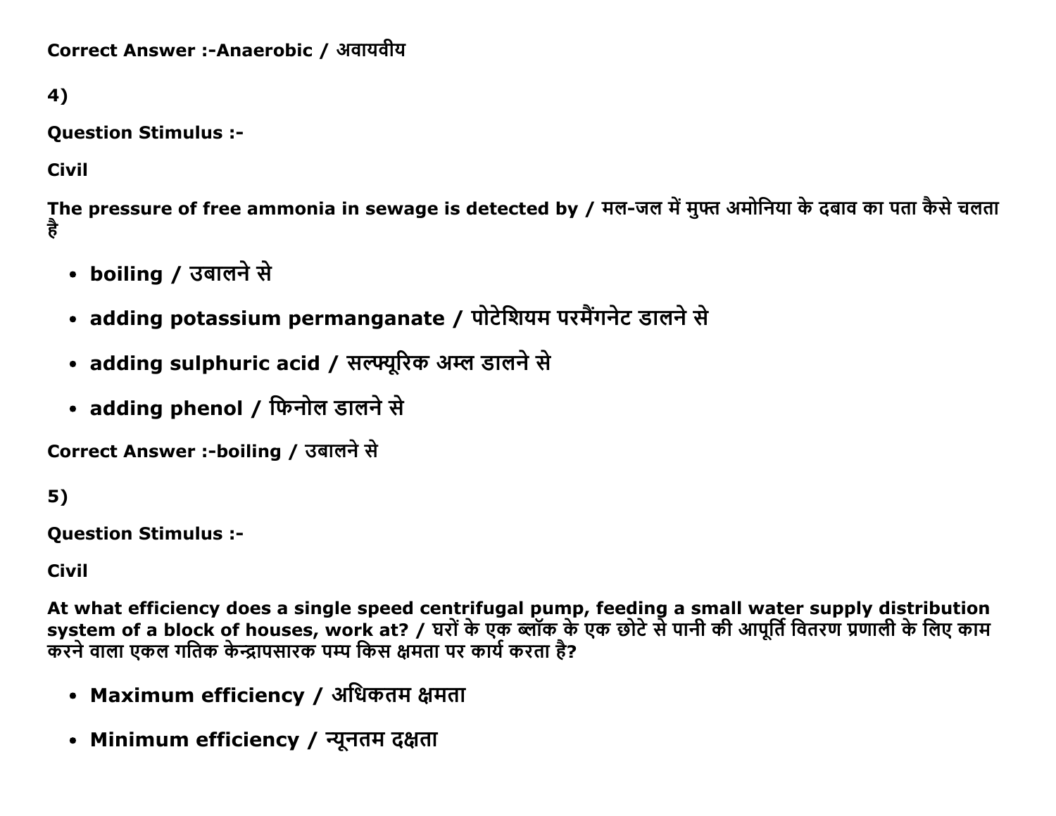**Correct Answer :-Anaerobic / अवायवीय**

**4)**

**Question Stimulus :-**

**Civil**

**The pressure of free ammonia in sewage is detected by / मल-जल में मुफ्त अमोनिया के दबाव का पता कैसे चलता है**

- **boiling / उबालने से**
- **adding potassium permanganate / पोटेशियम परमैंगनेट डालने से**
- **adding sulphuric acid / सल्फ्यूरिक अम्ल डालने से**
- **adding phenol / फिनोल डालने से**

**Correct Answer :-boiling / उबालने से**

**5)**

**Question Stimulus :-**

**Civil**

**At what efficiency does a single speed centrifugal pump, feeding a small water supply distribution system of a block of houses, work at? / घरों के एक ब्लॉक के एक छोटे से पानी की आपूर्ति वितरण प्रणाली के लिए काम करने वाला एकल गतिक केन्द्रापसारक पम्प किस क्षमता पर कार्य करता है?**

- **Maximum efficiency / अधिकतम क्षमता**
- **Minimum efficiency / न्यूनतम दक्षता**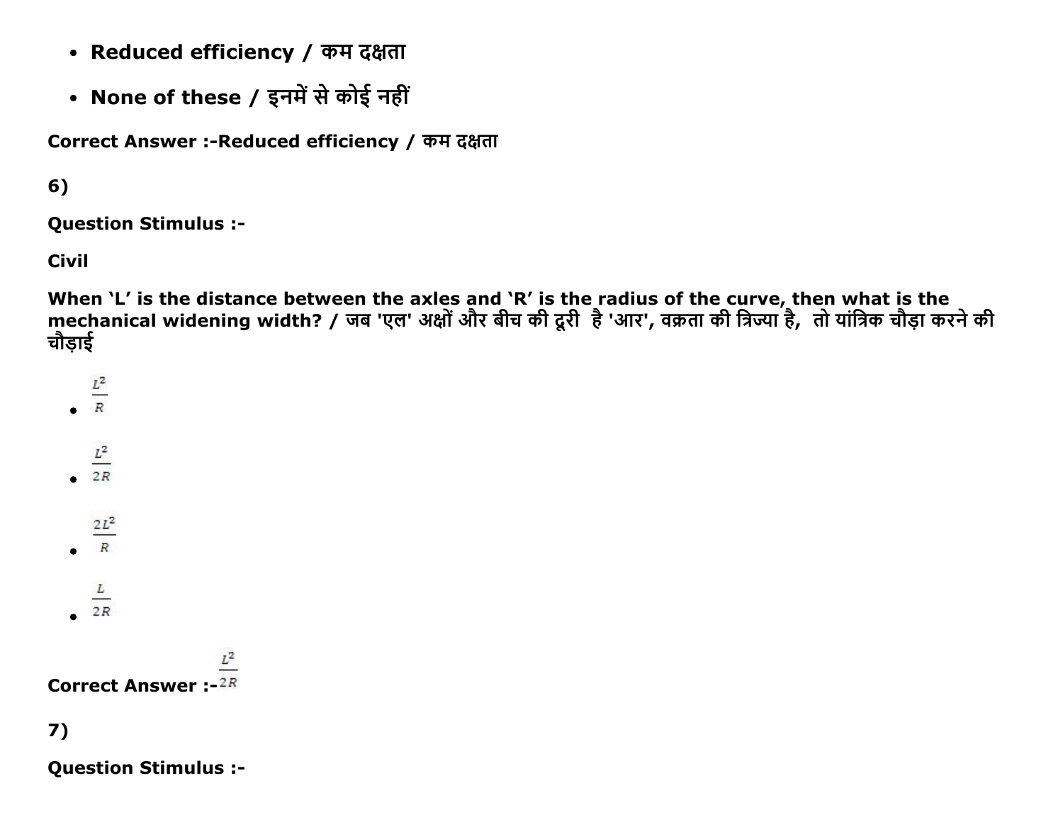- **Reduced efficiency / कम दक्षता**
- **None of these / इनमें से कोई नहीं**

**Correct Answer :-Reduced efficiency / कम दक्षता**

**6)**

**Question Stimulus :-**

**Civil**

**When 'L' is the distance between the axles and 'R' is the radius of the curve, then what is the mechanical widening width? / जब 'एल' अक्षों और बीच की दूरी है 'आर', वक्रता की त्रिज्या है, तो यांत्रिक चौड़ा करने की चौड़ाई**

- $\frac{L^2}{R}$
- $\frac{L^2}{2R}$
- $\frac{2L^2}{R}$
- $\frac{L}{2R}$

**Correct Answer :-** $\frac{L^2}{2R}$

**7)**

**Question Stimulus :-**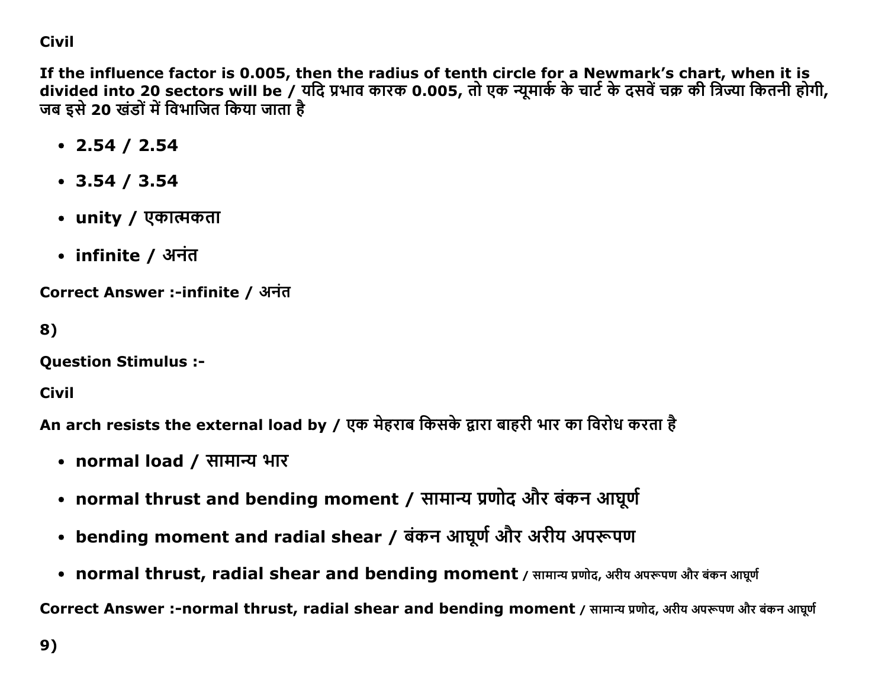Civil

**If the influence factor is 0.005, then the radius of tenth circle for a Newmark's chart, when it is divided into 20 sectors will be / यदि प्रभाव कारक 0.005, तो एक न्यूमार्क के चार्ट के दसवें चक्र की त्रिज्या कितनी होगी, जब इसे 20 खंडों में विभाजित किया जाता है**

- **2.54 / 2.54**
- **3.54 / 3.54**
- **unity / एकात्मकता**
- **infinite / अनंत**

**Correct Answer :-infinite / अनंत**

**8)**

**Question Stimulus :-**

**Civil**

**An arch resists the external load by / एक मेहराब किसके द्वारा बाहरी भार का विरोध करता है**

- **normal load / सामान्य भार**
- **normal thrust and bending moment / सामान्य प्रणोद और बंकन आघूर्ण**
- **bending moment and radial shear / बंकन आघूर्ण और अरीय अपरूपण**
- **normal thrust, radial shear and bending moment / सामान्य प्रणोद, अरीय अपरूपण और बंकन आघूर्ण**

**Correct Answer :-normal thrust, radial shear and bending moment / सामान्य प्रणोद, अरीय अपरूपण और बंकन आघूर्ण**

**9)**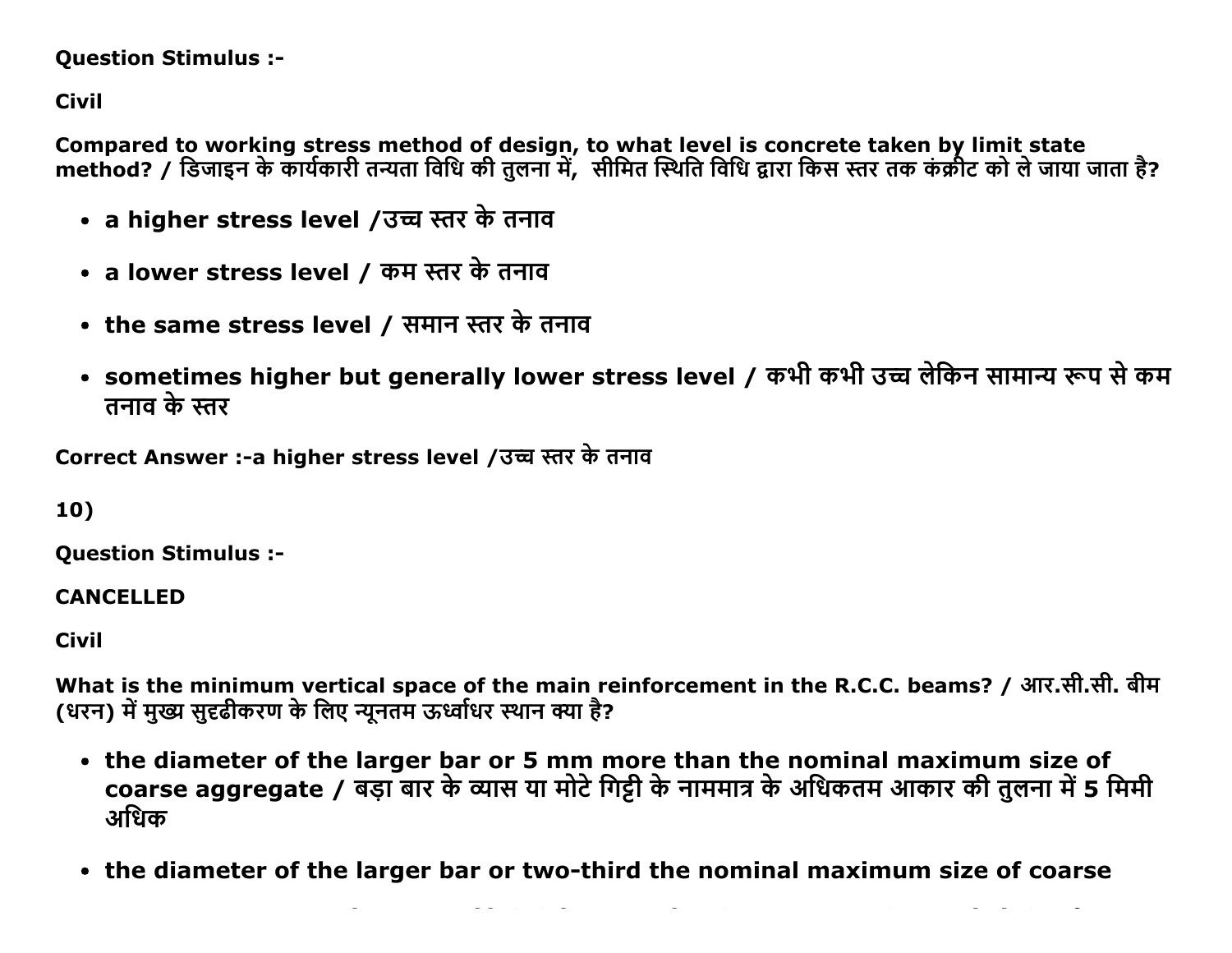**Question Stimulus :-**

**Civil**

**Compared to working stress method of design, to what level is concrete taken by limit state method? / डिजाइन के कार्यकारी तन्यता विधि की तुलना में, सीमित स्थिति विधि द्वारा किस स्तर तक कंक्रीट को ले जाया जाता है?**

- **a higher stress level /उच्च स्तर के तनाव**
- **a lower stress level / कम स्तर के तनाव**
- **the same stress level / समान स्तर के तनाव**
- **sometimes higher but generally lower stress level / कभी कभी उच्च लेकिन सामान्य रूप से कम तनाव के स्तर**

**Correct Answer :-a higher stress level /उच्च स्तर के तनाव**

**10)**

**Question Stimulus :-**

**CANCELLED**

**Civil**

**What is the minimum vertical space of the main reinforcement in the R.C.C. beams? / आर.सी.सी. बीम (धरन) में मुख्य सुदृढीकरण के लिए न्यूनतम ऊर्ध्वाधर स्थान क्या है?**

- **the diameter of the larger bar or 5 mm more than the nominal maximum size of coarse aggregate / बड़ा बार के व्यास या मोटे गिट्टी के नाममात्र के अधिकतम आकार की तुलना में 5 मिमी अधिक**
- **the diameter of the larger bar or two-third the nominal maximum size of coarse**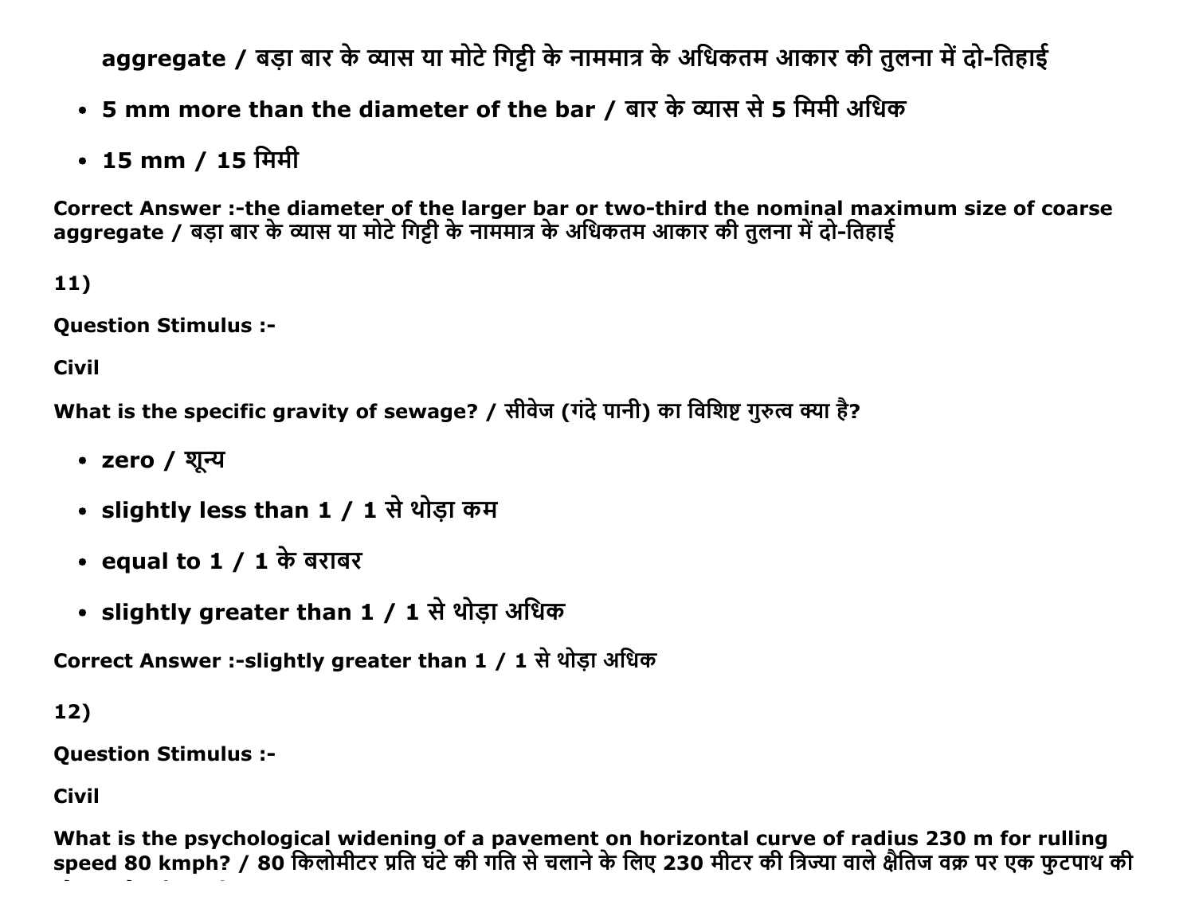aggregate / बड़ा बार के व्यास या मोटे गिट्टी के नाममात्र के अधिकतम आकार की तुलना में दो-तिहाई

- 5 mm more than the diameter of the bar / बार के व्यास से 5 मिमी अधिक
- 15 mm / 15 मिमी

**Correct Answer :-the diameter of the larger bar or two-third the nominal maximum size of coarse aggregate / बड़ा बार के व्यास या मोटे गिट्टी के नाममात्र के अधिकतम आकार की तुलना में दो-तिहाई**

**11)**

**Question Stimulus :-**

**Civil**

**What is the specific gravity of sewage? / सीवेज (गंदे पानी) का विशिष्ट गुरुत्व क्या है?**

- zero / शून्य
- slightly less than 1 / 1 से थोड़ा कम
- equal to 1 / 1 के बराबर
- slightly greater than 1 / 1 से थोड़ा अधिक

**Correct Answer :-slightly greater than 1 / 1 से थोड़ा अधिक**

**12)**

**Question Stimulus :-**

**Civil**

**What is the psychological widening of a pavement on horizontal curve of radius 230 m for rulling speed 80 kmph? / 80 किलोमीटर प्रति घंटे की गति से चलाने के लिए 230 मीटर की त्रिज्या वाले क्षैतिज वक्र पर एक फुटपाथ की**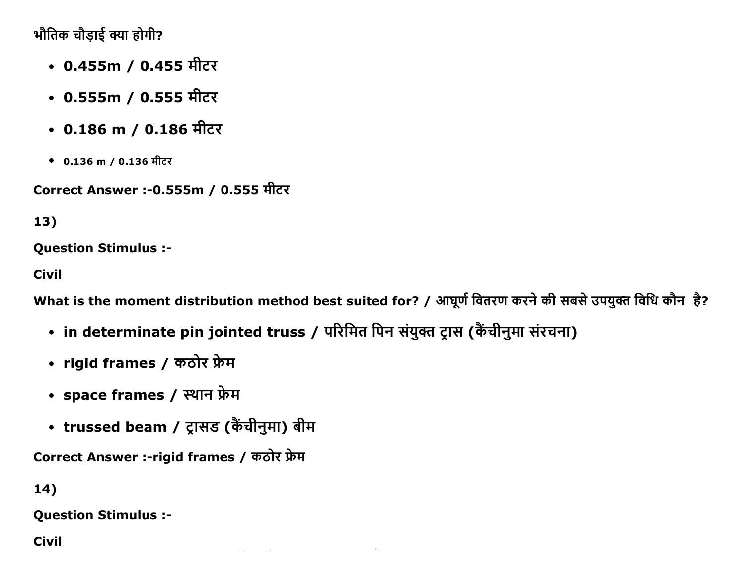भौतिक चौड़ाई क्या होगी?

- **0.455m / 0.455 मीटर**
- **0.555m / 0.555 मीटर**
- **0.186 m / 0.186 मीटर**
- 0.136 m / 0.136 मीटर

**Correct Answer :-0.555m / 0.555 मीटर**

**13)**

**Question Stimulus :-**

**Civil**

**What is the moment distribution method best suited for? / आघूर्ण वितरण करने की सबसे उपयुक्त विधि कौन है?**

- **in determinate pin jointed truss / परिमित पिन संयुक्त ट्रास (कैंचीनुमा संरचना)**
- **rigid frames / कठोर फ्रेम**
- **space frames / स्थान फ्रेम**
- **trussed beam / ट्रासड (कैंचीनुमा) बीम**

**Correct Answer :-rigid frames / कठोर फ्रेम**

**14)**

**Question Stimulus :-**

**Civil**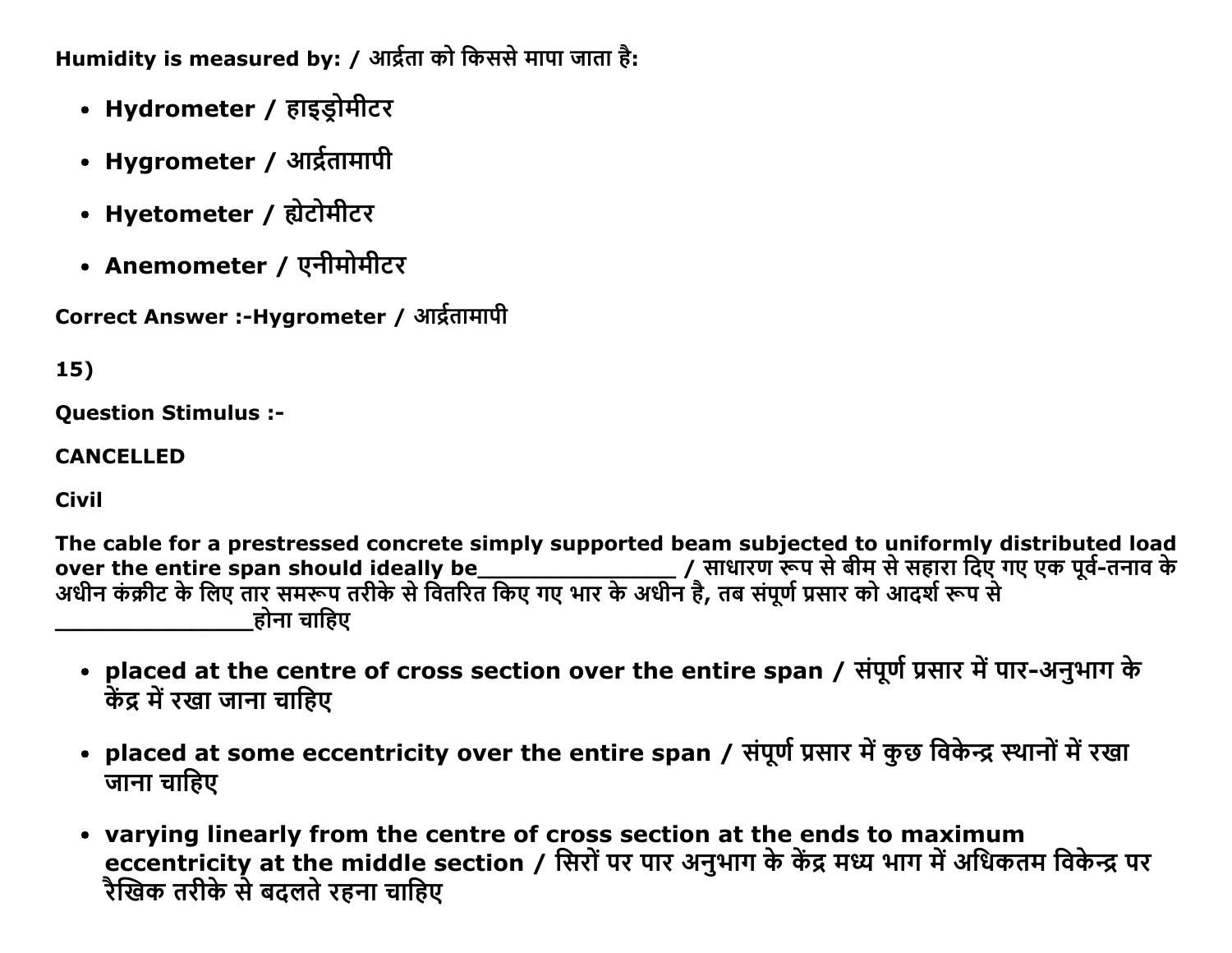Humidity is measured by: / आर्द्रता को किससे मापा जाता है:

- Hydrometer / हाइड्रोमीटर
- Hygrometer / आर्द्रतामापी
- Hyetometer / ह्येटोमीटर
- Anemometer / एनीमोमीटर

**Correct Answer :-Hygrometer / आर्द्रतामापी**

**15)**

**Question Stimulus :-**

**CANCELLED**

**Civil**

**The cable for a prestressed concrete simply supported beam subjected to uniformly distributed load over the entire span should ideally be_______________ / साधारण रूप से बीम से सहारा दिए गए एक पूर्व-तनाव के अधीन कंक्रीट के लिए तार समरूप तरीके से वितरित किए गए भार के अधीन है, तब संपूर्ण प्रसार को आदर्श रूप से _______________होना चाहिए**

- placed at the centre of cross section over the entire span / संपूर्ण प्रसार में पार-अनुभाग के केंद्र में रखा जाना चाहिए
- placed at some eccentricity over the entire span / संपूर्ण प्रसार में कुछ विकेन्द्र स्थानों में रखा जाना चाहिए
- varying linearly from the centre of cross section at the ends to maximum eccentricity at the middle section / सिरों पर पार अनुभाग के केंद्र मध्य भाग में अधिकतम विकेन्द्र पर रैखिक तरीके से बदलते रहना चाहिए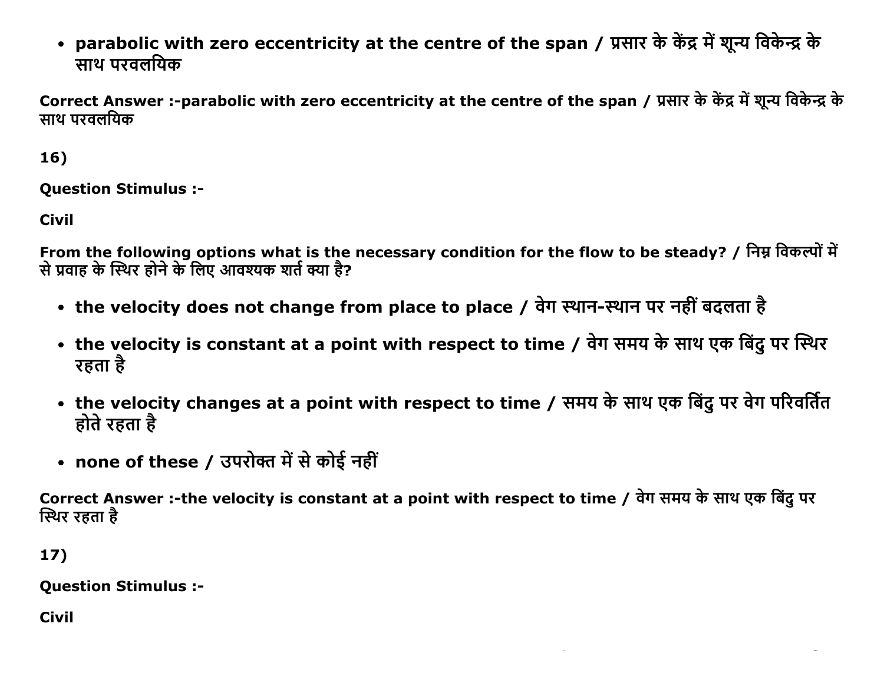- **parabolic with zero eccentricity at the centre of the span / प्रसार के केंद्र में शून्य विकेन्द्र के साथ परवलयिक**

**Correct Answer :-parabolic with zero eccentricity at the centre of the span / प्रसार के केंद्र में शून्य विकेन्द्र के साथ परवलयिक**

**16)**

**Question Stimulus :-**

**Civil**

**From the following options what is the necessary condition for the flow to be steady? / निम्न विकल्पों में से प्रवाह के स्थिर होने के लिए आवश्यक शर्त क्या है?**

- **the velocity does not change from place to place / वेग स्थान-स्थान पर नहीं बदलता है**
- **the velocity is constant at a point with respect to time / वेग समय के साथ एक बिंदु पर स्थिर रहता है**
- **the velocity changes at a point with respect to time / समय के साथ एक बिंदु पर वेग परिवर्तित होते रहता है**
- **none of these / उपरोक्त में से कोई नहीं**

**Correct Answer :-the velocity is constant at a point with respect to time / वेग समय के साथ एक बिंदु पर स्थिर रहता है**

**17)**

**Question Stimulus :-**

**Civil**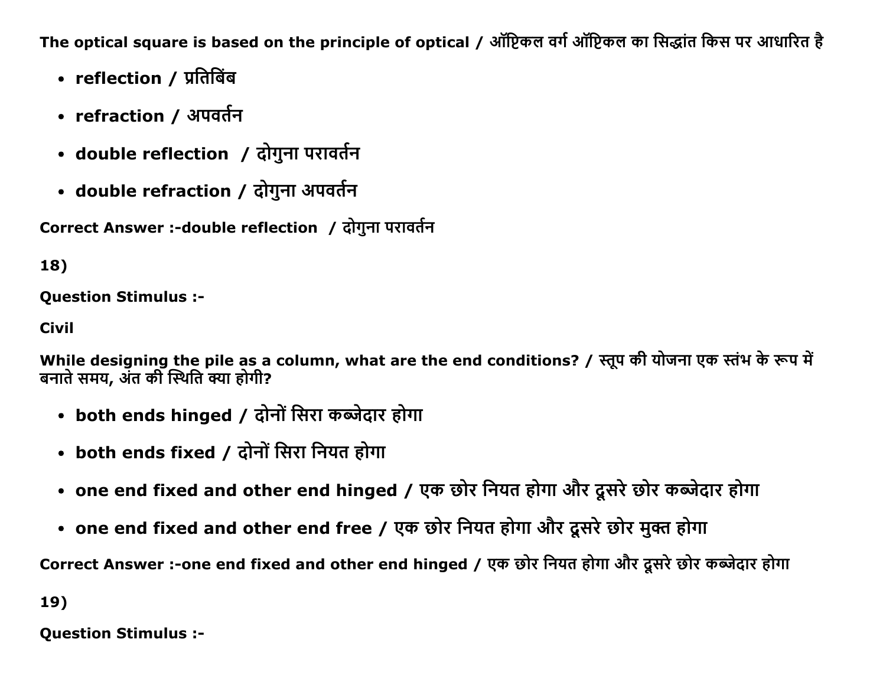**The optical square is based on the principle of optical / ऑप्टिकल वर्ग ऑप्टिकल का सिद्धांत किस पर आधारित है**

- **reflection / प्रतिबिंब**
- **refraction / अपवर्तन**
- **double reflection / दोगुना परावर्तन**
- **double refraction / दोगुना अपवर्तन**

**Correct Answer :-double reflection / दोगुना परावर्तन**

**18)**

**Question Stimulus :-**

**Civil**

**While designing the pile as a column, what are the end conditions? / स्तूप की योजना एक स्तंभ के रूप में बनाते समय, अंत की स्थिति क्या होगी?**

- **both ends hinged / दोनों सिरा कब्जेदार होगा**
- **both ends fixed / दोनों सिरा नियत होगा**
- **one end fixed and other end hinged / एक छोर नियत होगा और दूसरे छोर कब्जेदार होगा**
- **one end fixed and other end free / एक छोर नियत होगा और दूसरे छोर मुक्त होगा**

**Correct Answer :-one end fixed and other end hinged / एक छोर नियत होगा और दूसरे छोर कब्जेदार होगा**

**19)**

**Question Stimulus :-**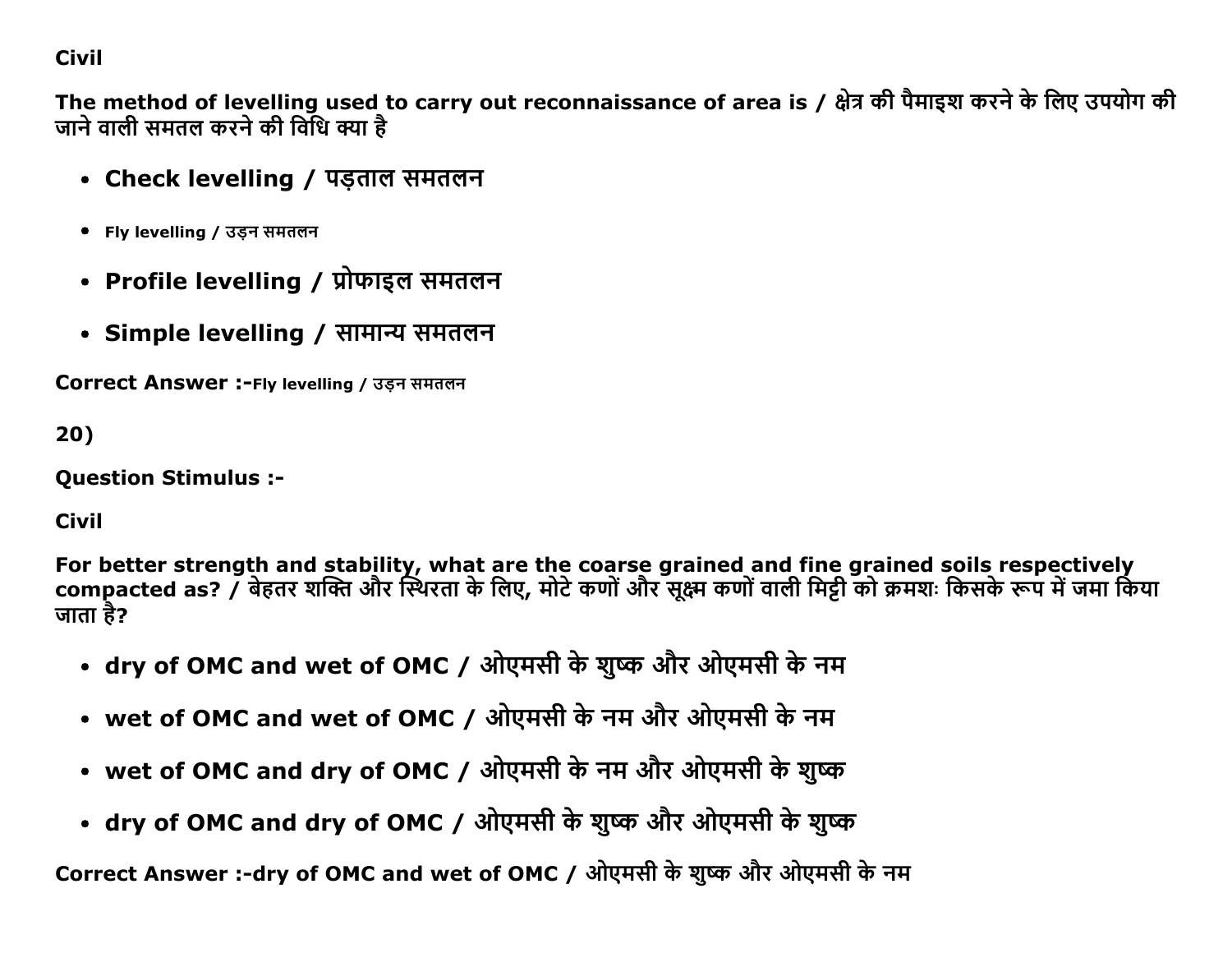Civil

**The method of levelling used to carry out reconnaissance of area is / क्षेत्र की पैमाइश करने के लिए उपयोग की जाने वाली समतल करने की विधि क्या है**

- **Check levelling / पड़ताल समतलन**
- **Fly levelling / उड़न समतलन**
- **Profile levelling / प्रोफाइल समतलन**
- **Simple levelling / सामान्य समतलन**

**Correct Answer :-Fly levelling / उड़न समतलन**

**20)**

**Question Stimulus :-**

**Civil**

**For better strength and stability, what are the coarse grained and fine grained soils respectively compacted as? / बेहतर शक्ति और स्थिरता के लिए, मोटे कणों और सूक्ष्म कणों वाली मिट्टी को क्रमशः किसके रूप में जमा किया जाता है?**

- **dry of OMC and wet of OMC / ओएमसी के शुष्क और ओएमसी के नम**
- **wet of OMC and wet of OMC / ओएमसी के नम और ओएमसी के नम**
- **wet of OMC and dry of OMC / ओएमसी के नम और ओएमसी के शुष्क**
- **dry of OMC and dry of OMC / ओएमसी के शुष्क और ओएमसी के शुष्क**

**Correct Answer :-dry of OMC and wet of OMC / ओएमसी के शुष्क और ओएमसी के नम**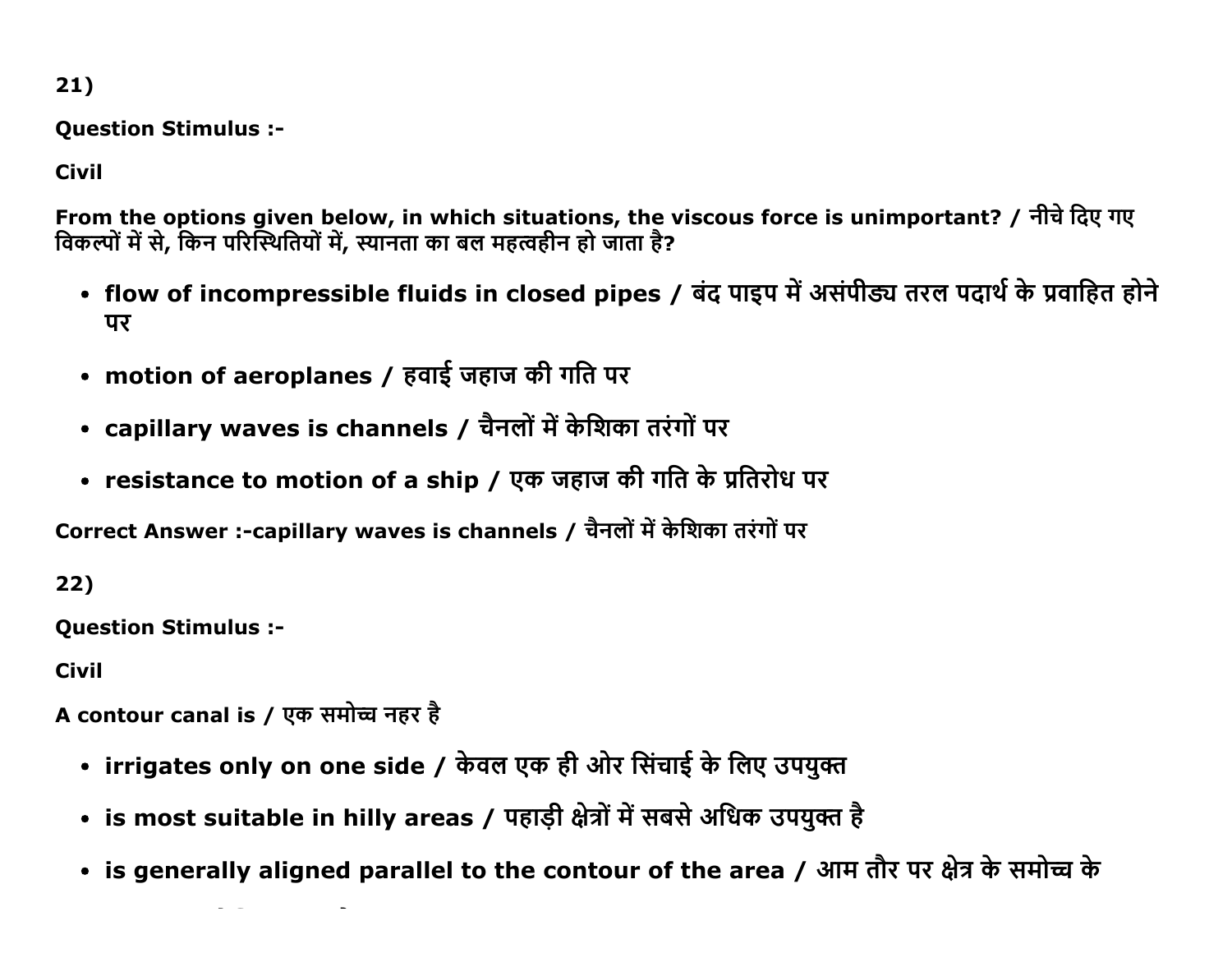21)

**Question Stimulus :-**

**Civil**

**From the options given below, in which situations, the viscous force is unimportant? / नीचे दिए गए विकल्पों में से, किन परिस्थितियों में, स्यानता का बल महत्वहीन हो जाता है?**

- **flow of incompressible fluids in closed pipes / बंद पाइप में असंपीड्य तरल पदार्थ के प्रवाहित होने पर**
- **motion of aeroplanes / हवाई जहाज की गति पर**
- **capillary waves is channels / चैनलों में केशिका तरंगों पर**
- **resistance to motion of a ship / एक जहाज की गति के प्रतिरोध पर**

**Correct Answer :-capillary waves is channels / चैनलों में केशिका तरंगों पर**

22)

**Question Stimulus :-**

**Civil**

**A contour canal is / एक समोच्च नहर है**

- **irrigates only on one side / केवल एक ही ओर सिंचाई के लिए उपयुक्त**
- **is most suitable in hilly areas / पहाड़ी क्षेत्रों में सबसे अधिक उपयुक्त है**
- **is generally aligned parallel to the contour of the area / आम तौर पर क्षेत्र के समोच्च के**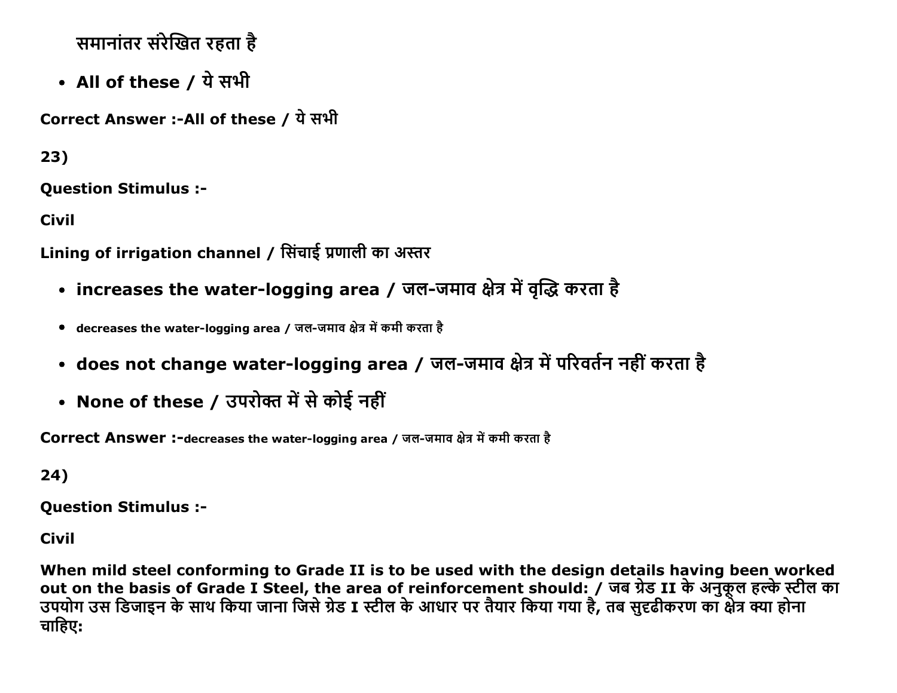समानांतर संरेखित रहता है

- **All of these / ये सभी**

**Correct Answer :-All of these / ये सभी**

**23)**

**Question Stimulus :-**

**Civil**

**Lining of irrigation channel / सिंचाई प्रणाली का अस्तर**

- **increases the water-logging area / जल-जमाव क्षेत्र में वृद्धि करता है**
- **decreases the water-logging area / जल-जमाव क्षेत्र में कमी करता है**
- **does not change water-logging area / जल-जमाव क्षेत्र में परिवर्तन नहीं करता है**
- **None of these / उपरोक्त में से कोई नहीं**

**Correct Answer :-decreases the water-logging area / जल-जमाव क्षेत्र में कमी करता है**

**24)**

**Question Stimulus :-**

**Civil**

**When mild steel conforming to Grade II is to be used with the design details having been worked out on the basis of Grade I Steel, the area of reinforcement should: / जब ग्रेड II के अनुकूल हल्के स्टील का उपयोग उस डिजाइन के साथ किया जाना जिसे ग्रेड I स्टील के आधार पर तैयार किया गया है, तब सुदृढीकरण का क्षेत्र क्या होना चाहिए:**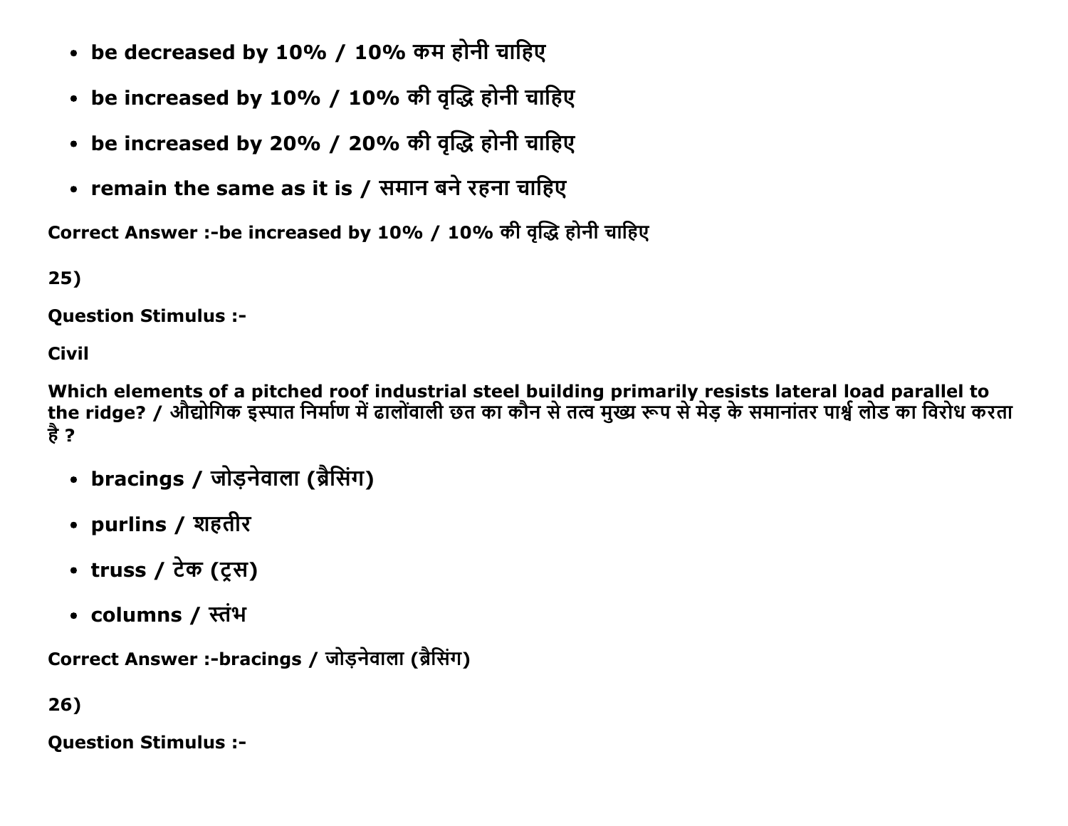- **be decreased by 10% / 10% कम होनी चाहिए**
- **be increased by 10% / 10% की वृद्धि होनी चाहिए**
- **be increased by 20% / 20% की वृद्धि होनी चाहिए**
- **remain the same as it is / समान बने रहना चाहिए**

**Correct Answer :-be increased by 10% / 10% की वृद्धि होनी चाहिए**

**25)**

**Question Stimulus :-**

**Civil**

**Which elements of a pitched roof industrial steel building primarily resists lateral load parallel to the ridge? / औद्योगिक इस्पात निर्माण में ढालोंवाली छत का कौन से तत्व मुख्य रूप से मेड़ के समानांतर पार्श्व लोड का विरोध करता है ?**

- **bracings / जोड़नेवाला (ब्रैसिंग)**
- **purlins / शहतीर**
- **truss / टेक (ट्रस)**
- **columns / स्तंभ**

**Correct Answer :-bracings / जोड़नेवाला (ब्रैसिंग)**

**26)**

**Question Stimulus :-**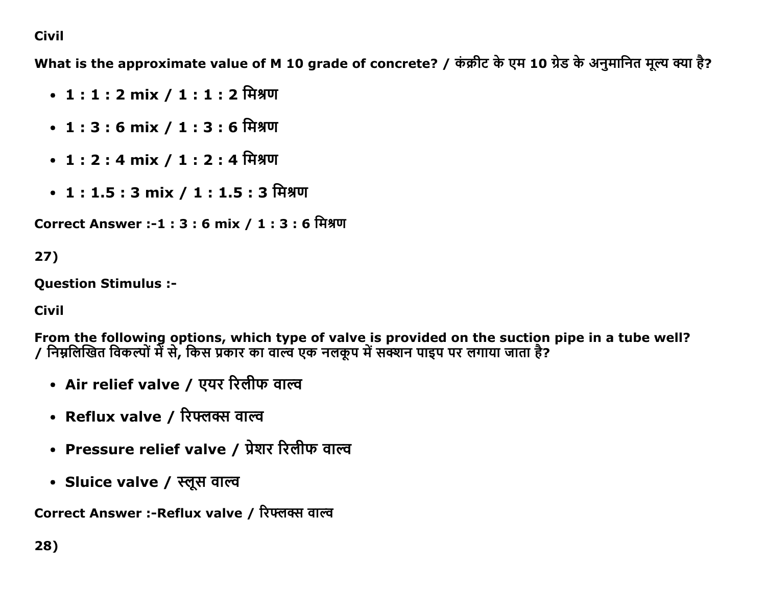Civil

**What is the approximate value of M 10 grade of concrete? / कंक्रीट के एम 10 ग्रेड के अनुमानित मूल्य क्या है?**

- **1 : 1 : 2 mix / 1 : 1 : 2 मिश्रण**
- **1 : 3 : 6 mix / 1 : 3 : 6 मिश्रण**
- **1 : 2 : 4 mix / 1 : 2 : 4 मिश्रण**
- **1 : 1.5 : 3 mix / 1 : 1.5 : 3 मिश्रण**

**Correct Answer :-1 : 3 : 6 mix / 1 : 3 : 6 मिश्रण**

**27)**

**Question Stimulus :-**

**Civil**

**From the following options, which type of valve is provided on the suction pipe in a tube well? / निम्नलिखित विकल्पों में से, किस प्रकार का वाल्व एक नलकूप में सक्शन पाइप पर लगाया जाता है?**

- **Air relief valve / एयर रिलीफ वाल्व**
- **Reflux valve / रिफ्लक्स वाल्व**
- **Pressure relief valve / प्रेशर रिलीफ वाल्व**
- **Sluice valve / स्लूस वाल्व**

**Correct Answer :-Reflux valve / रिफ्लक्स वाल्व**

**28)**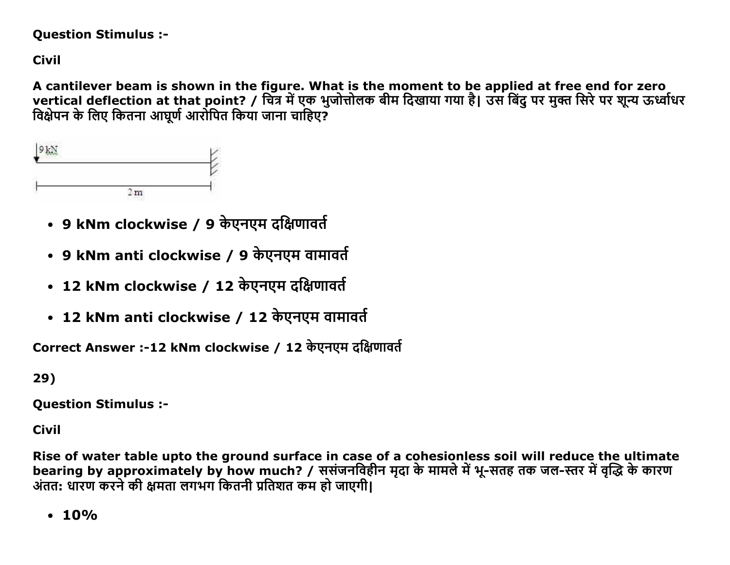Question Stimulus :-

Civil

**A cantilever beam is shown in the figure. What is the moment to be applied at free end for zero vertical deflection at that point? / चित्र में एक भुजोत्तोलक बीम दिखाया गया है| उस बिंदु पर मुक्त सिरे पर शून्य ऊर्ध्वाधर विक्षेपन के लिए कितना आघूर्ण आरोपित किया जाना चाहिए?**

- **9 kNm clockwise / 9 केएनएम दक्षिणावर्त**
- **9 kNm anti clockwise / 9 केएनएम वामावर्त**
- **12 kNm clockwise / 12 केएनएम दक्षिणावर्त**
- **12 kNm anti clockwise / 12 केएनएम वामावर्त**

**Correct Answer :-12 kNm clockwise / 12 केएनएम दक्षिणावर्त**

**29)**

**Question Stimulus :-**

**Civil**

**Rise of water table upto the ground surface in case of a cohesionless soil will reduce the ultimate bearing by approximately by how much? / ससंजनविहीन मृदा के मामले में भू-सतह तक जल-स्तर में वृद्धि के कारण अंतत: धारण करने की क्षमता लगभग कितनी प्रतिशत कम हो जाएगी|**

- **10%**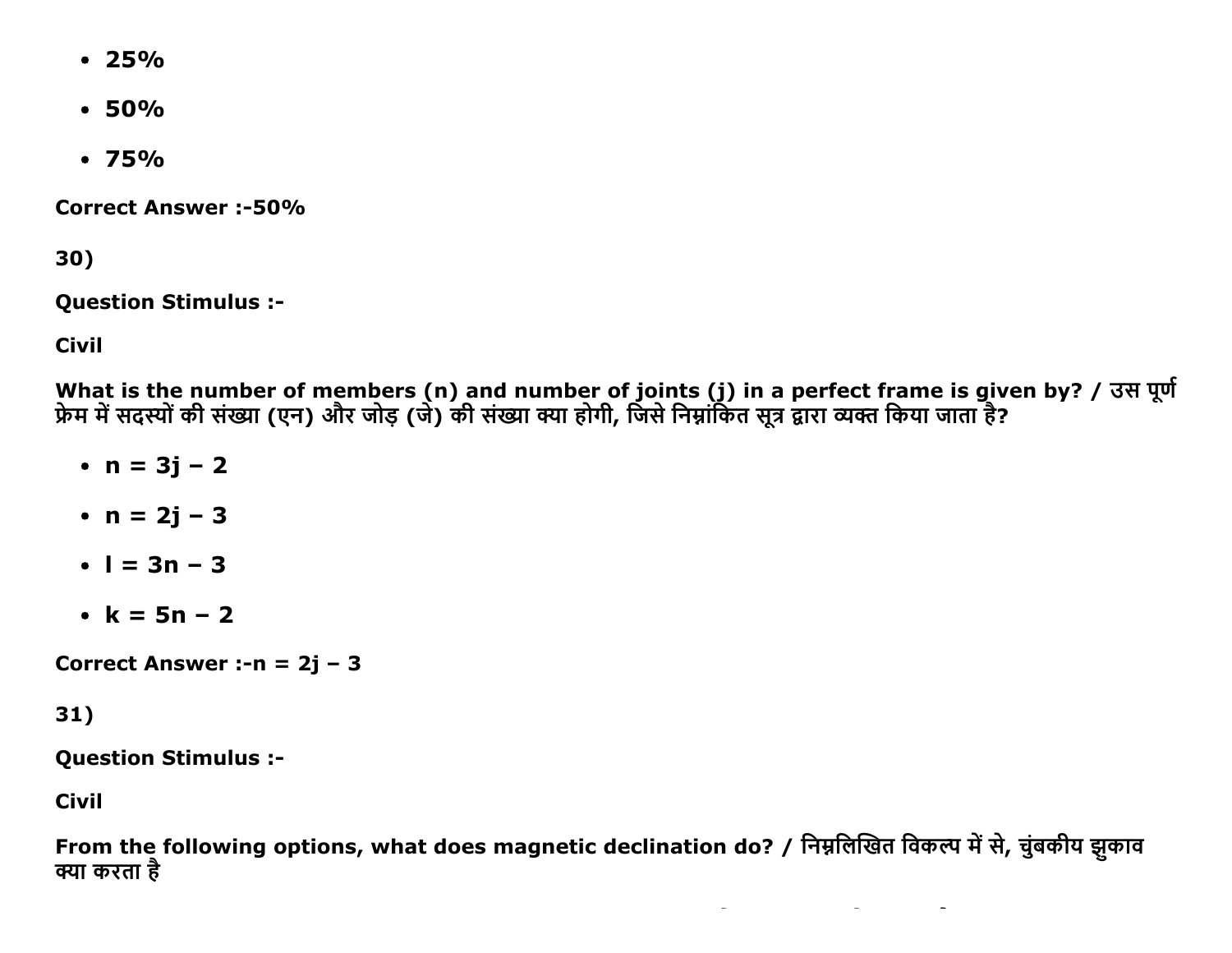- 25%
- 50%
- 75%

**Correct Answer :-50%**

**30)**

**Question Stimulus :-**

**Civil**

**What is the number of members (n) and number of joints (j) in a perfect frame is given by? / उस पूर्ण फ्रेम में सदस्यों की संख्या (एन) और जोड़ (जे) की संख्या क्या होगी, जिसे निम्नांकित सूत्र द्वारा व्यक्त किया जाता है?**

- $n = 3j - 2$
- $n = 2j - 3$
- $l = 3n - 3$
- $k = 5n - 2$

**Correct Answer :-** $n = 2j - 3$

**31)**

**Question Stimulus :-**

**Civil**

**From the following options, what does magnetic declination do? / निम्नलिखित विकल्प में से, चुंबकीय झुकाव क्या करता है**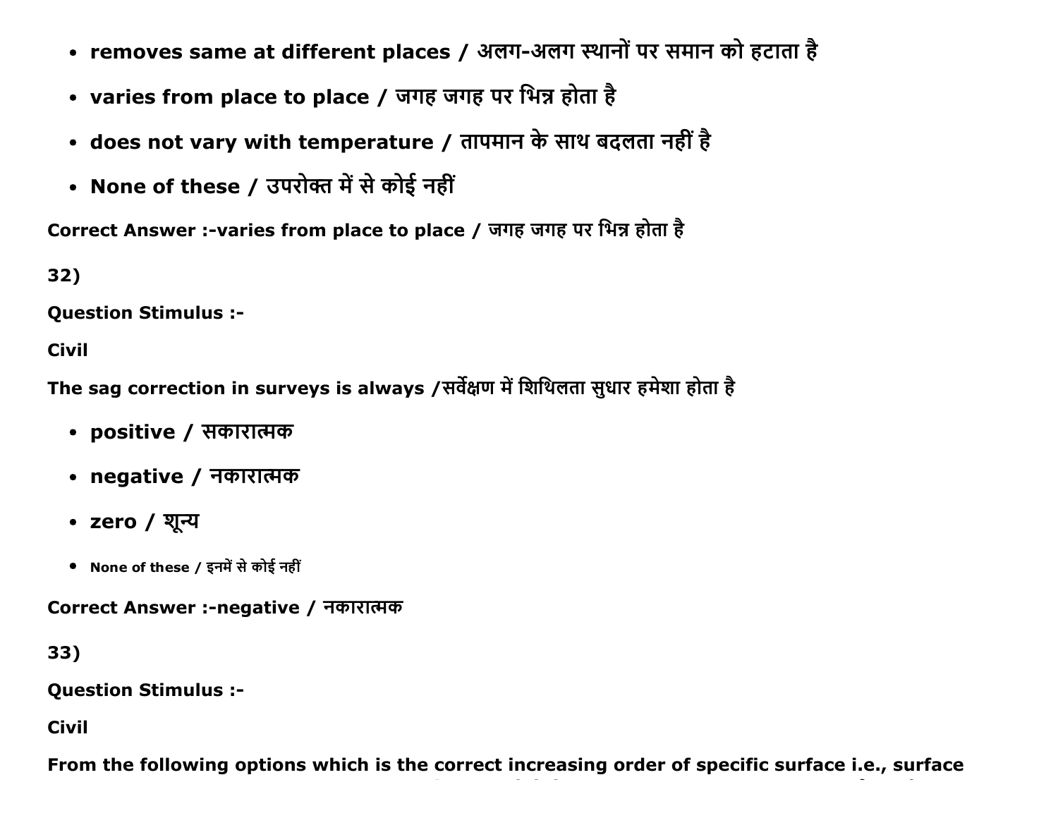- **removes same at different places / अलग-अलग स्थानों पर समान को हटाता है**
- **varies from place to place / जगह जगह पर भिन्न होता है**
- **does not vary with temperature / तापमान के साथ बदलता नहीं है**
- **None of these / उपरोक्त में से कोई नहीं**

**Correct Answer :-varies from place to place / जगह जगह पर भिन्न होता है**

**32)**

**Question Stimulus :-**

**Civil**

**The sag correction in surveys is always /सर्वेक्षण में शिथिलता सुधार हमेशा होता है**

- **positive / सकारात्मक**
- **negative / नकारात्मक**
- **zero / शून्य**
- **None of these / इनमें से कोई नहीं**

**Correct Answer :-negative / नकारात्मक**

**33)**

**Question Stimulus :-**

**Civil**

**From the following options which is the correct increasing order of specific surface i.e., surface**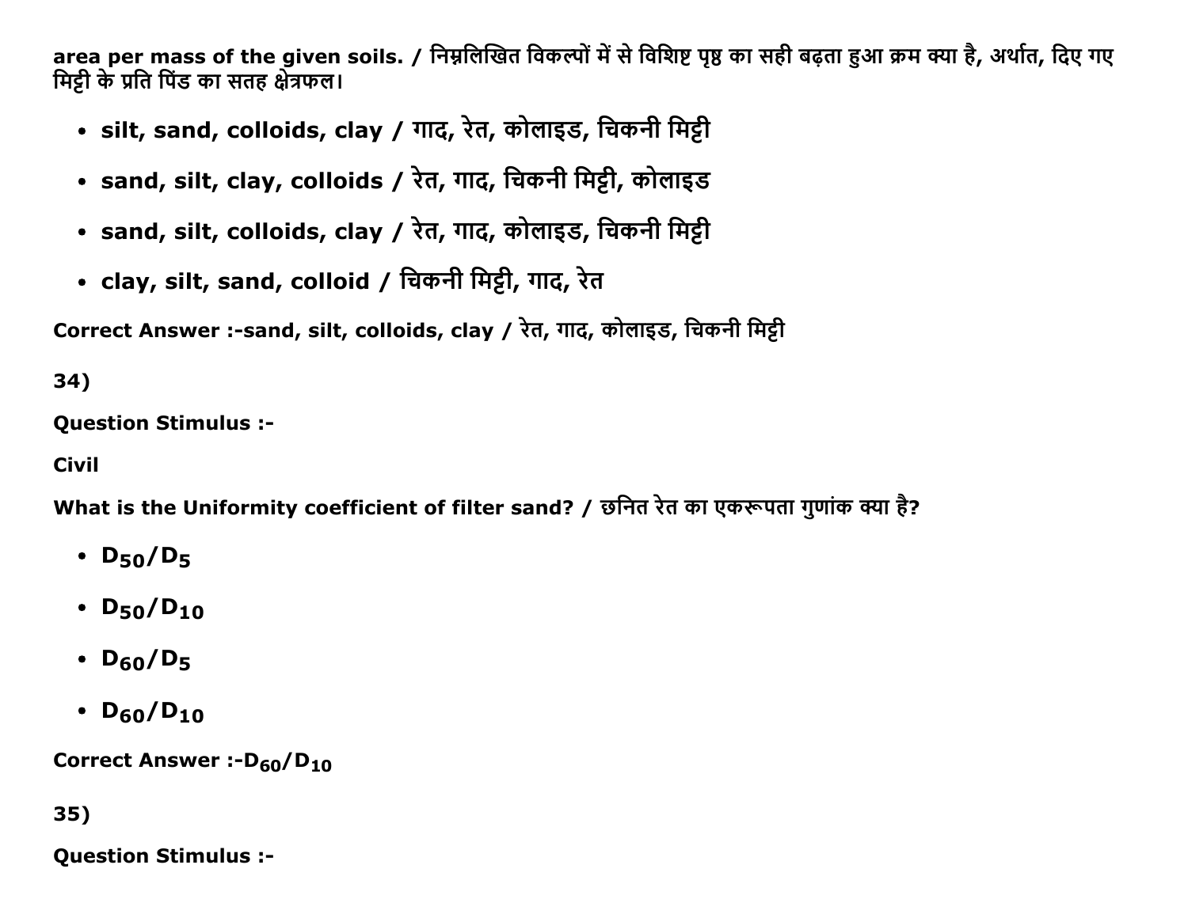**area per mass of the given soils. / निम्नलिखित विकल्पों में से विशिष्ट पृष्ठ का सही बढ़ता हुआ क्रम क्या है, अर्थात, दिए गए मिट्टी के प्रति पिंड का सतह क्षेत्रफल।**

- **silt, sand, colloids, clay / गाद, रेत, कोलाइड, चिकनी मिट्टी**
- **sand, silt, clay, colloids / रेत, गाद, चिकनी मिट्टी, कोलाइड**
- **sand, silt, colloids, clay / रेत, गाद, कोलाइड, चिकनी मिट्टी**
- **clay, silt, sand, colloid / चिकनी मिट्टी, गाद, रेत**

**Correct Answer :-sand, silt, colloids, clay / रेत, गाद, कोलाइड, चिकनी मिट्टी**

**34)**

**Question Stimulus :-**

**Civil**

**What is the Uniformity coefficient of filter sand? / छनित रेत का एकरूपता गुणांक क्या है?**

- $D_{50}/D_5$
- $D_{50}/D_{10}$
- $D_{60}/D_5$
- $D_{60}/D_{10}$

**Correct Answer :-**$D_{60}/D_{10}$

**35)**

**Question Stimulus :-**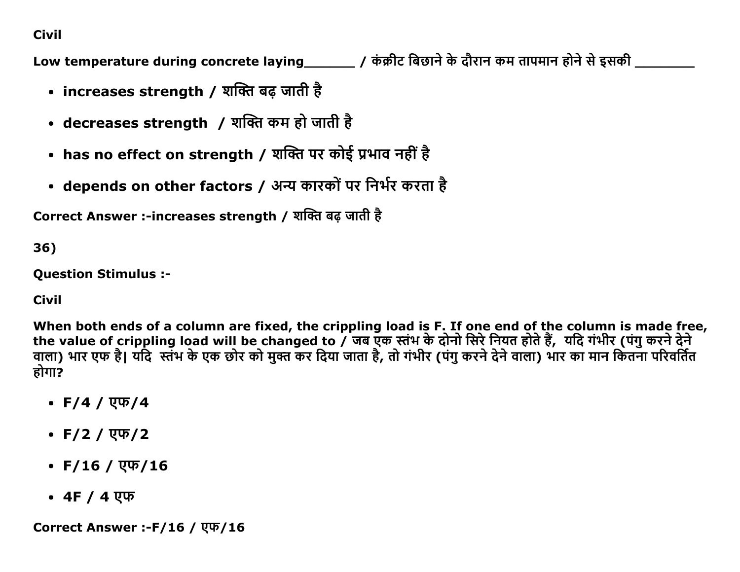Civil

Low temperature during concrete laying_______ / कंक्रीट बिछाने के दौरान कम तापमान होने से इसकी ________

- **increases strength / शक्ति बढ़ जाती है**
- **decreases strength / शक्ति कम हो जाती है**
- **has no effect on strength / शक्ति पर कोई प्रभाव नहीं है**
- **depends on other factors / अन्य कारकों पर निर्भर करता है**

**Correct Answer :-increases strength / शक्ति बढ़ जाती है**

**36)**

**Question Stimulus :-**

Civil

When both ends of a column are fixed, the crippling load is F. If one end of the column is made free, the value of crippling load will be changed to / जब एक स्तंभ के दोनो सिरे नियत होते हैं, यदि गंभीर (पंगु करने देने वाला) भार एफ है| यदि स्तंभ के एक छोर को मुक्त कर दिया जाता है, तो गंभीर (पंगु करने देने वाला) भार का मान कितना परिवर्तित होगा?

- **F/4 / एफ/4**
- **F/2 / एफ/2**
- **F/16 / एफ/16**
- **4F / 4 एफ**

**Correct Answer :-F/16 / एफ/16**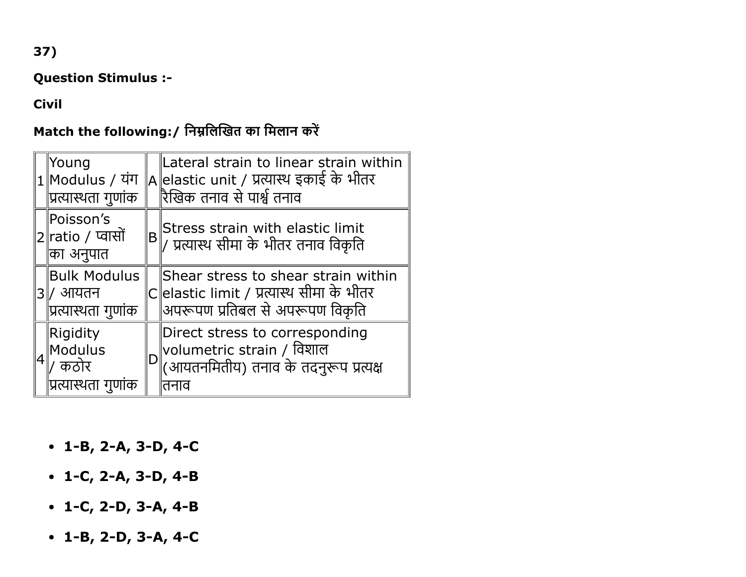37)

**Question Stimulus :-**

**Civil**

**Match the following:/ निम्नलिखित का मिलान करें**

| | | | |
|---|---|---|---|
| 1 | Young Modulus / यंग प्रत्यास्थता गुणांक | A | Lateral strain to linear strain within elastic unit / प्रत्यास्थ इकाई के भीतर रैखिक तनाव से पार्श्व तनाव |
| 2 | Poisson's ratio / प्वासों का अनुपात | B | Stress strain with elastic limit / प्रत्यास्थ सीमा के भीतर तनाव विकृति |
| 3 | Bulk Modulus / आयतन प्रत्यास्थता गुणांक | C | Shear stress to shear strain within elastic limit / प्रत्यास्थ सीमा के भीतर अपरूपण प्रतिबल से अपरूपण विकृति |
| 4 | Rigidity Modulus / कठोर प्रत्यास्थता गुणांक | D | Direct stress to corresponding volumetric strain / विशाल (आयतनमितीय) तनाव के तदनुरूप प्रत्यक्ष तनाव |

- **1-B, 2-A, 3-D, 4-C**
- **1-C, 2-A, 3-D, 4-B**
- **1-C, 2-D, 3-A, 4-B**
- **1-B, 2-D, 3-A, 4-C**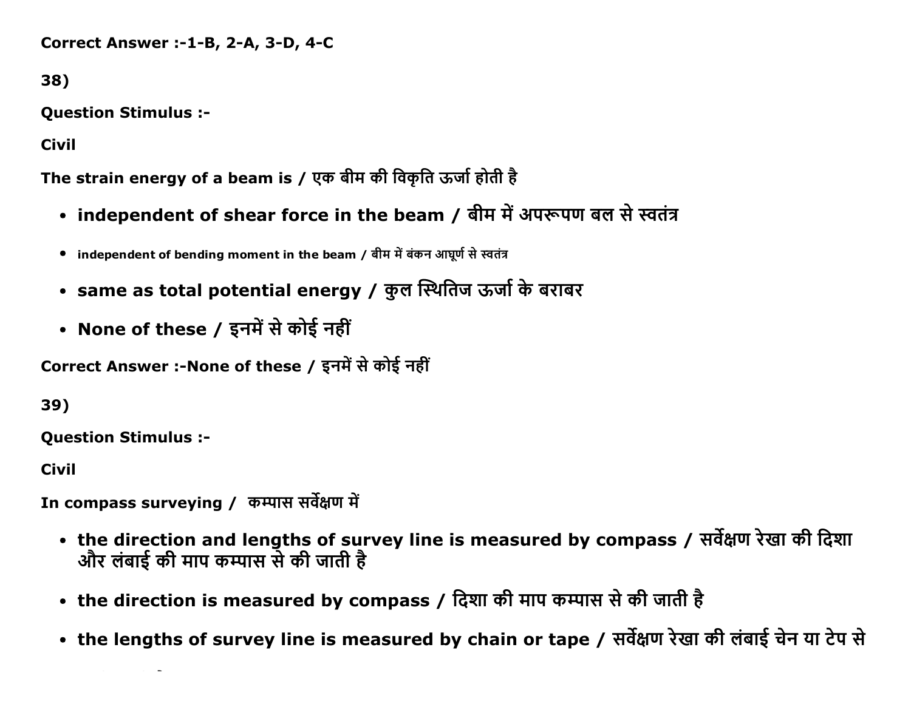Correct Answer :-1-B, 2-A, 3-D, 4-C

38)

Question Stimulus :-

Civil

The strain energy of a beam is / एक बीम की विकृति ऊर्जा होती है

- independent of shear force in the beam / बीम में अपरूपण बल से स्वतंत्र
- independent of bending moment in the beam / बीम में बंकन आघूर्ण से स्वतंत्र
- same as total potential energy / कुल स्थितिज ऊर्जा के बराबर
- None of these / इनमें से कोई नहीं

Correct Answer :-None of these / इनमें से कोई नहीं

39)

Question Stimulus :-

Civil

In compass surveying / कम्पास सर्वेक्षण में

- the direction and lengths of survey line is measured by compass / सर्वेक्षण रेखा की दिशा और लंबाई की माप कम्पास से की जाती है
- the direction is measured by compass / दिशा की माप कम्पास से की जाती है
- the lengths of survey line is measured by chain or tape / सर्वेक्षण रेखा की लंबाई चेन या टेप से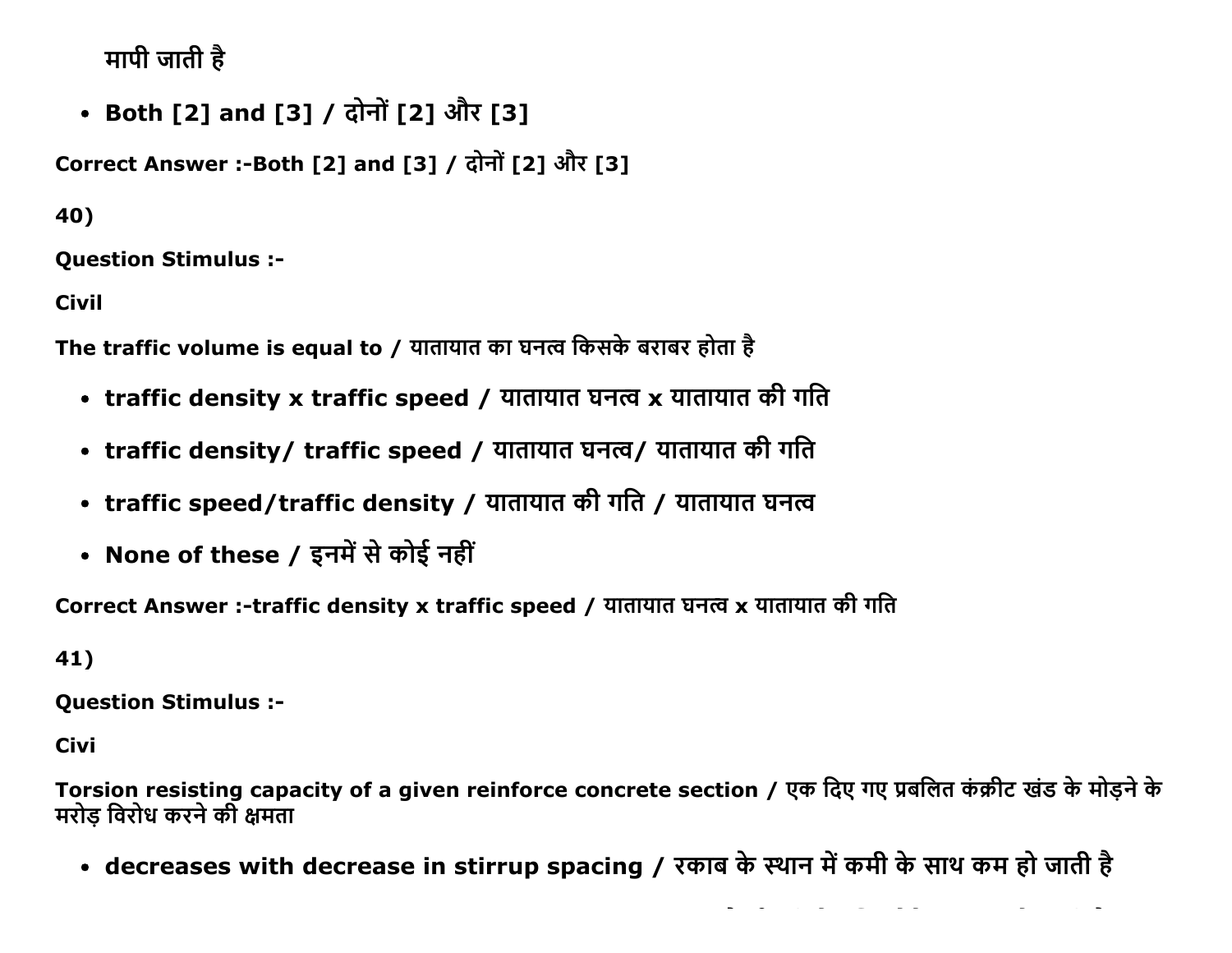मापी जाती है

- **Both [2] and [3] / दोनों [2] और [3]**

**Correct Answer :-Both [2] and [3] / दोनों [2] और [3]**

**40)**

**Question Stimulus :-**

**Civil**

**The traffic volume is equal to / यातायात का घनत्व किसके बराबर होता है**

- **traffic density x traffic speed / यातायात घनत्व x यातायात की गति**
- **traffic density/ traffic speed / यातायात घनत्व/ यातायात की गति**
- **traffic speed/traffic density / यातायात की गति / यातायात घनत्व**
- **None of these / इनमें से कोई नहीं**

**Correct Answer :-traffic density x traffic speed / यातायात घनत्व x यातायात की गति**

**41)**

**Question Stimulus :-**

**Civi**

**Torsion resisting capacity of a given reinforce concrete section / एक दिए गए प्रबलित कंक्रीट खंड के मोड़ने के मरोड़ विरोध करने की क्षमता**

- **decreases with decrease in stirrup spacing / रकाब के स्थान में कमी के साथ कम हो जाती है**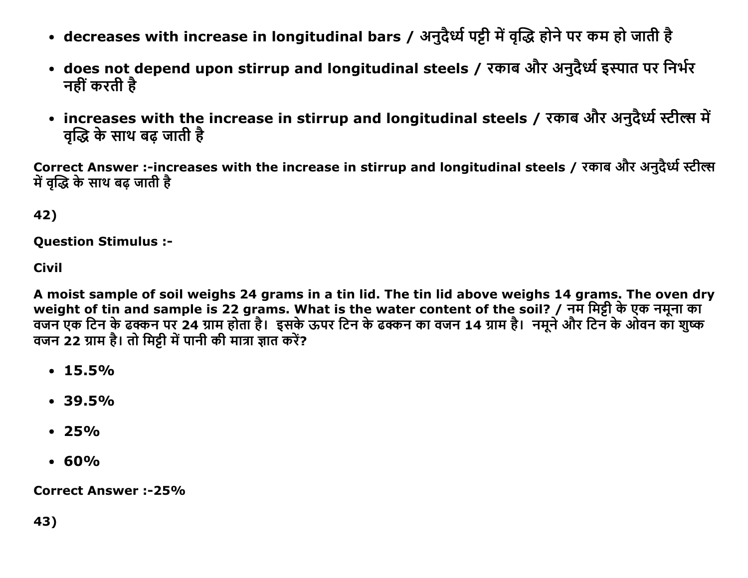- decreases with increase in longitudinal bars / अनुदैर्ध्य पट्टी में वृद्धि होने पर कम हो जाती है
- does not depend upon stirrup and longitudinal steels / रकाब और अनुदैर्ध्य इस्पात पर निर्भर नहीं करती है
- increases with the increase in stirrup and longitudinal steels / रकाब और अनुदैर्ध्य स्टील्स में वृद्धि के साथ बढ़ जाती है

**Correct Answer :-increases with the increase in stirrup and longitudinal steels / रकाब और अनुदैर्ध्य स्टील्स में वृद्धि के साथ बढ़ जाती है**

**42)**

**Question Stimulus :-**

**Civil**

**A moist sample of soil weighs 24 grams in a tin lid. The tin lid above weighs 14 grams. The oven dry weight of tin and sample is 22 grams. What is the water content of the soil? / नम मिट्टी के एक नमूना का वजन एक टिन के ढक्कन पर 24 ग्राम होता है। इसके ऊपर टिन के ढक्कन का वजन 14 ग्राम है। नमूने और टिन के ओवन का शुष्क वजन 22 ग्राम है। तो मिट्टी में पानी की मात्रा ज्ञात करें?**

- 15.5%
- 39.5%
- 25%
- 60%

**Correct Answer :-25%**

**43)**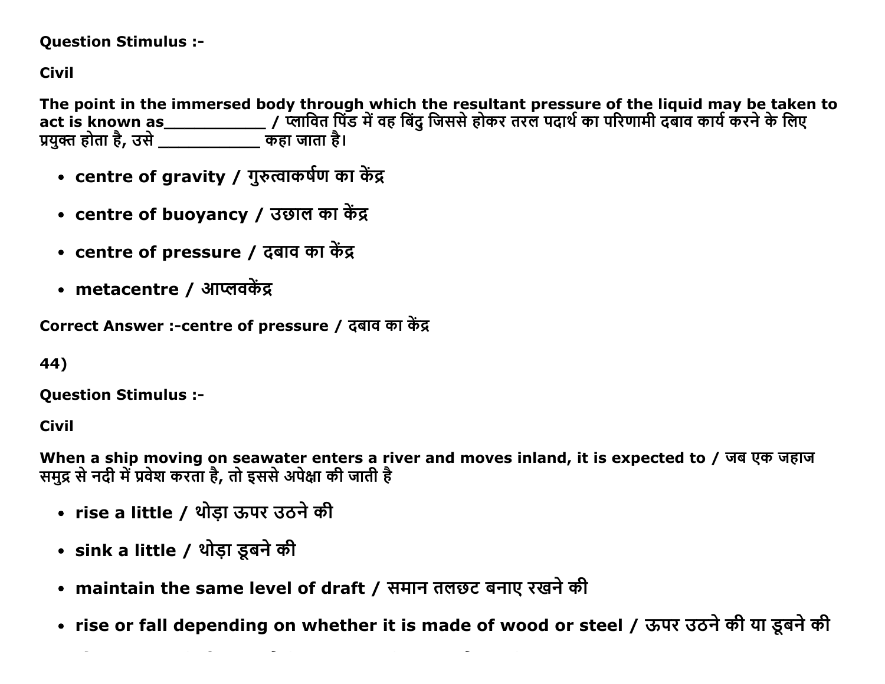Question Stimulus :-

Civil

The point in the immersed body through which the resultant pressure of the liquid may be taken to act is known as___________ / प्लावित पिंड में वह बिंदु जिससे होकर तरल पदार्थ का परिणामी दबाव कार्य करने के लिए प्रयुक्त होता है, उसे ___________ कहा जाता है।

- centre of gravity / गुरुत्वाकर्षण का केंद्र
- centre of buoyancy / उछाल का केंद्र
- centre of pressure / दबाव का केंद्र
- metacentre / आप्लवकेंद्र

Correct Answer :-centre of pressure / दबाव का केंद्र

44)

Question Stimulus :-

Civil

When a ship moving on seawater enters a river and moves inland, it is expected to / जब एक जहाज समुद्र से नदी में प्रवेश करता है, तो इससे अपेक्षा की जाती है

- rise a little / थोड़ा ऊपर उठने की
- sink a little / थोड़ा डूबने की
- maintain the same level of draft / समान तलछट बनाए रखने की
- rise or fall depending on whether it is made of wood or steel / ऊपर उठने की या डूबने की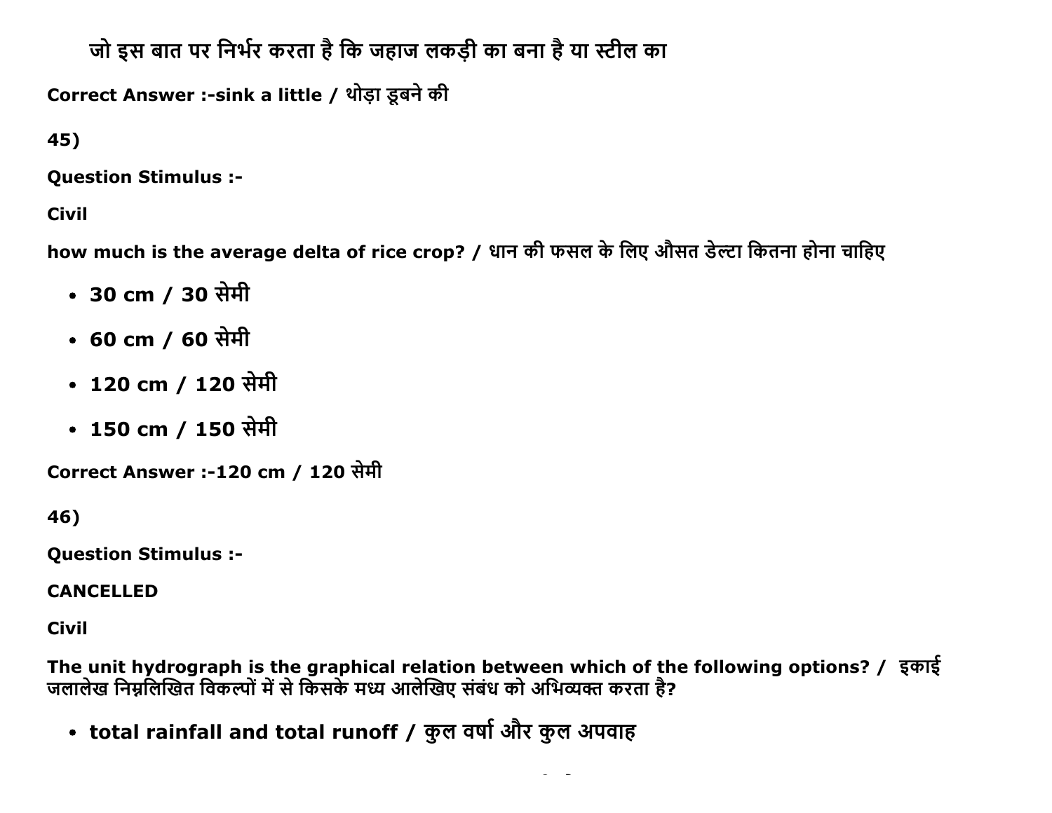जो इस बात पर निर्भर करता है कि जहाज लकड़ी का बना है या स्टील का

**Correct Answer :-sink a little / थोड़ा डूबने की**

**45)**

**Question Stimulus :-**

**Civil**

**how much is the average delta of rice crop? / धान की फसल के लिए औसत डेल्टा कितना होना चाहिए**

- **30 cm / 30 सेमी**
- **60 cm / 60 सेमी**
- **120 cm / 120 सेमी**
- **150 cm / 150 सेमी**

**Correct Answer :-120 cm / 120 सेमी**

**46)**

**Question Stimulus :-**

**CANCELLED**

**Civil**

**The unit hydrograph is the graphical relation between which of the following options? / इकाई जलालेख निम्नलिखित विकल्पों में से किसके मध्य आलेखिए संबंध को अभिव्यक्त करता है?**

- **total rainfall and total runoff / कुल वर्षा और कुल अपवाह**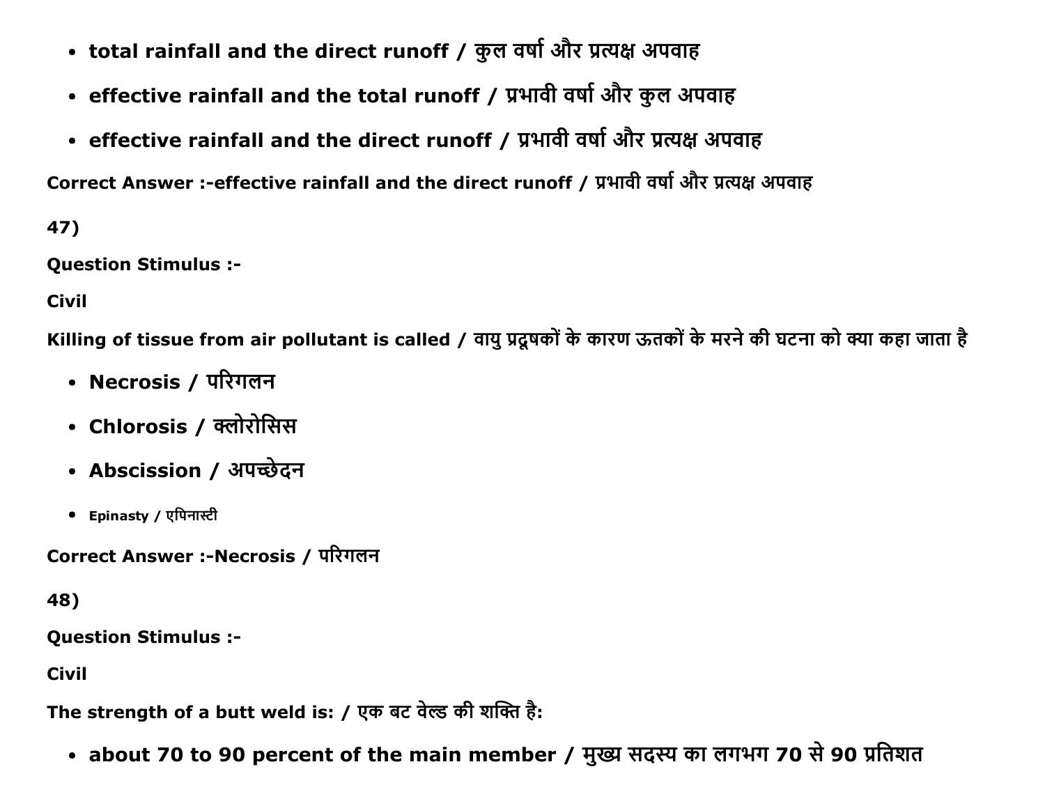- **total rainfall and the direct runoff / कुल वर्षा और प्रत्यक्ष अपवाह**
- **effective rainfall and the total runoff / प्रभावी वर्षा और कुल अपवाह**
- **effective rainfall and the direct runoff / प्रभावी वर्षा और प्रत्यक्ष अपवाह**

**Correct Answer :-effective rainfall and the direct runoff / प्रभावी वर्षा और प्रत्यक्ष अपवाह**

**47)**

**Question Stimulus :-**

**Civil**

**Killing of tissue from air pollutant is called / वायु प्रदूषकों के कारण ऊतकों के मरने की घटना को क्या कहा जाता है**

- **Necrosis / परिगलन**
- **Chlorosis / क्लोरोसिस**
- **Abscission / अपच्छेदन**
- **Epinasty / एपिनास्टी**

**Correct Answer :-Necrosis / परिगलन**

**48)**

**Question Stimulus :-**

**Civil**

**The strength of a butt weld is: / एक बट वेल्ड की शक्ति है:**

- **about 70 to 90 percent of the main member / मुख्य सदस्य का लगभग 70 से 90 प्रतिशत**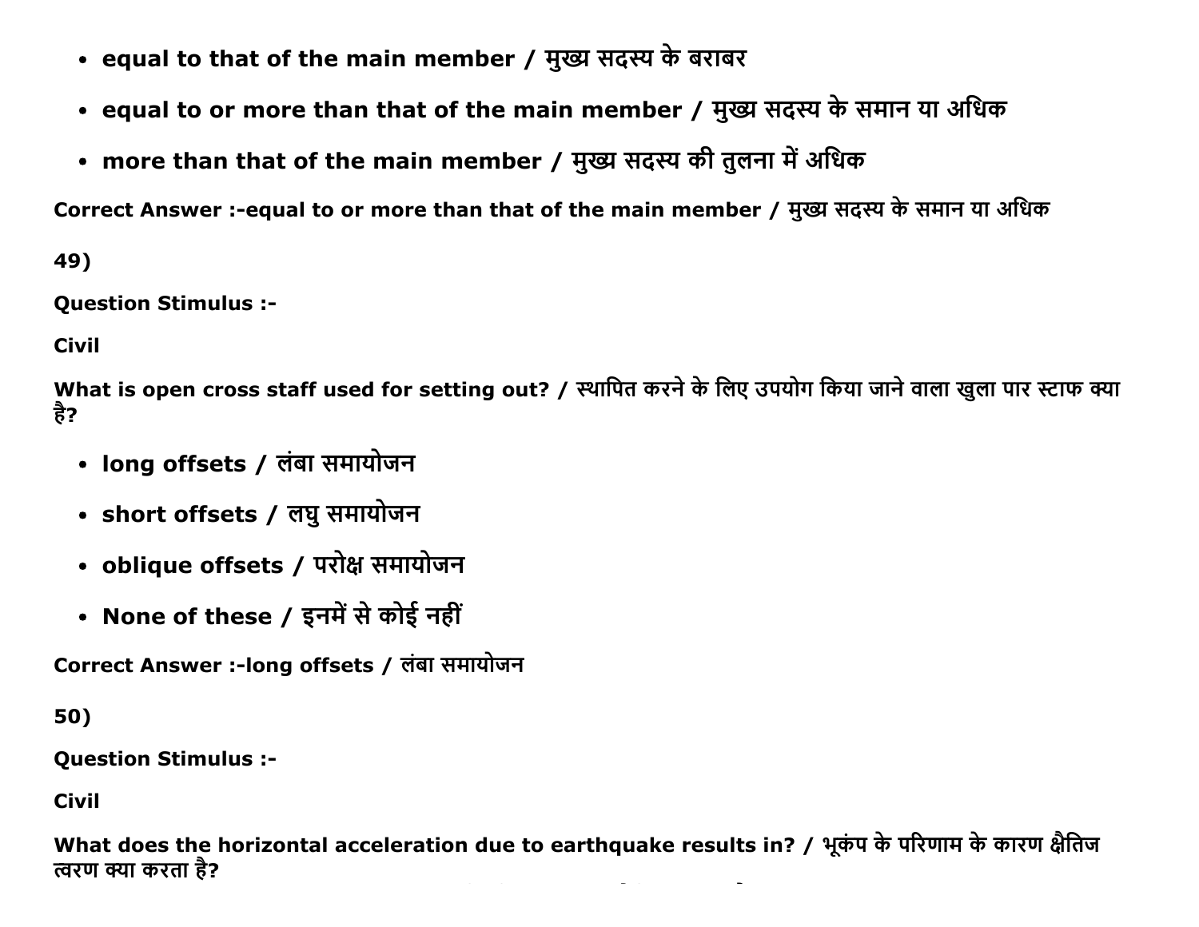- equal to that of the main member / मुख्य सदस्य के बराबर
- equal to or more than that of the main member / मुख्य सदस्य के समान या अधिक
- more than that of the main member / मुख्य सदस्य की तुलना में अधिक

Correct Answer :-equal to or more than that of the main member / मुख्य सदस्य के समान या अधिक

49)

Question Stimulus :-

Civil

What is open cross staff used for setting out? / स्थापित करने के लिए उपयोग किया जाने वाला खुला पार स्टाफ क्या है?

- long offsets / लंबा समायोजन
- short offsets / लघु समायोजन
- oblique offsets / परोक्ष समायोजन
- None of these / इनमें से कोई नहीं

Correct Answer :-long offsets / लंबा समायोजन

50)

Question Stimulus :-

Civil

What does the horizontal acceleration due to earthquake results in? / भूकंप के परिणाम के कारण क्षैतिज त्वरण क्या करता है?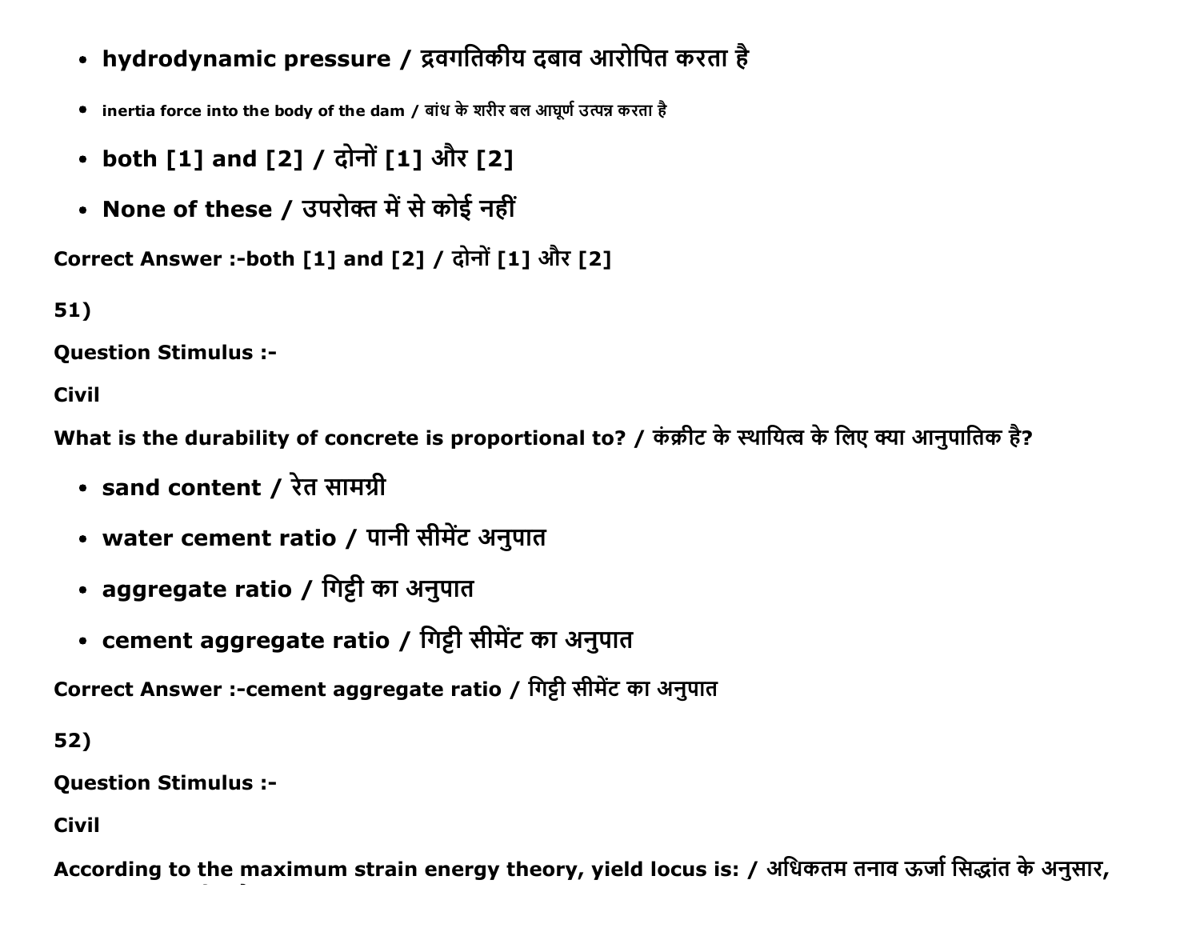- hydrodynamic pressure / द्रवगतिकीय दबाव आरोपित करता है
- inertia force into the body of the dam / बांध के शरीर बल आघूर्ण उत्पन्न करता है
- both [1] and [2] / दोनों [1] और [2]
- None of these / उपरोक्त में से कोई नहीं

Correct Answer :-both [1] and [2] / दोनों [1] और [2]

51)

Question Stimulus :-

Civil

What is the durability of concrete is proportional to? / कंक्रीट के स्थायित्व के लिए क्या आनुपातिक है?

- sand content / रेत सामग्री
- water cement ratio / पानी सीमेंट अनुपात
- aggregate ratio / गिट्टी का अनुपात
- cement aggregate ratio / गिट्टी सीमेंट का अनुपात

Correct Answer :-cement aggregate ratio / गिट्टी सीमेंट का अनुपात

52)

Question Stimulus :-

Civil

According to the maximum strain energy theory, yield locus is: / अधिकतम तनाव ऊर्जा सिद्धांत के अनुसार,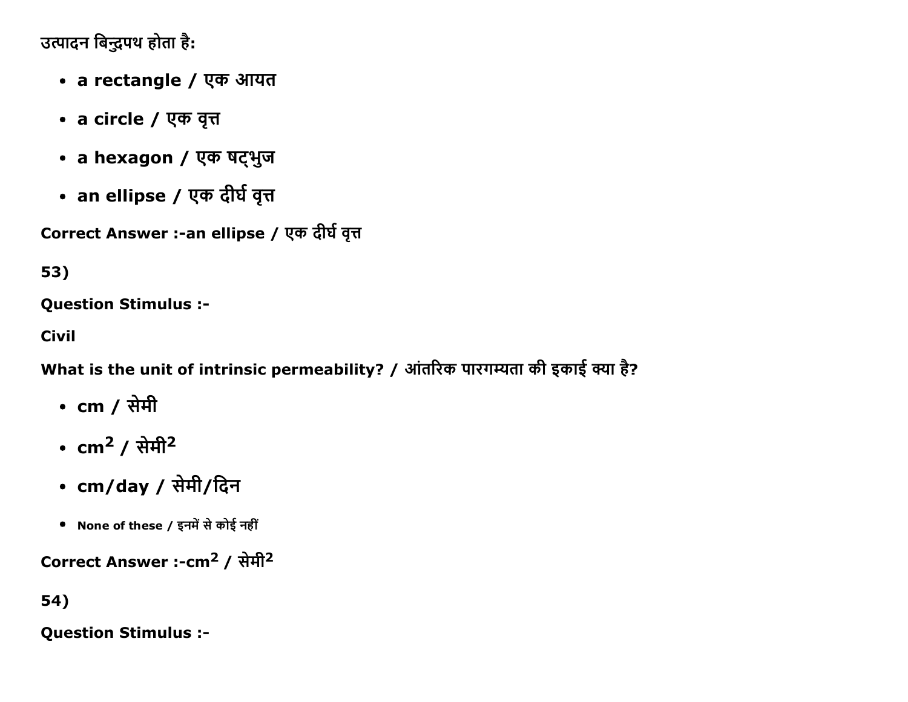उत्पादन बिन्दुपथ होता है:

- **a rectangle / एक आयत**
- **a circle / एक वृत्त**
- **a hexagon / एक षट्भुज**
- **an ellipse / एक दीर्घ वृत्त**

**Correct Answer :-an ellipse / एक दीर्घ वृत्त**

**53)**

**Question Stimulus :-**

**Civil**

**What is the unit of intrinsic permeability? / आंतरिक पारगम्यता की इकाई क्या है?**

- **cm / सेमी**
- **$cm^2$ / सेमी$^2$**
- **cm/day / सेमी/दिन**
- **None of these / इनमें से कोई नहीं**

**Correct Answer :-$cm^2$ / सेमी$^2$**

**54)**

**Question Stimulus :-**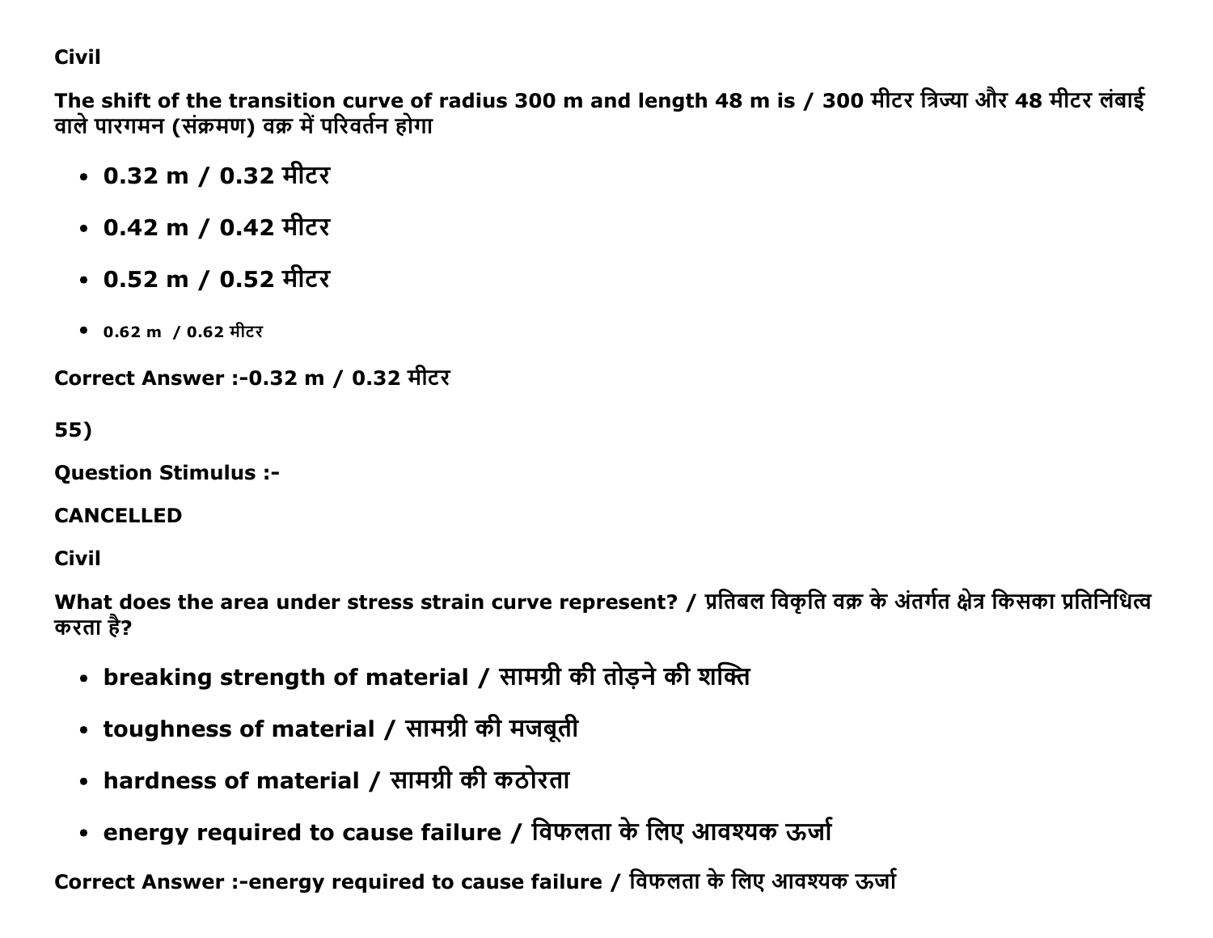Civil

**The shift of the transition curve of radius 300 m and length 48 m is / 300 मीटर त्रिज्या और 48 मीटर लंबाई वाले पारगमन (संक्रमण) वक्र में परिवर्तन होगा**

- **0.32 m / 0.32 मीटर**
- **0.42 m / 0.42 मीटर**
- **0.52 m / 0.52 मीटर**
- 0.62 m / 0.62 मीटर

**Correct Answer :-0.32 m / 0.32 मीटर**

**55)**

**Question Stimulus :-**

**CANCELLED**

**Civil**

**What does the area under stress strain curve represent? / प्रतिबल विकृति वक्र के अंतर्गत क्षेत्र किसका प्रतिनिधित्व करता है?**

- **breaking strength of material / सामग्री की तोड़ने की शक्ति**
- **toughness of material / सामग्री की मजबूती**
- **hardness of material / सामग्री की कठोरता**
- **energy required to cause failure / विफलता के लिए आवश्यक ऊर्जा**

**Correct Answer :-energy required to cause failure / विफलता के लिए आवश्यक ऊर्जा**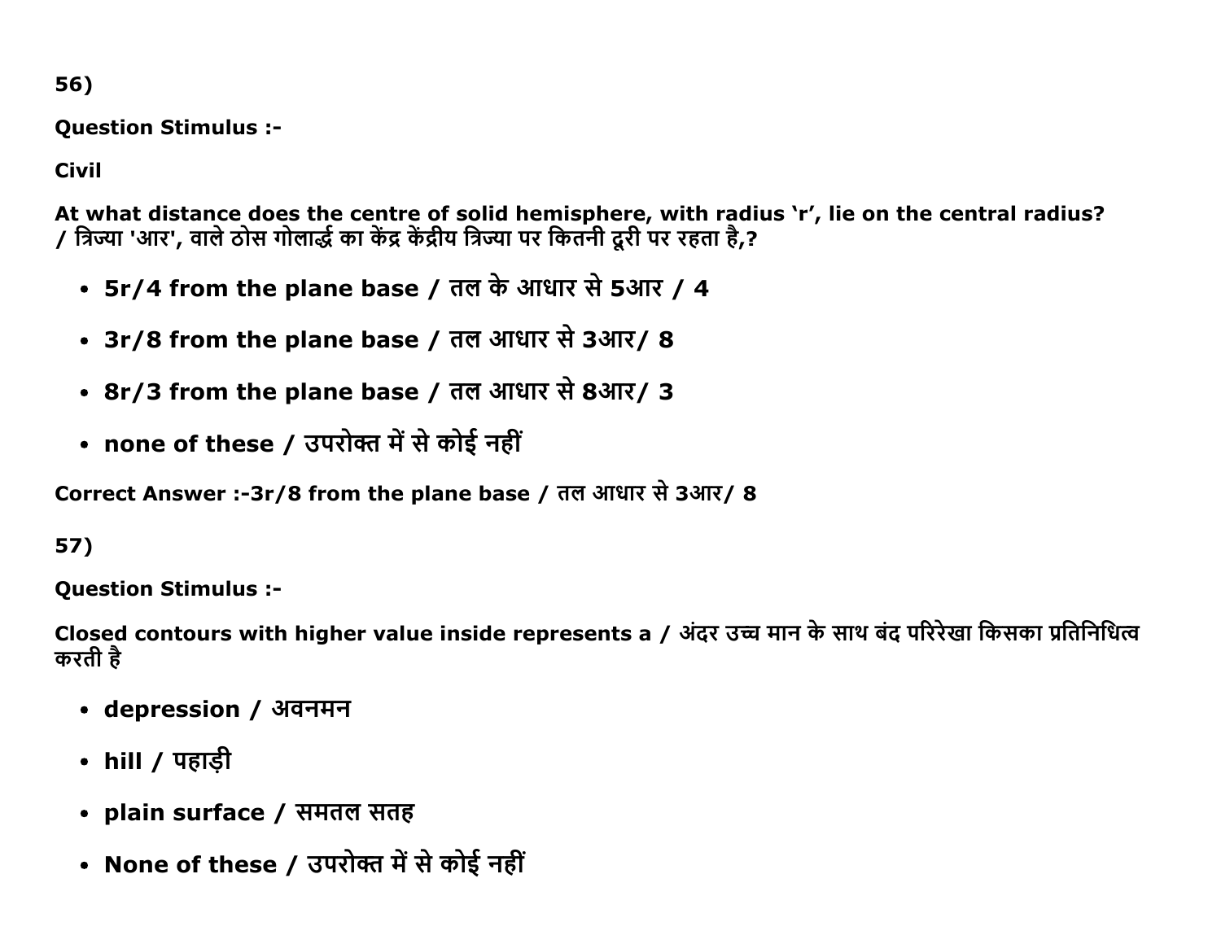56)

**Question Stimulus :-**

**Civil**

**At what distance does the centre of solid hemisphere, with radius 'r', lie on the central radius? / त्रिज्या 'आर', वाले ठोस गोलार्द्ध का केंद्र केंद्रीय त्रिज्या पर कितनी दूरी पर रहता है,?**

- **5r/4 from the plane base / तल के आधार से 5आर / 4**
- **3r/8 from the plane base / तल आधार से 3आर/ 8**
- **8r/3 from the plane base / तल आधार से 8आर/ 3**
- **none of these / उपरोक्त में से कोई नहीं**

**Correct Answer :-3r/8 from the plane base / तल आधार से 3आर/ 8**

57)

**Question Stimulus :-**

**Closed contours with higher value inside represents a / अंदर उच्च मान के साथ बंद परिरेखा किसका प्रतिनिधित्व करती है**

- **depression / अवनमन**
- **hill / पहाड़ी**
- **plain surface / समतल सतह**
- **None of these / उपरोक्त में से कोई नहीं**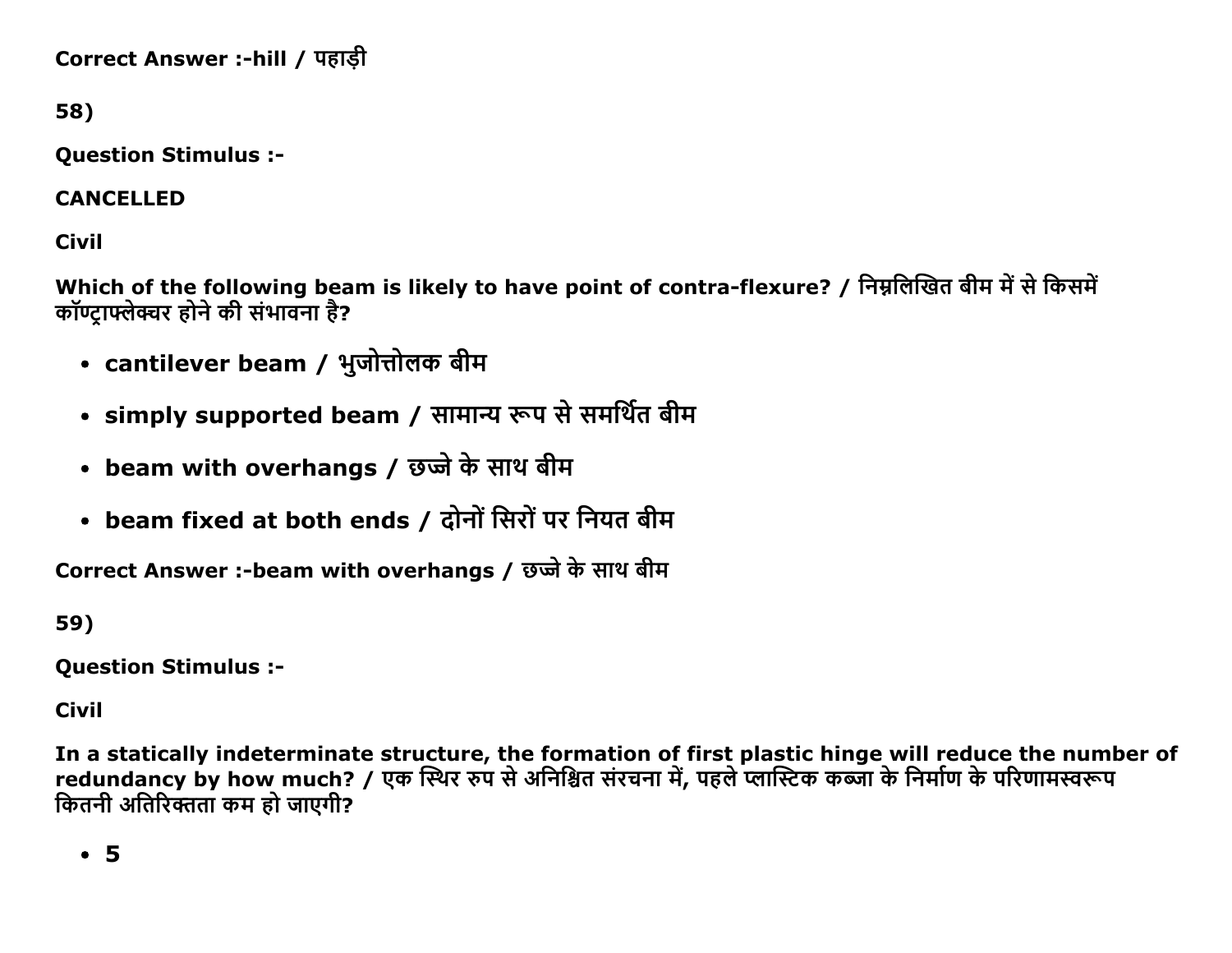Correct Answer :-hill / पहाड़ी

58)

**Question Stimulus :-**

**CANCELLED**

**Civil**

**Which of the following beam is likely to have point of contra-flexure? / निम्नलिखित बीम में से किसमें कॉण्ट्राफ्लेक्चर होने की संभावना है?**

- **cantilever beam / भुजोत्तोलक बीम**
- **simply supported beam / सामान्य रूप से समर्थित बीम**
- **beam with overhangs / छज्जे के साथ बीम**
- **beam fixed at both ends / दोनों सिरों पर नियत बीम**

**Correct Answer :-beam with overhangs / छज्जे के साथ बीम**

59)

**Question Stimulus :-**

**Civil**

**In a statically indeterminate structure, the formation of first plastic hinge will reduce the number of redundancy by how much? / एक स्थिर रुप से अनिश्चित संरचना में, पहले प्लास्टिक कब्जा के निर्माण के परिणामस्वरूप कितनी अतिरिक्तता कम हो जाएगी?**

- **5**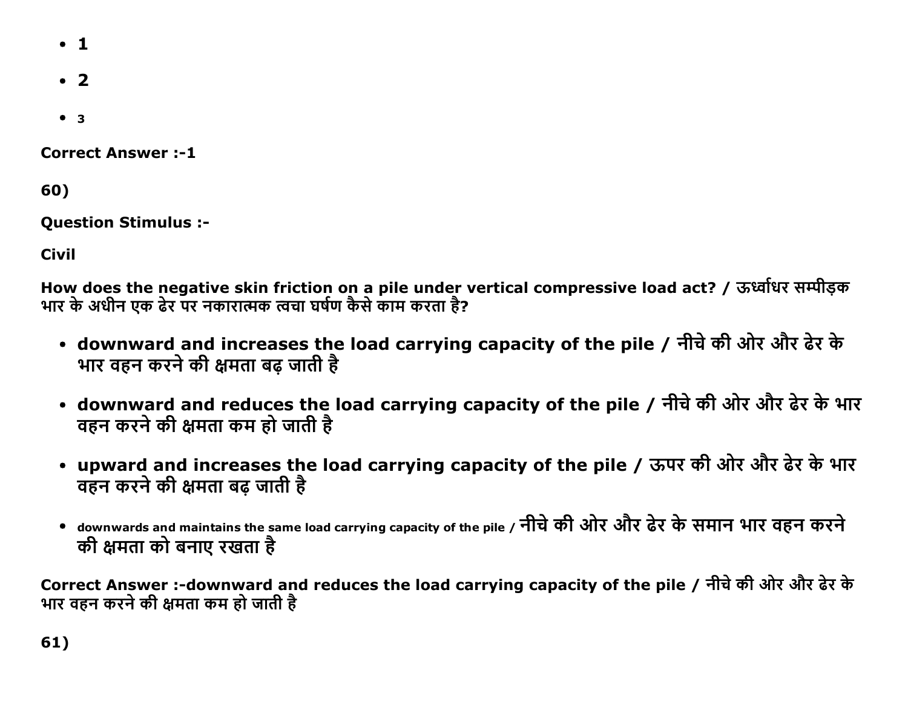- 1
- 2
- 3

**Correct Answer :-1**

**60)**

**Question Stimulus :-**

**Civil**

**How does the negative skin friction on a pile under vertical compressive load act? / ऊर्ध्वाधर सम्पीड़क भार के अधीन एक ढेर पर नकारात्मक त्वचा घर्षण कैसे काम करता है?**

- **downward and increases the load carrying capacity of the pile / नीचे की ओर और ढेर के भार वहन करने की क्षमता बढ़ जाती है**
- **downward and reduces the load carrying capacity of the pile / नीचे की ओर और ढेर के भार वहन करने की क्षमता कम हो जाती है**
- **upward and increases the load carrying capacity of the pile / ऊपर की ओर और ढेर के भार वहन करने की क्षमता बढ़ जाती है**
- **downwards and maintains the same load carrying capacity of the pile / नीचे की ओर और ढेर के समान भार वहन करने की क्षमता को बनाए रखता है**

**Correct Answer :-downward and reduces the load carrying capacity of the pile / नीचे की ओर और ढेर के भार वहन करने की क्षमता कम हो जाती है**

**61)**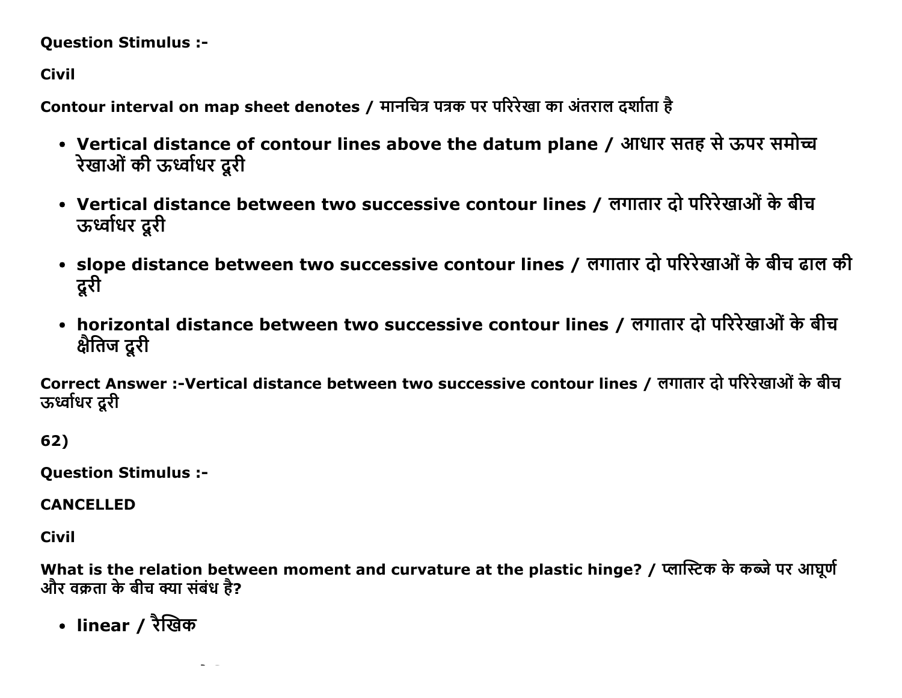**Question Stimulus :-**

**Civil**

**Contour interval on map sheet denotes / मानचित्र पत्रक पर परिरेखा का अंतराल दर्शाता है**

- **Vertical distance of contour lines above the datum plane / आधार सतह से ऊपर समोच्च रेखाओं की ऊर्ध्वाधर दूरी**
- **Vertical distance between two successive contour lines / लगातार दो परिरेखाओं के बीच ऊर्ध्वाधर दूरी**
- **slope distance between two successive contour lines / लगातार दो परिरेखाओं के बीच ढाल की दूरी**
- **horizontal distance between two successive contour lines / लगातार दो परिरेखाओं के बीच क्षैतिज दूरी**

**Correct Answer :-Vertical distance between two successive contour lines / लगातार दो परिरेखाओं के बीच ऊर्ध्वाधर दूरी**

**62)**

**Question Stimulus :-**

**CANCELLED**

**Civil**

**What is the relation between moment and curvature at the plastic hinge? / प्लास्टिक के कब्जे पर आघूर्ण और वक्रता के बीच क्या संबंध है?**

- **linear / रैखिक**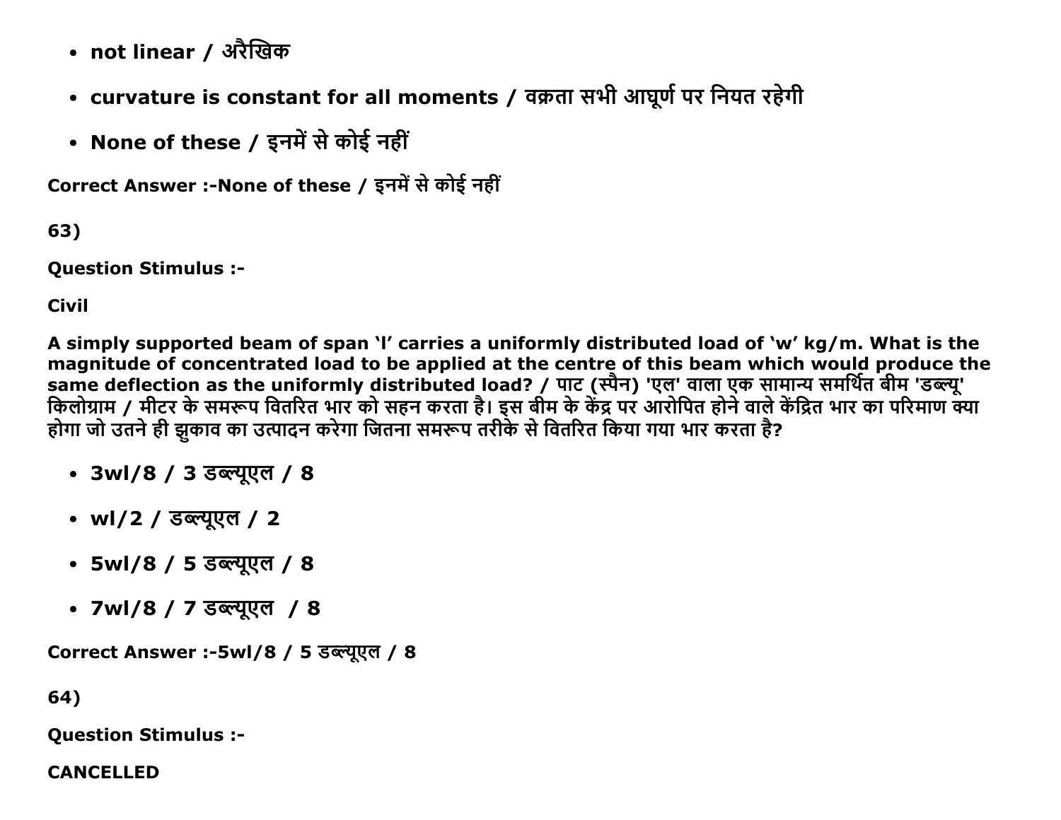- not linear / अरैखिक
- curvature is constant for all moments / वक्रता सभी आघूर्ण पर नियत रहेगी
- None of these / इनमें से कोई नहीं

Correct Answer :-None of these / इनमें से कोई नहीं

63)

**Question Stimulus :-**

**Civil**

**A simply supported beam of span 'l' carries a uniformly distributed load of 'w' kg/m. What is the magnitude of concentrated load to be applied at the centre of this beam which would produce the same deflection as the uniformly distributed load? / पाट (स्पैन) 'एल' वाला एक सामान्य समर्थित बीम 'डब्ल्यू' किलोग्राम / मीटर के समरूप वितरित भार को सहन करता है। इस बीम के केंद्र पर आरोपित होने वाले केंद्रित भार का परिमाण क्या होगा जो उतने ही झुकाव का उत्पादन करेगा जितना समरूप तरीके से वितरित किया गया भार करता है?**

- 3wl/8 / 3 डब्ल्यूएल / 8
- wl/2 / डब्ल्यूएल / 2
- 5wl/8 / 5 डब्ल्यूएल / 8
- 7wl/8 / 7 डब्ल्यूएल / 8

Correct Answer :-5wl/8 / 5 डब्ल्यूएल / 8

64)

**Question Stimulus :-**

**CANCELLED**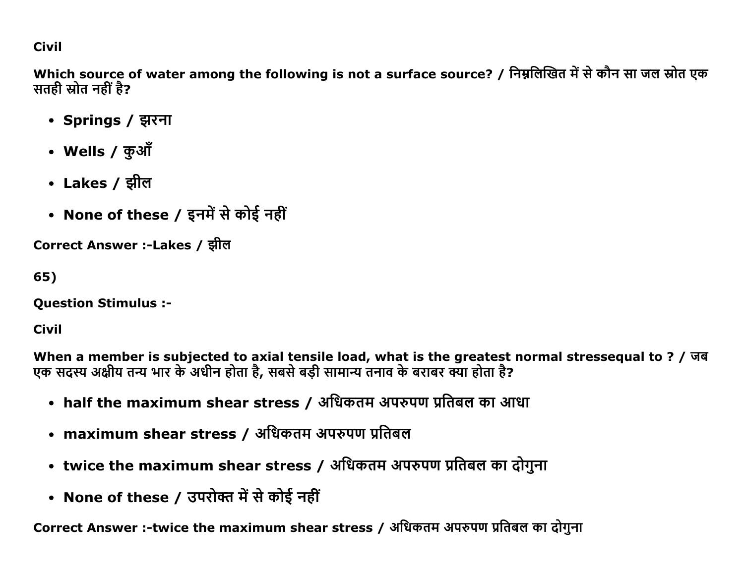Civil

**Which source of water among the following is not a surface source? / निम्नलिखित में से कौन सा जल स्रोत एक सतही स्रोत नहीं है?**

- **Springs / झरना**
- **Wells / कुआँ**
- **Lakes / झील**
- **None of these / इनमें से कोई नहीं**

**Correct Answer :-Lakes / झील**

**65)**

**Question Stimulus :-**

**Civil**

**When a member is subjected to axial tensile load, what is the greatest normal stressequal to ? / जब एक सदस्य अक्षीय तन्य भार के अधीन होता है, सबसे बड़ी सामान्य तनाव के बराबर क्या होता है?**

- **half the maximum shear stress / अधिकतम अपरुपण प्रतिबल का आधा**
- **maximum shear stress / अधिकतम अपरुपण प्रतिबल**
- **twice the maximum shear stress / अधिकतम अपरुपण प्रतिबल का दोगुना**
- **None of these / उपरोक्त में से कोई नहीं**

**Correct Answer :-twice the maximum shear stress / अधिकतम अपरुपण प्रतिबल का दोगुना**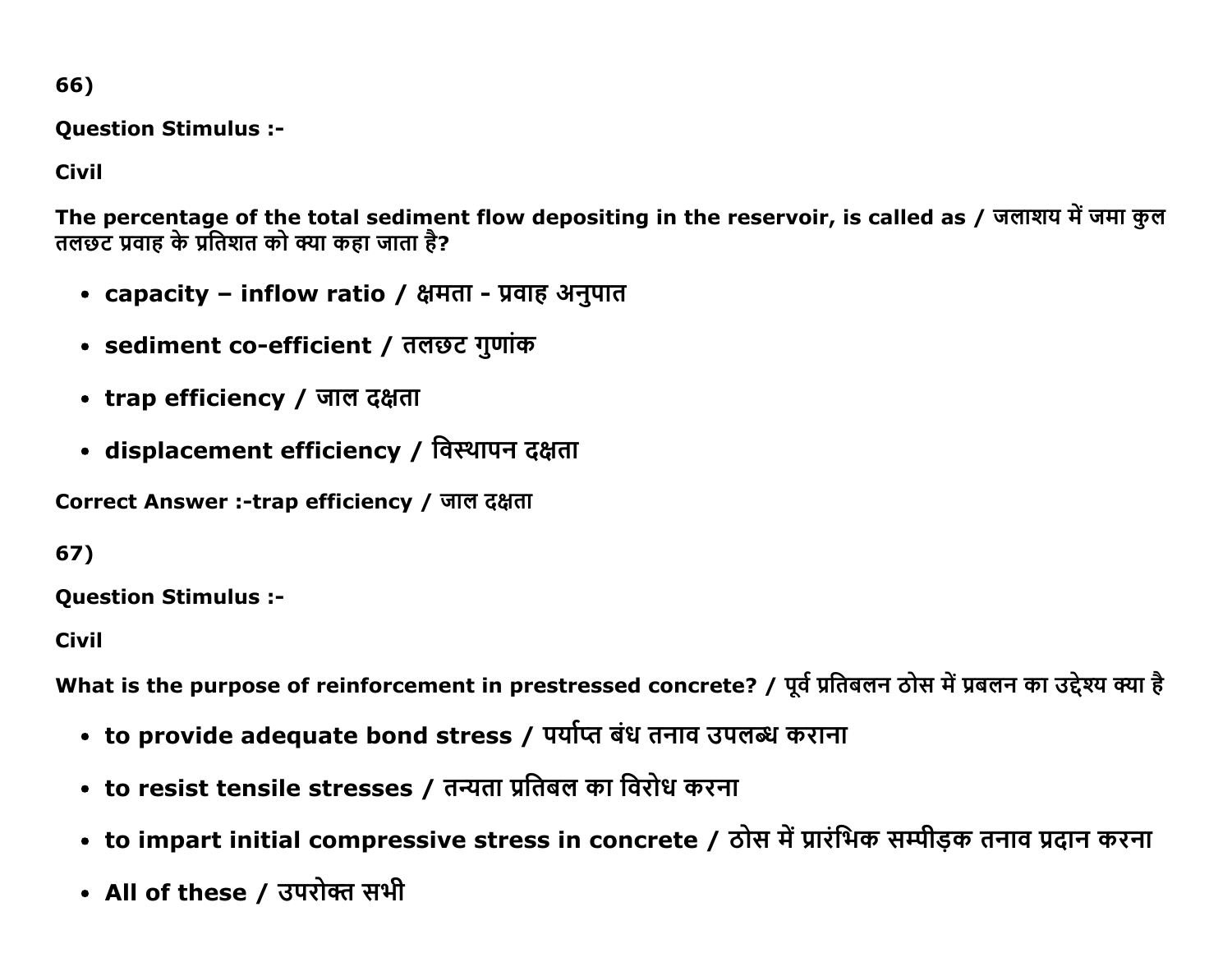66)

**Question Stimulus :-**

**Civil**

**The percentage of the total sediment flow depositing in the reservoir, is called as / जलाशय में जमा कुल तलछट प्रवाह के प्रतिशत को क्या कहा जाता है?**

- **capacity – inflow ratio / क्षमता - प्रवाह अनुपात**
- **sediment co-efficient / तलछट गुणांक**
- **trap efficiency / जाल दक्षता**
- **displacement efficiency / विस्थापन दक्षता**

**Correct Answer :-trap efficiency / जाल दक्षता**

67)

**Question Stimulus :-**

**Civil**

**What is the purpose of reinforcement in prestressed concrete? / पूर्व प्रतिबलन ठोस में प्रबलन का उद्देश्य क्या है**

- **to provide adequate bond stress / पर्याप्त बंध तनाव उपलब्ध कराना**
- **to resist tensile stresses / तन्यता प्रतिबल का विरोध करना**
- **to impart initial compressive stress in concrete / ठोस में प्रारंभिक सम्पीड़क तनाव प्रदान करना**
- **All of these / उपरोक्त सभी**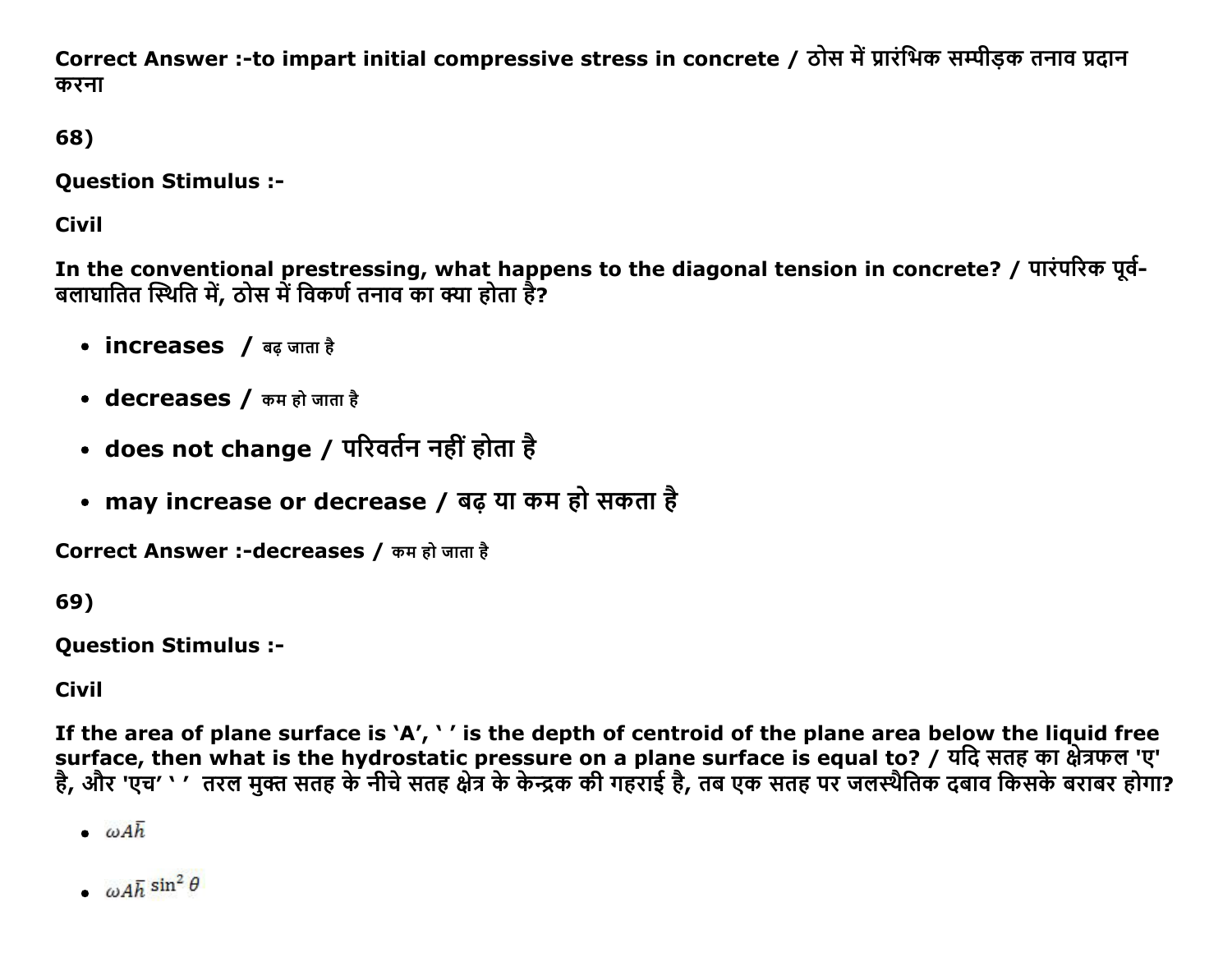**Correct Answer :-to impart initial compressive stress in concrete / ठोस में प्रारंभिक सम्पीड़क तनाव प्रदान करना**

**68)**

**Question Stimulus :-**

**Civil**

**In the conventional prestressing, what happens to the diagonal tension in concrete? / पारंपरिक पूर्व-बलाघातित स्थिति में, ठोस में विकर्ण तनाव का क्या होता है?**

- **increases / बढ़ जाता है**
- **decreases / कम हो जाता है**
- **does not change / परिवर्तन नहीं होता है**
- **may increase or decrease / बढ़ या कम हो सकता है**

**Correct Answer :-decreases / कम हो जाता है**

**69)**

**Question Stimulus :-**

**Civil**

**If the area of plane surface is 'A', ' ' is the depth of centroid of the plane area below the liquid free surface, then what is the hydrostatic pressure on a plane surface is equal to? / यदि सतह का क्षेत्रफल 'ए' है, और 'एच' ' ' तरल मुक्त सतह के नीचे सतह क्षेत्र के केन्द्रक की गहराई है, तब एक सतह पर जलस्थैतिक दबाव किसके बराबर होगा?**

- $\omega A\bar{h}$
- $\omega A\bar{h}\sin^2\theta$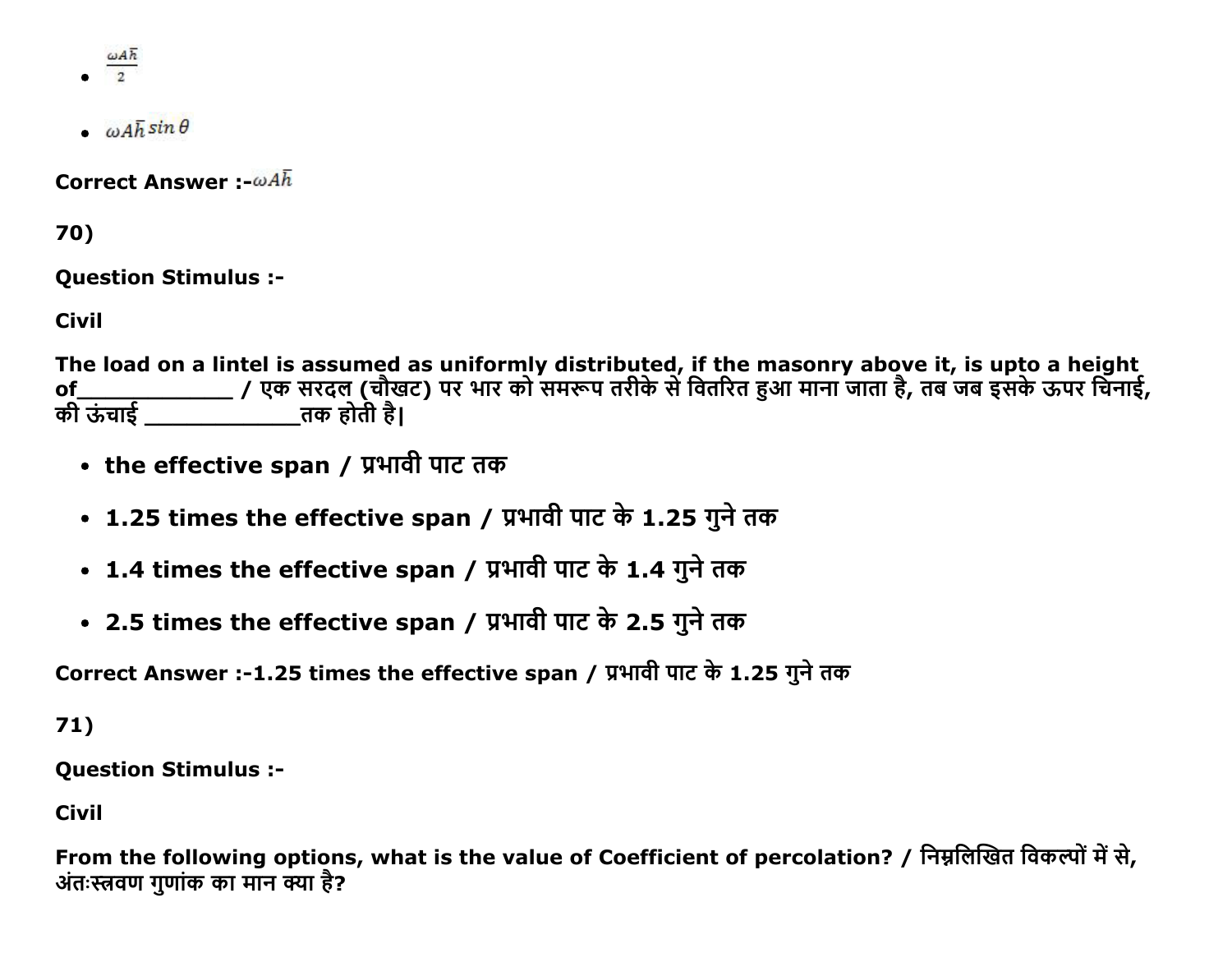- $\frac{\omega A\bar{h}}{2}$
- $\omega A\bar{h}\sin\theta$

**Correct Answer :-**$\omega A\bar{h}$

**70)**

**Question Stimulus :-**

**Civil**

**The load on a lintel is assumed as uniformly distributed, if the masonry above it, is upto a height of____________ / एक सरदल (चौखट) पर भार को समरूप तरीके से वितरित हुआ माना जाता है, तब जब इसके ऊपर चिनाई, की ऊंचाई ____________तक होती है|**

- **the effective span / प्रभावी पाट तक**
- **1.25 times the effective span / प्रभावी पाट के 1.25 गुने तक**
- **1.4 times the effective span / प्रभावी पाट के 1.4 गुने तक**
- **2.5 times the effective span / प्रभावी पाट के 2.5 गुने तक**

**Correct Answer :-1.25 times the effective span / प्रभावी पाट के 1.25 गुने तक**

**71)**

**Question Stimulus :-**

**Civil**

**From the following options, what is the value of Coefficient of percolation? / निम्नलिखित विकल्पों में से, अंतःस्त्रवण गुणांक का मान क्या है?**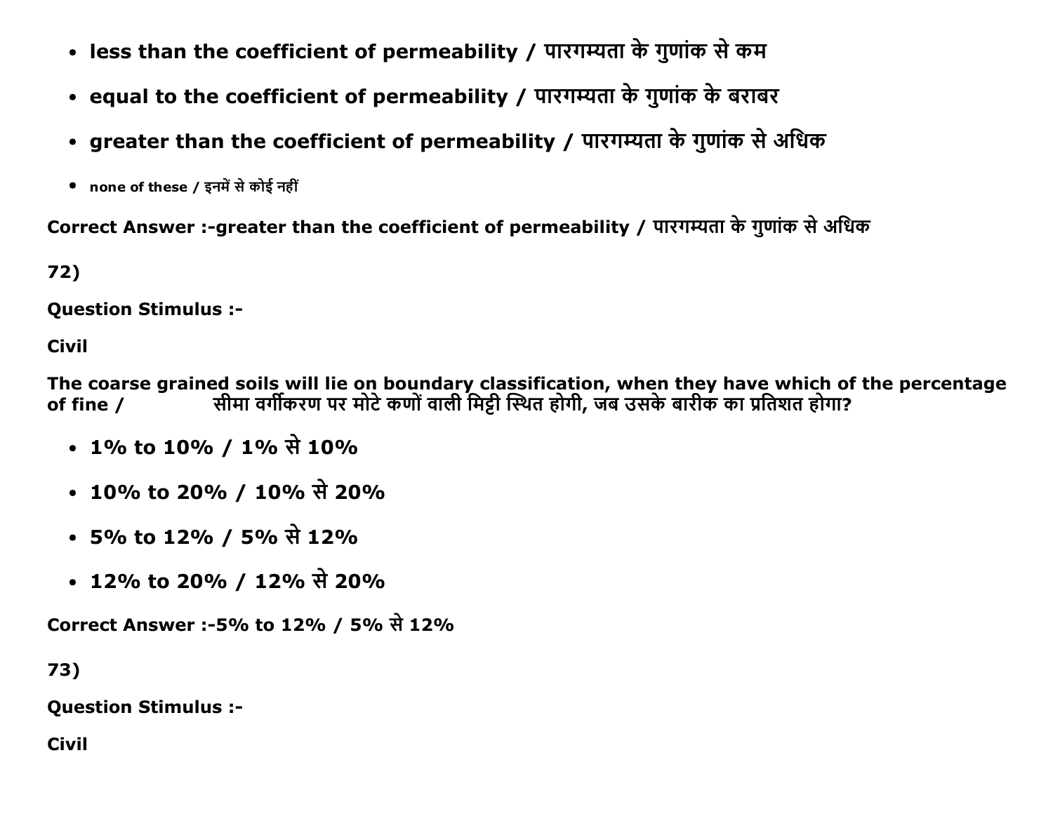- less than the coefficient of permeability / पारगम्यता के गुणांक से कम
- equal to the coefficient of permeability / पारगम्यता के गुणांक के बराबर
- greater than the coefficient of permeability / पारगम्यता के गुणांक से अधिक
- none of these / इनमें से कोई नहीं

**Correct Answer :-greater than the coefficient of permeability / पारगम्यता के गुणांक से अधिक**

**72)**

**Question Stimulus :-**

**Civil**

**The coarse grained soils will lie on boundary classification, when they have which of the percentage of fine / सीमा वर्गीकरण पर मोटे कणों वाली मिट्टी स्थित होगी, जब उसके बारीक का प्रतिशत होगा?**

- 1% to 10% / 1% से 10%
- 10% to 20% / 10% से 20%
- 5% to 12% / 5% से 12%
- 12% to 20% / 12% से 20%

**Correct Answer :-5% to 12% / 5% से 12%**

**73)**

**Question Stimulus :-**

**Civil**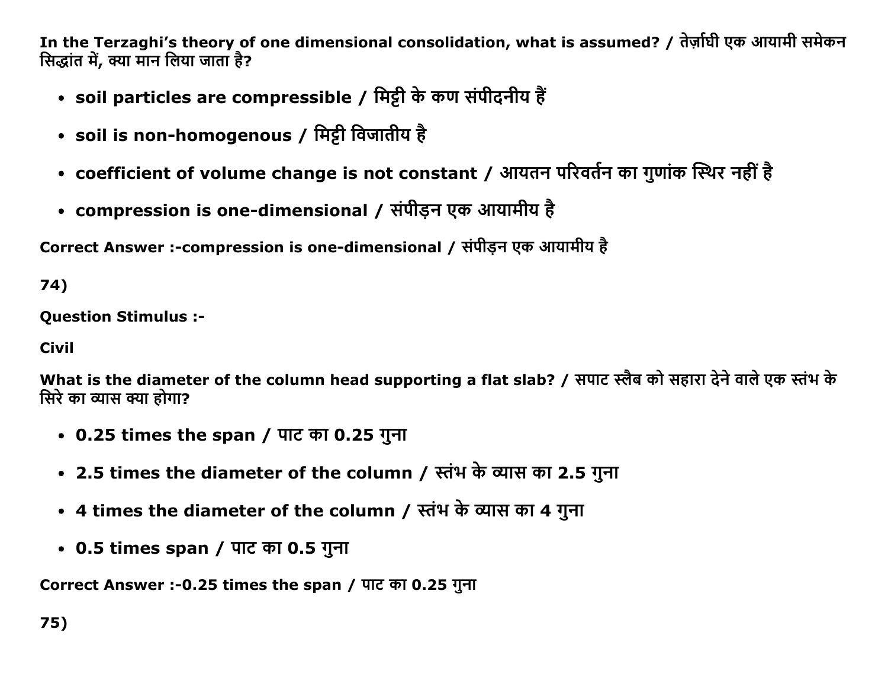**In the Terzaghi's theory of one dimensional consolidation, what is assumed? / तेर्ज़ाघी एक आयामी समेकन सिद्धांत में, क्या मान लिया जाता है?**

- **soil particles are compressible / मिट्टी के कण संपीदनीय हैं**
- **soil is non-homogenous / मिट्टी विजातीय है**
- **coefficient of volume change is not constant / आयतन परिवर्तन का गुणांक स्थिर नहीं है**
- **compression is one-dimensional / संपीड़न एक आयामीय है**

**Correct Answer :-compression is one-dimensional / संपीड़न एक आयामीय है**

**74)**

**Question Stimulus :-**

**Civil**

**What is the diameter of the column head supporting a flat slab? / सपाट स्लैब को सहारा देने वाले एक स्तंभ के सिरे का व्यास क्या होगा?**

- **0.25 times the span / पाट का 0.25 गुना**
- **2.5 times the diameter of the column / स्तंभ के व्यास का 2.5 गुना**
- **4 times the diameter of the column / स्तंभ के व्यास का 4 गुना**
- **0.5 times span / पाट का 0.5 गुना**

**Correct Answer :-0.25 times the span / पाट का 0.25 गुना**

**75)**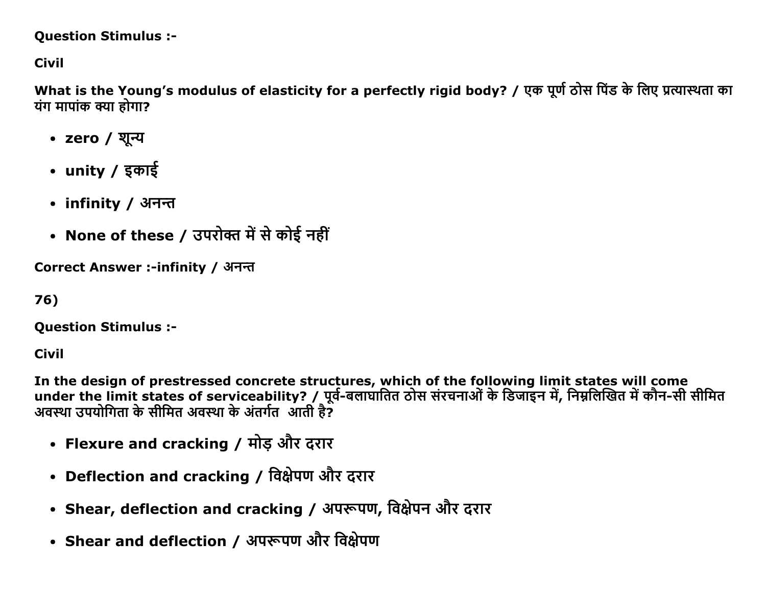**Question Stimulus :-**

**Civil**

**What is the Young's modulus of elasticity for a perfectly rigid body? / एक पूर्ण ठोस पिंड के लिए प्रत्यास्थता का यंग मापांक क्या होगा?**

- **zero / शून्य**
- **unity / इकाई**
- **infinity / अनन्त**
- **None of these / उपरोक्त में से कोई नहीं**

**Correct Answer :-infinity / अनन्त**

**76)**

**Question Stimulus :-**

**Civil**

**In the design of prestressed concrete structures, which of the following limit states will come under the limit states of serviceability? / पूर्व-बलाघातित ठोस संरचनाओं के डिजाइन में, निम्नलिखित में कौन-सी सीमित अवस्था उपयोगिता के सीमित अवस्था के अंतर्गत आती है?**

- **Flexure and cracking / मोड़ और दरार**
- **Deflection and cracking / विक्षेपण और दरार**
- **Shear, deflection and cracking / अपरूपण, विक्षेपन और दरार**
- **Shear and deflection / अपरूपण और विक्षेपण**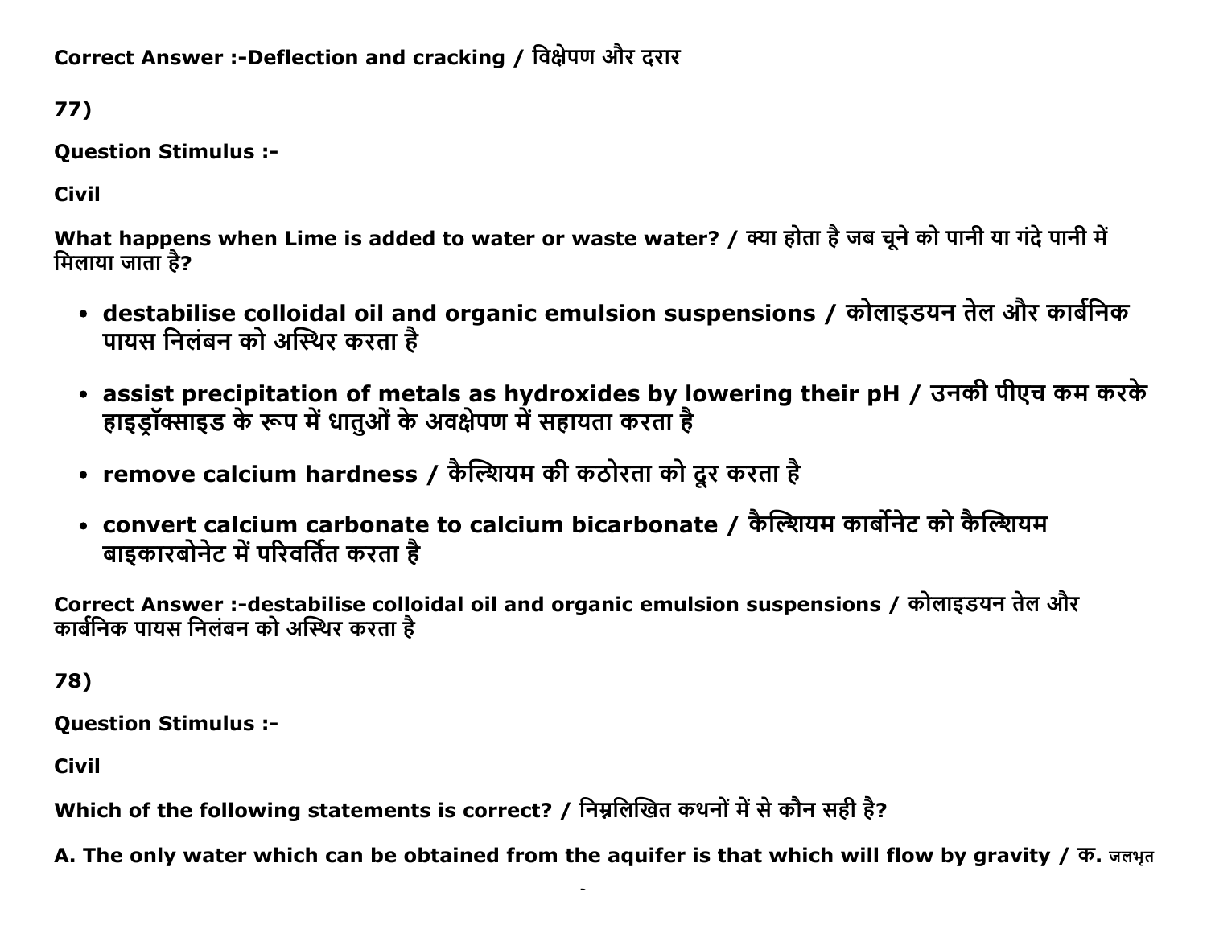**Correct Answer :-Deflection and cracking / विक्षेपण और दरार**

**77)**

**Question Stimulus :-**

**Civil**

**What happens when Lime is added to water or waste water? / क्या होता है जब चूने को पानी या गंदे पानी में मिलाया जाता है?**

- **destabilise colloidal oil and organic emulsion suspensions / कोलाइडयन तेल और कार्बनिक पायस निलंबन को अस्थिर करता है**
- **assist precipitation of metals as hydroxides by lowering their pH / उनकी पीएच कम करके हाइड्रॉक्साइड के रूप में धातुओं के अवक्षेपण में सहायता करता है**
- **remove calcium hardness / कैल्शियम की कठोरता को दूर करता है**
- **convert calcium carbonate to calcium bicarbonate / कैल्शियम कार्बोनेट को कैल्शियम बाइकारबोनेट में परिवर्तित करता है**

**Correct Answer :-destabilise colloidal oil and organic emulsion suspensions / कोलाइडयन तेल और कार्बनिक पायस निलंबन को अस्थिर करता है**

**78)**

**Question Stimulus :-**

**Civil**

**Which of the following statements is correct? / निम्नलिखित कथनों में से कौन सही है?**

**A. The only water which can be obtained from the aquifer is that which will flow by gravity / क.** जलभृत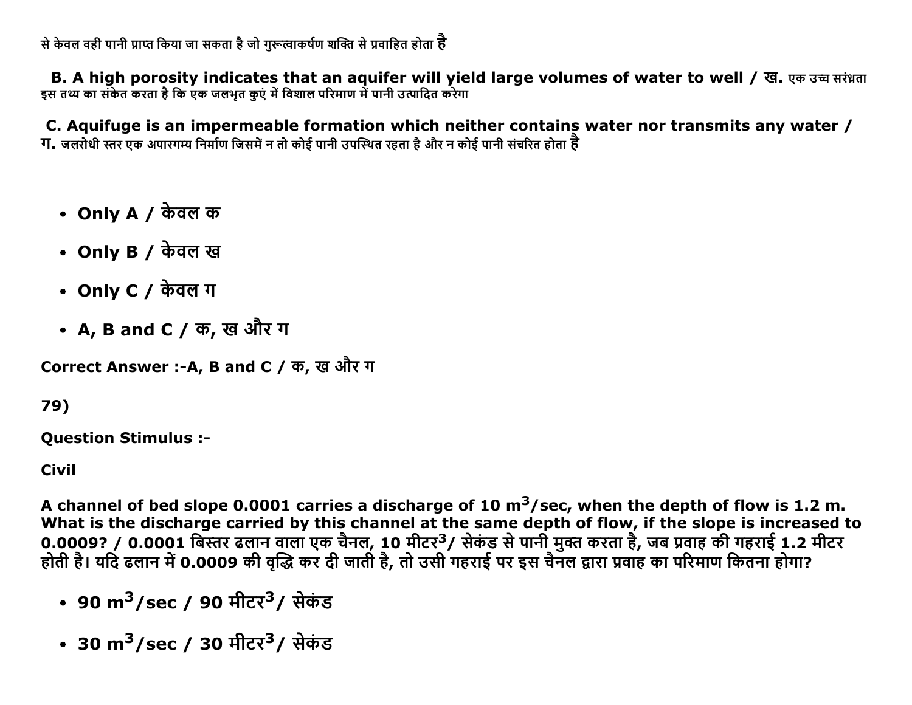से केवल वही पानी प्राप्त किया जा सकता है जो गुरूत्वाकर्षण शक्ति से प्रवाहित होता है

**B. A high porosity indicates that an aquifer will yield large volumes of water to well / ख.** एक उच्च सरंध्रता इस तथ्य का संकेत करता है कि एक जलभृत कुएं में विशाल परिमाण में पानी उत्पादित करेगा

**C. Aquifuge is an impermeable formation which neither contains water nor transmits any water / ग.** जलरोधी स्तर एक अपारगम्य निर्माण जिसमें न तो कोई पानी उपस्थित रहता है और न कोई पानी संचरित होता है

- **Only A / केवल क**
- **Only B / केवल ख**
- **Only C / केवल ग**
- **A, B and C / क, ख और ग**

**Correct Answer :-A, B and C / क, ख और ग**

**79)**

**Question Stimulus :-**

**Civil**

**A channel of bed slope 0.0001 carries a discharge of 10 m$^3$/sec, when the depth of flow is 1.2 m. What is the discharge carried by this channel at the same depth of flow, if the slope is increased to 0.0009? / 0.0001 बिस्तर ढलान वाला एक चैनल, 10 मीटर$^3$/ सेकंड से पानी मुक्त करता है, जब प्रवाह की गहराई 1.2 मीटर होती है। यदि ढलान में 0.0009 की वृद्धि कर दी जाती है, तो उसी गहराई पर इस चैनल द्वारा प्रवाह का परिमाण कितना होगा?**

- **90 m$^3$/sec / 90 मीटर$^3$/ सेकंड**
- **30 m$^3$/sec / 30 मीटर$^3$/ सेकंड**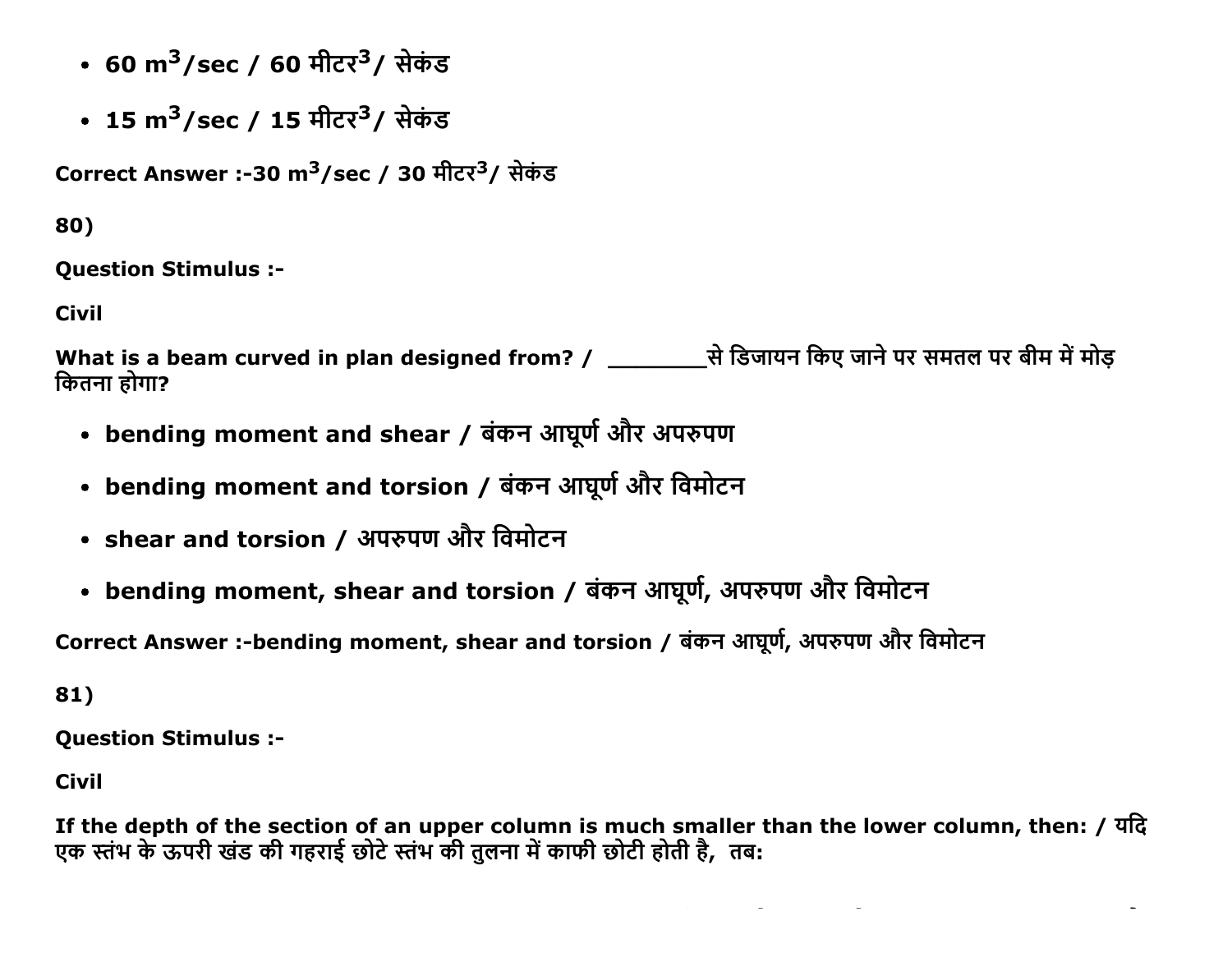- 60 $m^3$/sec / 60 मीटर$^3$/ सेकंड
- 15 $m^3$/sec / 15 मीटर$^3$/ सेकंड

**Correct Answer :-30 $m^3$/sec / 30 मीटर$^3$/ सेकंड**

**80)**

**Question Stimulus :-**

**Civil**

**What is a beam curved in plan designed from? / ________से डिजायन किए जाने पर समतल पर बीम में मोड़ कितना होगा?**

- **bending moment and shear / बंकन आघूर्ण और अपरुपण**
- **bending moment and torsion / बंकन आघूर्ण और विमोटन**
- **shear and torsion / अपरुपण और विमोटन**
- **bending moment, shear and torsion / बंकन आघूर्ण, अपरुपण और विमोटन**

**Correct Answer :-bending moment, shear and torsion / बंकन आघूर्ण, अपरुपण और विमोटन**

**81)**

**Question Stimulus :-**

**Civil**

**If the depth of the section of an upper column is much smaller than the lower column, then: / यदि एक स्तंभ के ऊपरी खंड की गहराई छोटे स्तंभ की तुलना में काफी छोटी होती है, तब:**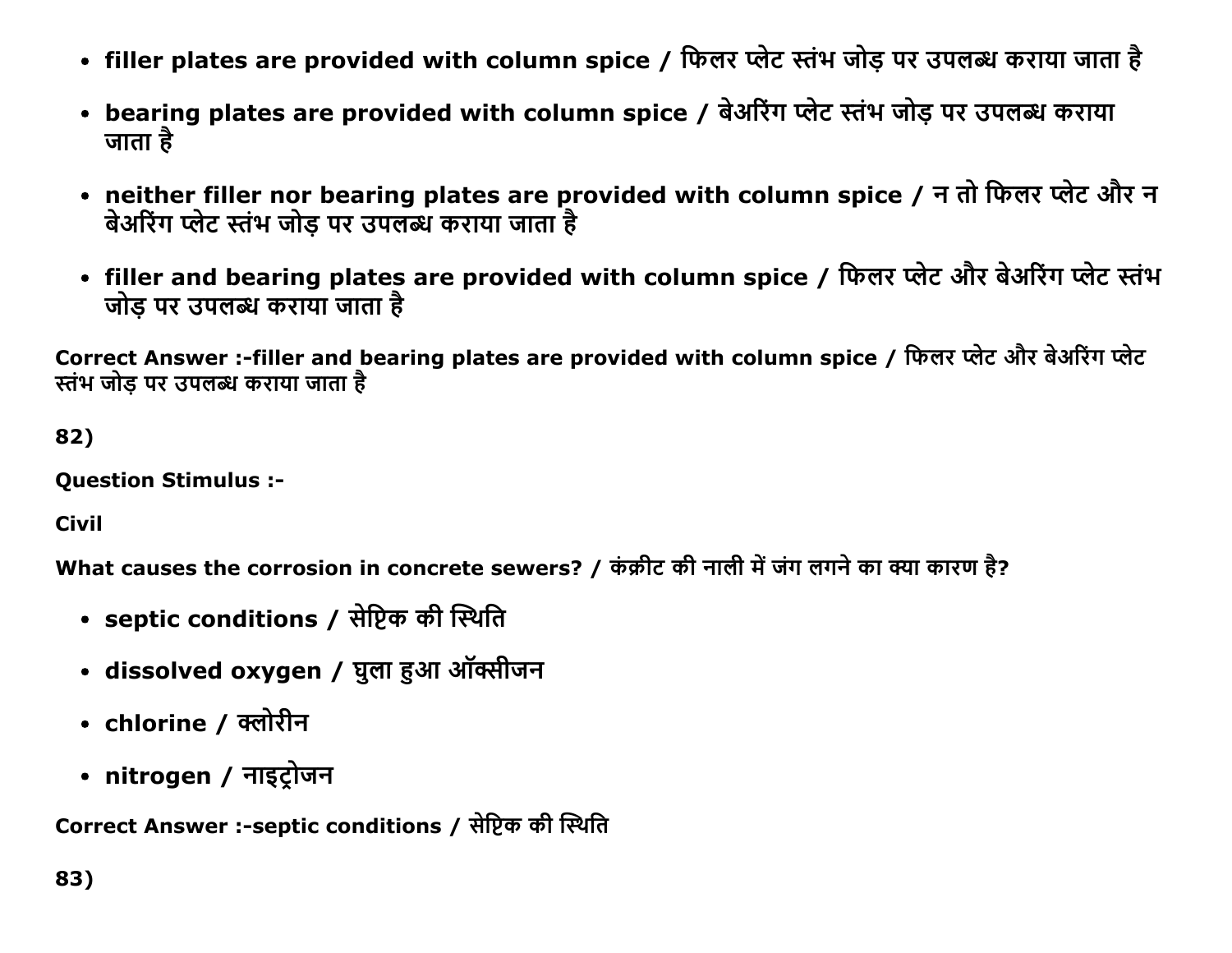- **filler plates are provided with column spice / फिलर प्लेट स्तंभ जोड़ पर उपलब्ध कराया जाता है**
- **bearing plates are provided with column spice / बेअरिंग प्लेट स्तंभ जोड़ पर उपलब्ध कराया जाता है**
- **neither filler nor bearing plates are provided with column spice / न तो फिलर प्लेट और न बेअरिंग प्लेट स्तंभ जोड़ पर उपलब्ध कराया जाता है**
- **filler and bearing plates are provided with column spice / फिलर प्लेट और बेअरिंग प्लेट स्तंभ जोड़ पर उपलब्ध कराया जाता है**

**Correct Answer :-filler and bearing plates are provided with column spice / फिलर प्लेट और बेअरिंग प्लेट स्तंभ जोड़ पर उपलब्ध कराया जाता है**

**82)**

**Question Stimulus :-**

**Civil**

**What causes the corrosion in concrete sewers? / कंक्रीट की नाली में जंग लगने का क्या कारण है?**

- **septic conditions / सेप्टिक की स्थिति**
- **dissolved oxygen / घुला हुआ ऑक्सीजन**
- **chlorine / क्लोरीन**
- **nitrogen / नाइट्रोजन**

**Correct Answer :-septic conditions / सेप्टिक की स्थिति**

**83)**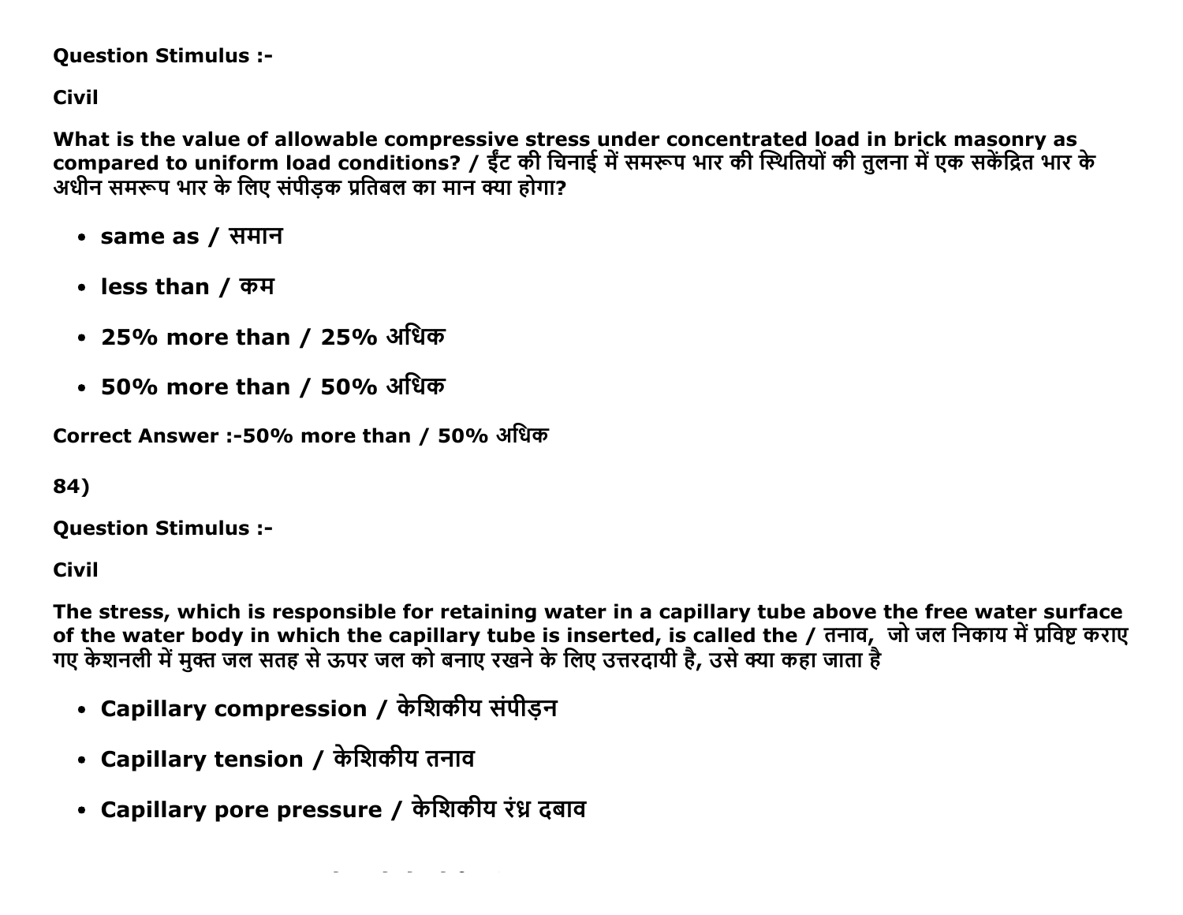**Question Stimulus :-**

**Civil**

**What is the value of allowable compressive stress under concentrated load in brick masonry as compared to uniform load conditions? / ईंट की चिनाई में समरूप भार की स्थितियों की तुलना में एक सकेंद्रित भार के अधीन समरूप भार के लिए संपीड़क प्रतिबल का मान क्या होगा?**

- **same as / समान**
- **less than / कम**
- **25% more than / 25% अधिक**
- **50% more than / 50% अधिक**

**Correct Answer :-50% more than / 50% अधिक**

**84)**

**Question Stimulus :-**

**Civil**

**The stress, which is responsible for retaining water in a capillary tube above the free water surface of the water body in which the capillary tube is inserted, is called the / तनाव, जो जल निकाय में प्रविष्ट कराए गए केशनली में मुक्त जल सतह से ऊपर जल को बनाए रखने के लिए उत्तरदायी है, उसे क्या कहा जाता है**

- **Capillary compression / केशिकीय संपीड़न**
- **Capillary tension / केशिकीय तनाव**
- **Capillary pore pressure / केशिकीय रंध्र दबाव**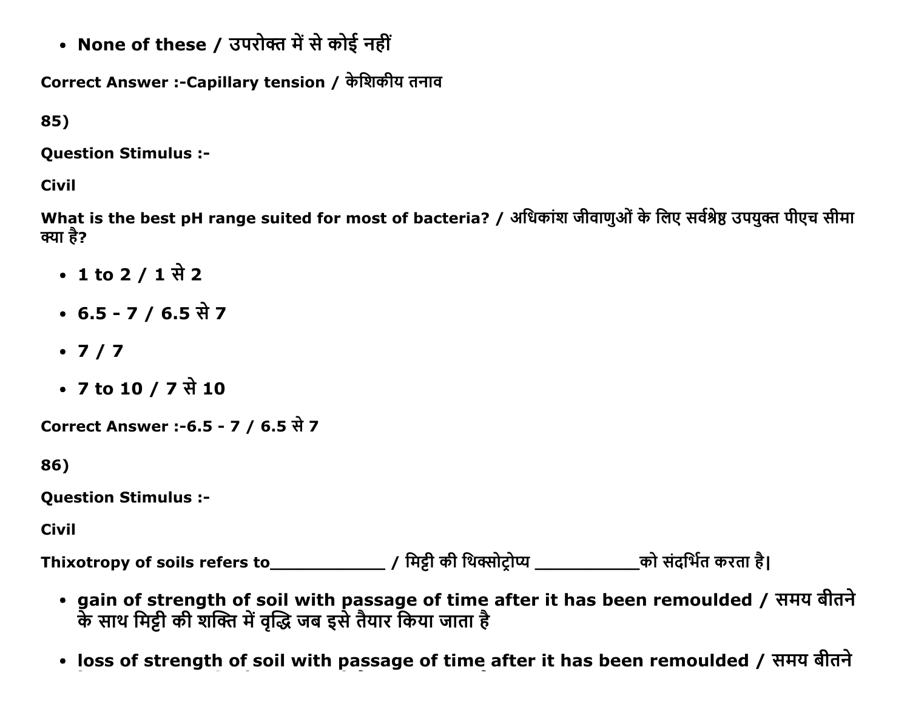- **None of these / उपरोक्त में से कोई नहीं**

**Correct Answer :-Capillary tension / केशिकीय तनाव**

**85)**

**Question Stimulus :-**

**Civil**

**What is the best pH range suited for most of bacteria? / अधिकांश जीवाणुओं के लिए सर्वश्रेष्ठ उपयुक्त पीएच सीमा क्या है?**

- **1 to 2 / 1 से 2**
- **6.5 - 7 / 6.5 से 7**
- **7 / 7**
- **7 to 10 / 7 से 10**

**Correct Answer :-6.5 - 7 / 6.5 से 7**

**86)**

**Question Stimulus :-**

**Civil**

**Thixotropy of soils refers to____________ / मिट्टी की थिक्सोट्रोप्य ___________को संदर्भित करता है|**

- **gain of strength of soil with passage of time after it has been remoulded / समय बीतने के साथ मिट्टी की शक्ति में वृद्धि जब इसे तैयार किया जाता है**
- **loss of strength of soil with passage of time after it has been remoulded / समय बीतने**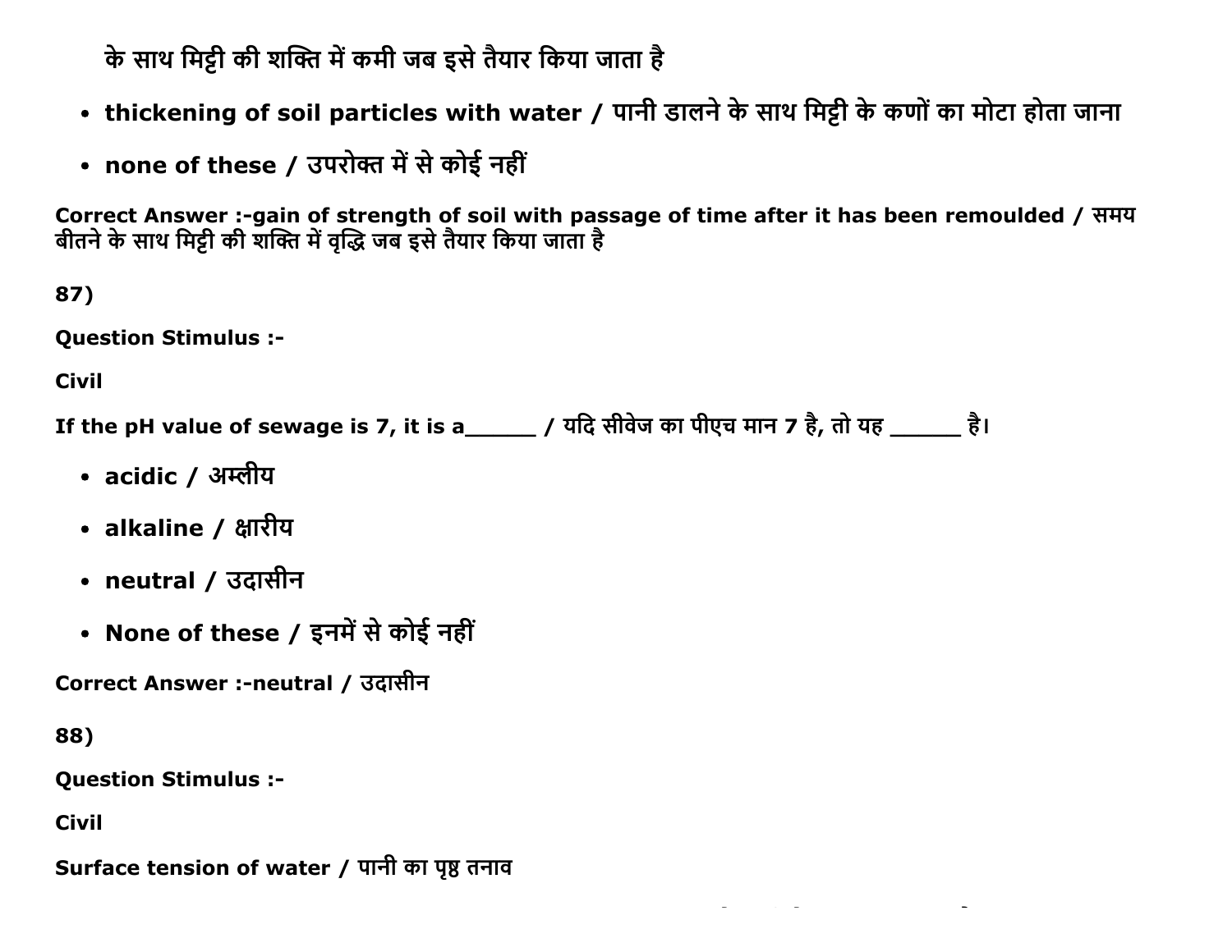के साथ मिट्टी की शक्ति में कमी जब इसे तैयार किया जाता है

- **thickening of soil particles with water / पानी डालने के साथ मिट्टी के कणों का मोटा होता जाना**
- **none of these / उपरोक्त में से कोई नहीं**

**Correct Answer :-gain of strength of soil with passage of time after it has been remoulded / समय बीतने के साथ मिट्टी की शक्ति में वृद्धि जब इसे तैयार किया जाता है**

**87)**

**Question Stimulus :-**

**Civil**

**If the pH value of sewage is 7, it is a______ / यदि सीवेज का पीएच मान 7 है, तो यह ______ है।**

- **acidic / अम्लीय**
- **alkaline / क्षारीय**
- **neutral / उदासीन**
- **None of these / इनमें से कोई नहीं**

**Correct Answer :-neutral / उदासीन**

**88)**

**Question Stimulus :-**

**Civil**

**Surface tension of water / पानी का पृष्ठ तनाव**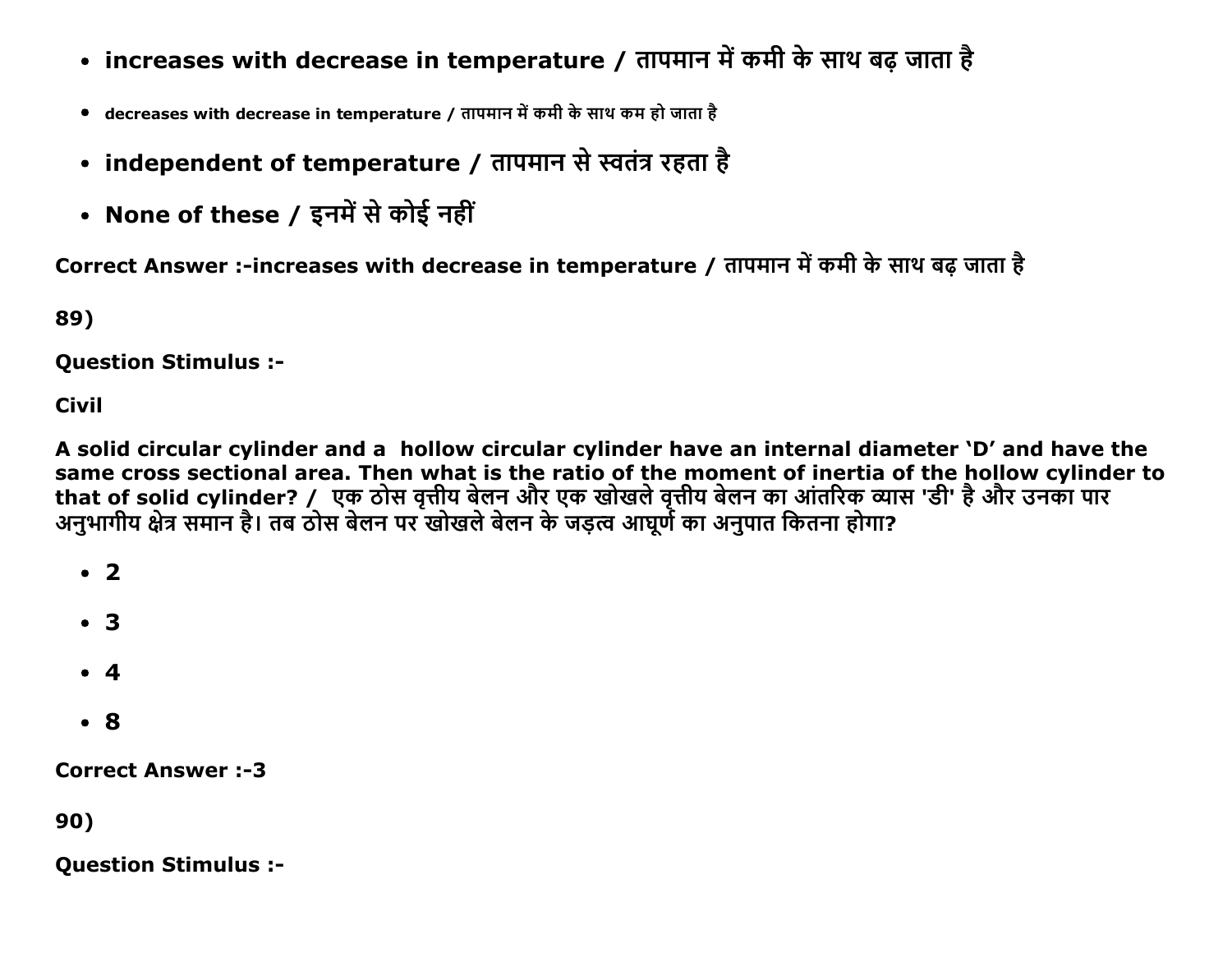- **increases with decrease in temperature / तापमान में कमी के साथ बढ़ जाता है**
- decreases with decrease in temperature / तापमान में कमी के साथ कम हो जाता है
- **independent of temperature / तापमान से स्वतंत्र रहता है**
- **None of these / इनमें से कोई नहीं**

**Correct Answer :-increases with decrease in temperature / तापमान में कमी के साथ बढ़ जाता है**

**89)**

**Question Stimulus :-**

**Civil**

**A solid circular cylinder and a hollow circular cylinder have an internal diameter 'D' and have the same cross sectional area. Then what is the ratio of the moment of inertia of the hollow cylinder to that of solid cylinder? / एक ठोस वृत्तीय बेलन और एक खोखले वृत्तीय बेलन का आंतरिक व्यास 'डी' है और उनका पार अनुभागीय क्षेत्र समान है। तब ठोस बेलन पर खोखले बेलन के जड़त्व आघूर्ण का अनुपात कितना होगा?**

- **2**
- **3**
- **4**
- **8**

**Correct Answer :-3**

**90)**

**Question Stimulus :-**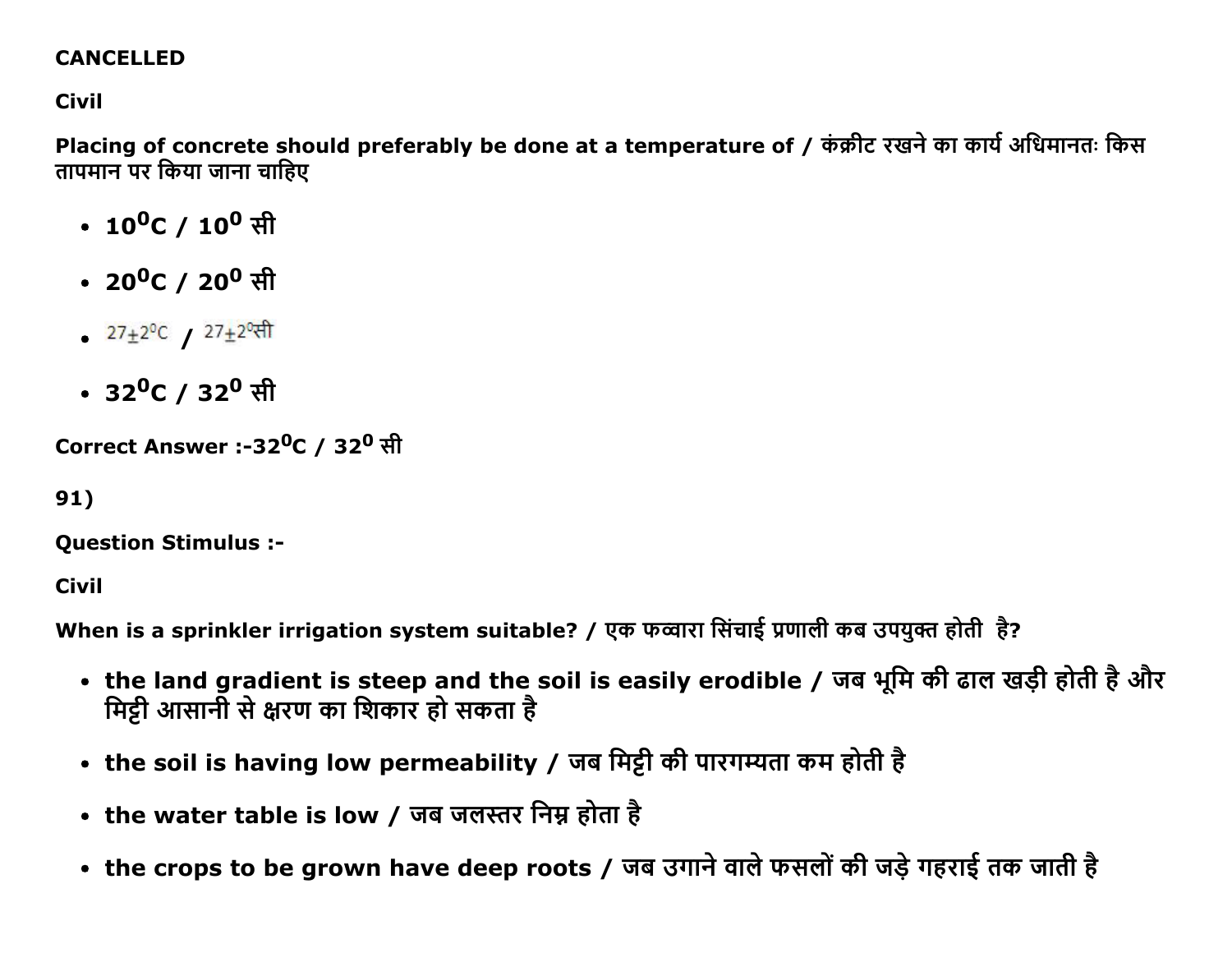**CANCELLED**

**Civil**

**Placing of concrete should preferably be done at a temperature of / कंक्रीट रखने का कार्य अधिमानतः किस तापमान पर किया जाना चाहिए**

- **$10^0$C / $10^0$ सी**
- **$20^0$C / $20^0$ सी**
- $27 \pm 2^0$C / $27 \pm 2^0$सी
- **$32^0$C / $32^0$ सी**

**Correct Answer :-$32^0$C / $32^0$ सी**

**91)**

**Question Stimulus :-**

**Civil**

**When is a sprinkler irrigation system suitable? / एक फव्वारा सिंचाई प्रणाली कब उपयुक्त होती है?**

- **the land gradient is steep and the soil is easily erodible / जब भूमि की ढाल खड़ी होती है और मिट्टी आसानी से क्षरण का शिकार हो सकता है**
- **the soil is having low permeability / जब मिट्टी की पारगम्यता कम होती है**
- **the water table is low / जब जलस्तर निम्न होता है**
- **the crops to be grown have deep roots / जब उगाने वाले फसलों की जड़े गहराई तक जाती है**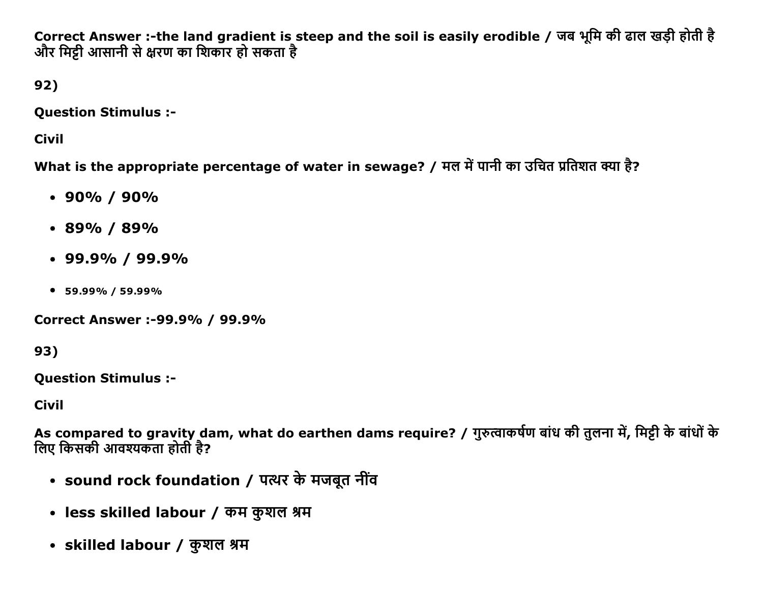**Correct Answer :-the land gradient is steep and the soil is easily erodible / जब भूमि की ढाल खड़ी होती है और मिट्टी आसानी से क्षरण का शिकार हो सकता है**

**92)**

**Question Stimulus :-**

**Civil**

**What is the appropriate percentage of water in sewage? / मल में पानी का उचित प्रतिशत क्या है?**

- **90% / 90%**
- **89% / 89%**
- **99.9% / 99.9%**
- **59.99% / 59.99%**

**Correct Answer :-99.9% / 99.9%**

**93)**

**Question Stimulus :-**

**Civil**

**As compared to gravity dam, what do earthen dams require? / गुरुत्वाकर्षण बांध की तुलना में, मिट्टी के बांधों के लिए किसकी आवश्यकता होती है?**

- **sound rock foundation / पत्थर के मजबूत नींव**
- **less skilled labour / कम कुशल श्रम**
- **skilled labour / कुशल श्रम**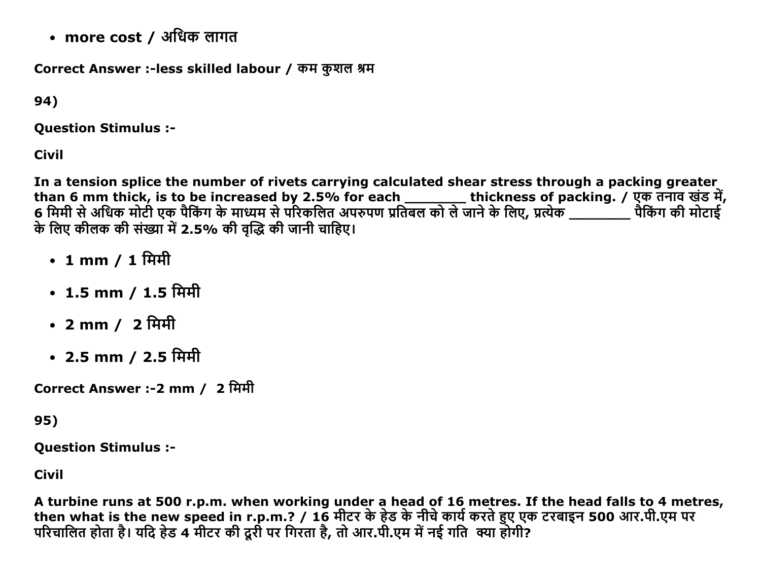- **more cost / अधिक लागत**

**Correct Answer :-less skilled labour / कम कुशल श्रम**

**94)**

**Question Stimulus :-**

**Civil**

**In a tension splice the number of rivets carrying calculated shear stress through a packing greater than 6 mm thick, is to be increased by 2.5% for each ________ thickness of packing. / एक तनाव खंड में, 6 मिमी से अधिक मोटी एक पैकिंग के माध्यम से परिकलित अपरुपण प्रतिबल को ले जाने के लिए, प्रत्येक ________ पैकिंग की मोटाई के लिए कीलक की संख्या में 2.5% की वृद्धि की जानी चाहिए।**

- **1 mm / 1 मिमी**
- **1.5 mm / 1.5 मिमी**
- **2 mm /  2 मिमी**
- **2.5 mm / 2.5 मिमी**

**Correct Answer :-2 mm /  2 मिमी**

**95)**

**Question Stimulus :-**

**Civil**

**A turbine runs at 500 r.p.m. when working under a head of 16 metres. If the head falls to 4 metres, then what is the new speed in r.p.m.? / 16 मीटर के हेड के नीचे कार्य करते हुए एक टरबाइन 500 आर.पी.एम पर परिचालित होता है। यदि हेड 4 मीटर की दूरी पर गिरता है, तो आर.पी.एम में नई गति  क्या होगी?**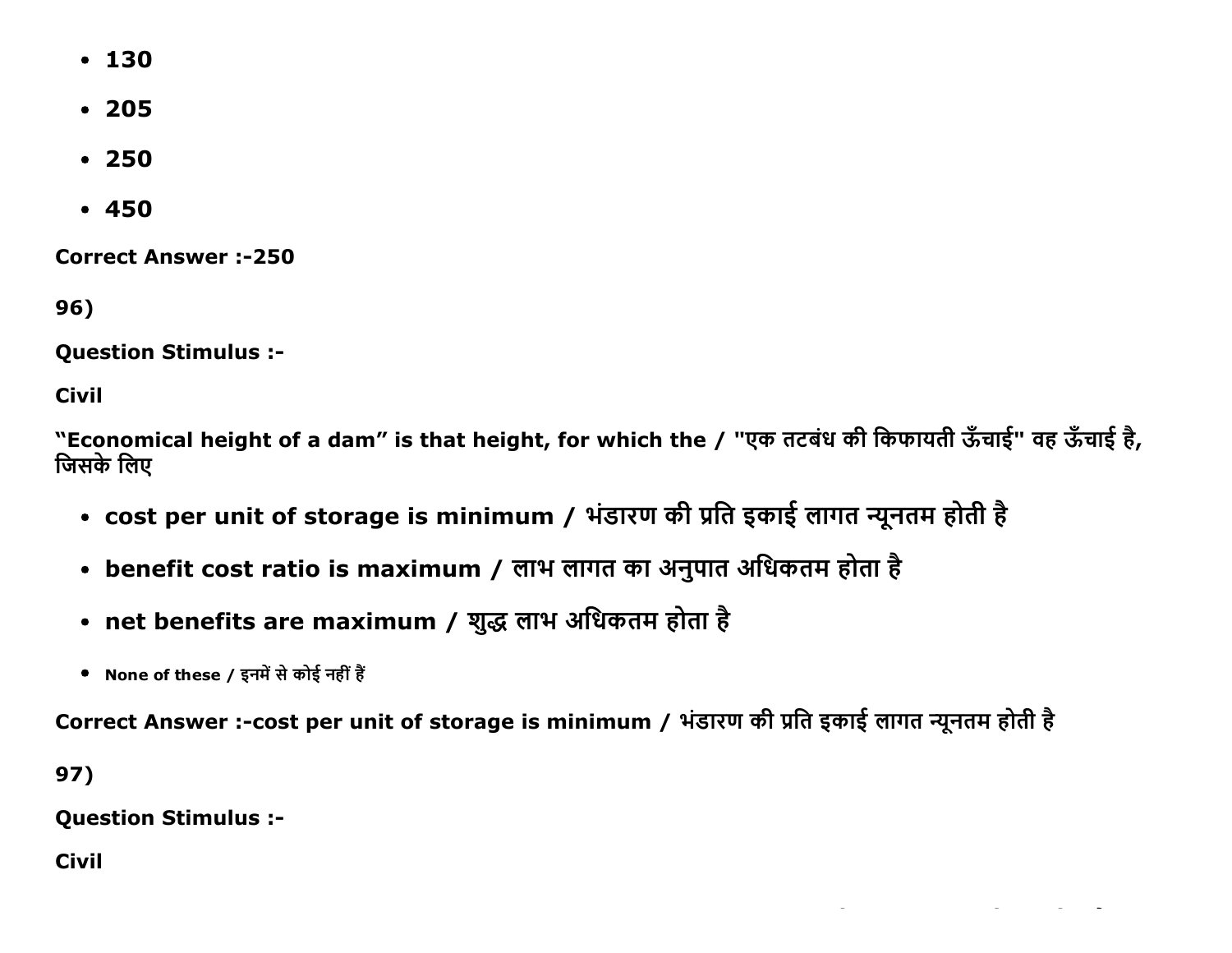- 130
- 205
- 250
- 450

**Correct Answer :-250**

**96)**

**Question Stimulus :-**

**Civil**

**“Economical height of a dam” is that height, for which the / "एक तटबंध की किफायती ऊँचाई" वह ऊँचाई है, जिसके लिए**

- **cost per unit of storage is minimum / भंडारण की प्रति इकाई लागत न्यूनतम होती है**
- **benefit cost ratio is maximum / लाभ लागत का अनुपात अधिकतम होता है**
- **net benefits are maximum / शुद्ध लाभ अधिकतम होता है**
- **None of these / इनमें से कोई नहीं हैं**

**Correct Answer :-cost per unit of storage is minimum / भंडारण की प्रति इकाई लागत न्यूनतम होती है**

**97)**

**Question Stimulus :-**

**Civil**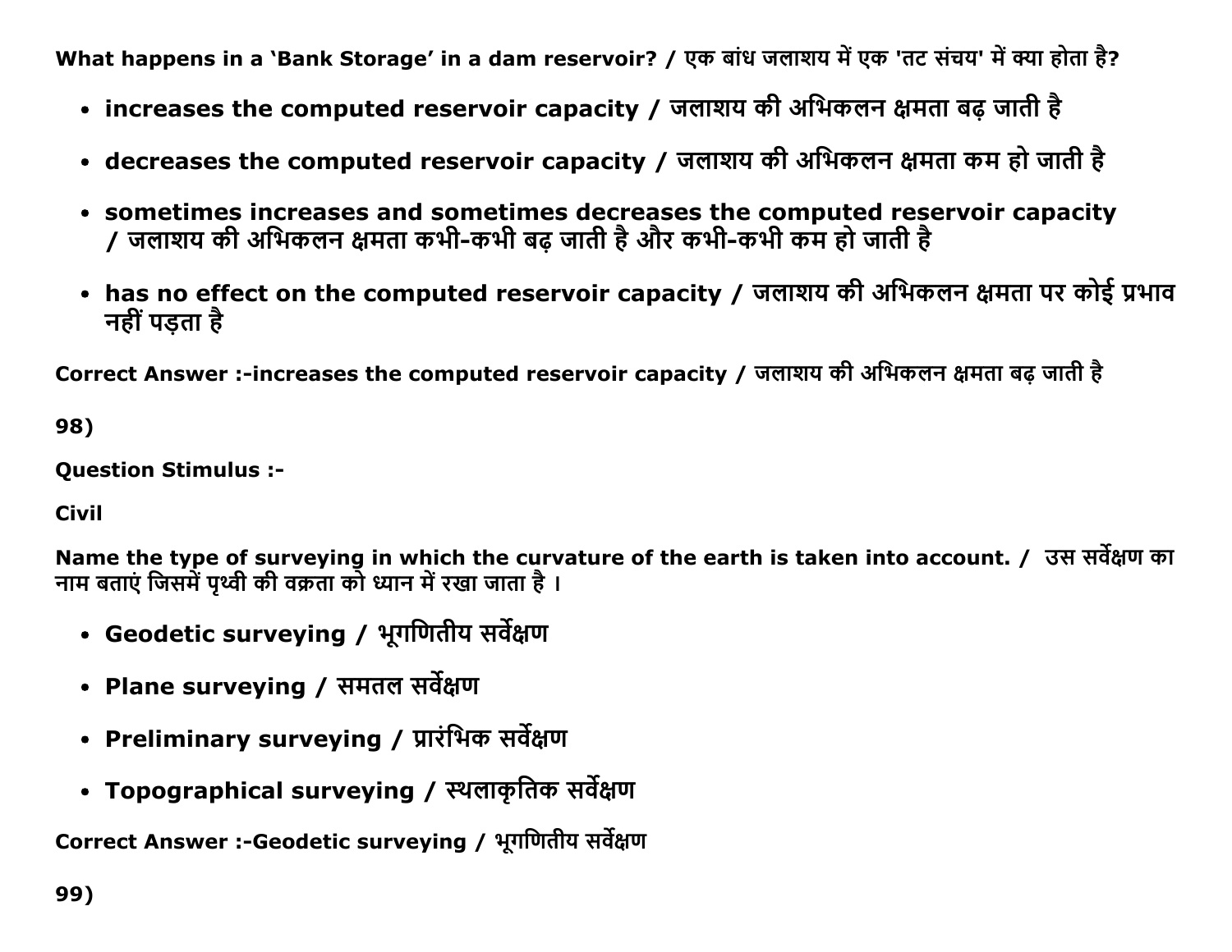What happens in a 'Bank Storage' in a dam reservoir? / एक बांध जलाशय में एक 'तट संचय' में क्या होता है?

- increases the computed reservoir capacity / जलाशय की अभिकलन क्षमता बढ़ जाती है
- decreases the computed reservoir capacity / जलाशय की अभिकलन क्षमता कम हो जाती है
- sometimes increases and sometimes decreases the computed reservoir capacity / जलाशय की अभिकलन क्षमता कभी-कभी बढ़ जाती है और कभी-कभी कम हो जाती है
- has no effect on the computed reservoir capacity / जलाशय की अभिकलन क्षमता पर कोई प्रभाव नहीं पड़ता है

Correct Answer :-increases the computed reservoir capacity / जलाशय की अभिकलन क्षमता बढ़ जाती है

98)

Question Stimulus :-

Civil

Name the type of surveying in which the curvature of the earth is taken into account. / उस सर्वेक्षण का नाम बताएं जिसमें पृथ्वी की वक्रता को ध्यान में रखा जाता है ।

- Geodetic surveying / भूगणितीय सर्वेक्षण
- Plane surveying / समतल सर्वेक्षण
- Preliminary surveying / प्रारंभिक सर्वेक्षण
- Topographical surveying / स्थलाकृतिक सर्वेक्षण

Correct Answer :-Geodetic surveying / भूगणितीय सर्वेक्षण

99)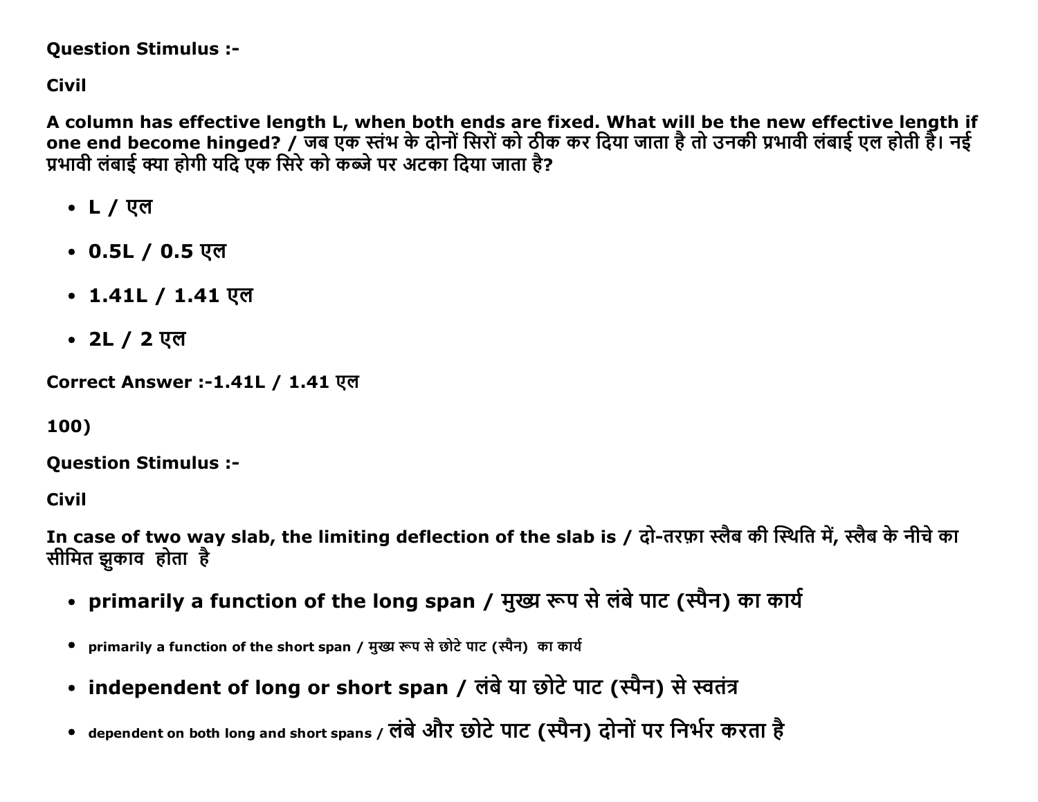**Question Stimulus :-**

**Civil**

**A column has effective length L, when both ends are fixed. What will be the new effective length if one end become hinged? / जब एक स्तंभ के दोनों सिरों को ठीक कर दिया जाता है तो उनकी प्रभावी लंबाई एल होती है। नई प्रभावी लंबाई क्या होगी यदि एक सिरे को कब्जे पर अटका दिया जाता है?**

- **L / एल**
- **0.5L / 0.5 एल**
- **1.41L / 1.41 एल**
- **2L / 2 एल**

**Correct Answer :-1.41L / 1.41 एल**

**100)**

**Question Stimulus :-**

**Civil**

**In case of two way slab, the limiting deflection of the slab is / दो-तरफ़ा स्लैब की स्थिति में, स्लैब के नीचे का सीमित झुकाव होता है**

- **primarily a function of the long span / मुख्य रूप से लंबे पाट (स्पैन) का कार्य**
- **primarily a function of the short span / मुख्य रूप से छोटे पाट (स्पैन) का कार्य**
- **independent of long or short span / लंबे या छोटे पाट (स्पैन) से स्वतंत्र**
- **dependent on both long and short spans / लंबे और छोटे पाट (स्पैन) दोनों पर निर्भर करता है**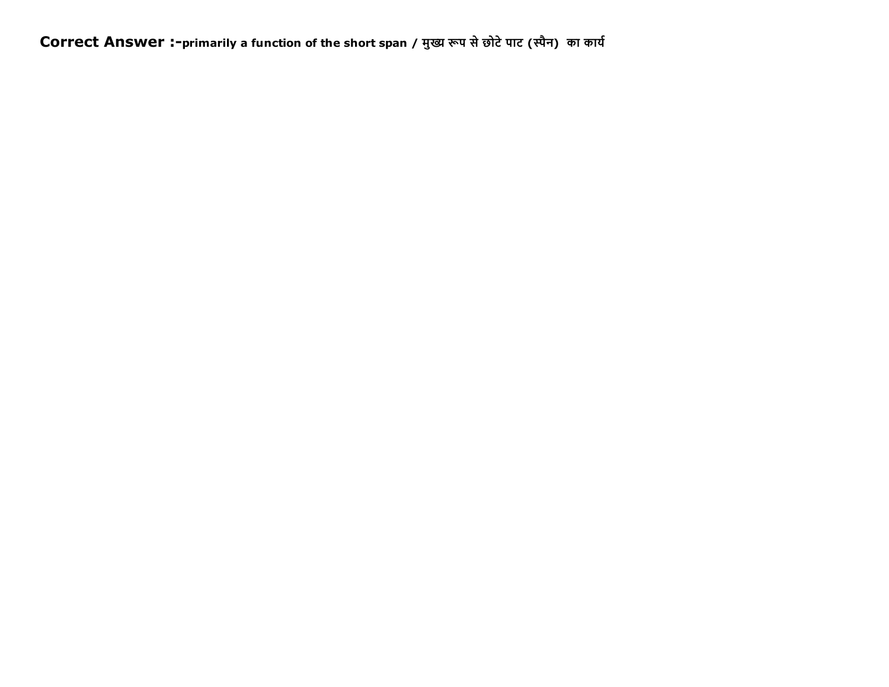**Correct Answer :-**primarily a function of the short span / मुख्य रूप से छोटे पाट (स्पैन)  का कार्य